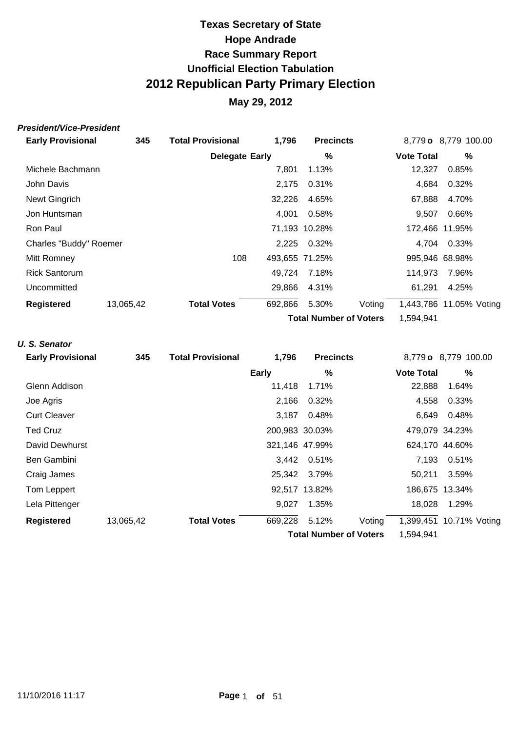# Texas Secretary of State
# Hope Andrade
# Race Summary Report
# Unofficial Election Tabulation
# 2012 Republican Party Primary Election

## May 29, 2012

### *President/Vice-President*

| Early Provisional | 345 | Total Provisional | 1,796 | Precincts | | 8,779 o | 8,779 100.00 |
|---|---|---|---|---|---|---|---|
| | | Delegate | Early | % | | Vote Total | % |
| Michele Bachmann | | | 7,801 | 1.13% | | 12,327 | 0.85% |
| John Davis | | | 2,175 | 0.31% | | 4,684 | 0.32% |
| Newt Gingrich | | | 32,226 | 4.65% | | 67,888 | 4.70% |
| Jon Huntsman | | | 4,001 | 0.58% | | 9,507 | 0.66% |
| Ron Paul | | | 71,193 | 10.28% | | 172,466 | 11.95% |
| Charles "Buddy" Roemer | | | 2,225 | 0.32% | | 4,704 | 0.33% |
| Mitt Romney | | 108 | 493,655 | 71.25% | | 995,946 | 68.98% |
| Rick Santorum | | | 49,724 | 7.18% | | 114,973 | 7.96% |
| Uncommitted | | | 29,866 | 4.31% | | 61,291 | 4.25% |
| **Registered** | 13,065,42 | **Total Votes** | 692,866 | 5.30% | Voting | 1,443,786 | 11.05% Voting |
| | | | | **Total Number of Voters** | | 1,594,941 | |

### *U. S. Senator*

| Early Provisional | 345 | Total Provisional | 1,796 | Precincts | | 8,779 o | 8,779 100.00 |
|---|---|---|---|---|---|---|---|
| | | | Early | % | | Vote Total | % |
| Glenn Addison | | | 11,418 | 1.71% | | 22,888 | 1.64% |
| Joe Agris | | | 2,166 | 0.32% | | 4,558 | 0.33% |
| Curt Cleaver | | | 3,187 | 0.48% | | 6,649 | 0.48% |
| Ted Cruz | | | 200,983 | 30.03% | | 479,079 | 34.23% |
| David Dewhurst | | | 321,146 | 47.99% | | 624,170 | 44.60% |
| Ben Gambini | | | 3,442 | 0.51% | | 7,193 | 0.51% |
| Craig James | | | 25,342 | 3.79% | | 50,211 | 3.59% |
| Tom Leppert | | | 92,517 | 13.82% | | 186,675 | 13.34% |
| Lela Pittenger | | | 9,027 | 1.35% | | 18,028 | 1.29% |
| **Registered** | 13,065,42 | **Total Votes** | 669,228 | 5.12% | Voting | 1,399,451 | 10.71% Voting |
| | | | | **Total Number of Voters** | | 1,594,941 | |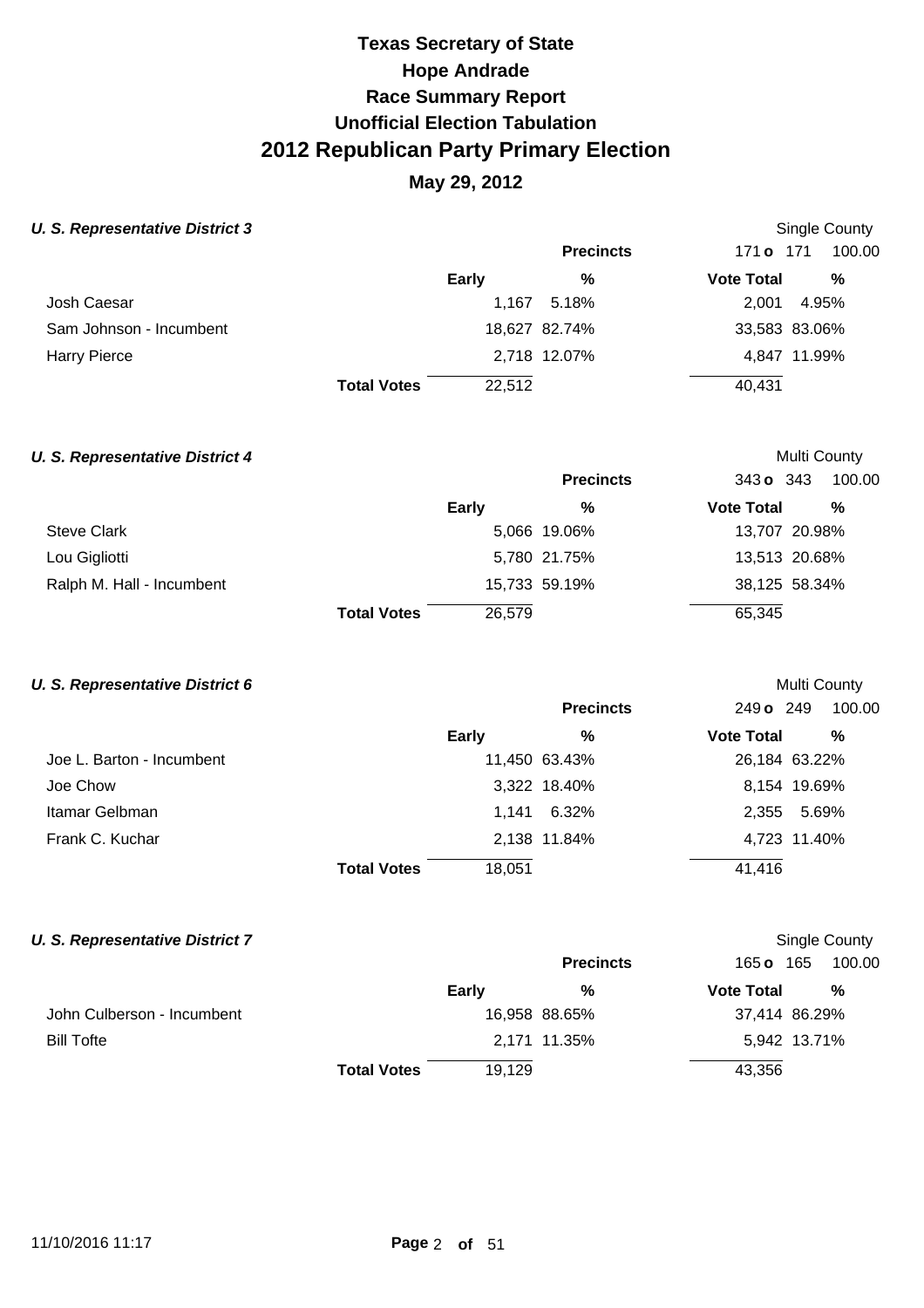# Texas Secretary of State
# Hope Andrade
# Race Summary Report
# Unofficial Election Tabulation
# 2012 Republican Party Primary Election
## May 29, 2012

### *U. S. Representative District 3*

Single County

Precincts: 171 o 171 100.00

| | Early | % | Vote Total | % |
|---|---|---|---|---|
| Josh Caesar | 1,167 | 5.18% | 2,001 | 4.95% |
| Sam Johnson - Incumbent | 18,627 | 82.74% | 33,583 | 83.06% |
| Harry Pierce | 2,718 | 12.07% | 4,847 | 11.99% |
| **Total Votes** | 22,512 | | 40,431 | |

### *U. S. Representative District 4*

Multi County

Precincts: 343 o 343 100.00

| | Early | % | Vote Total | % |
|---|---|---|---|---|
| Steve Clark | 5,066 | 19.06% | 13,707 | 20.98% |
| Lou Gigliotti | 5,780 | 21.75% | 13,513 | 20.68% |
| Ralph M. Hall - Incumbent | 15,733 | 59.19% | 38,125 | 58.34% |
| **Total Votes** | 26,579 | | 65,345 | |

### *U. S. Representative District 6*

Multi County

Precincts: 249 o 249 100.00

| | Early | % | Vote Total | % |
|---|---|---|---|---|
| Joe L. Barton - Incumbent | 11,450 | 63.43% | 26,184 | 63.22% |
| Joe Chow | 3,322 | 18.40% | 8,154 | 19.69% |
| Itamar Gelbman | 1,141 | 6.32% | 2,355 | 5.69% |
| Frank C. Kuchar | 2,138 | 11.84% | 4,723 | 11.40% |
| **Total Votes** | 18,051 | | 41,416 | |

### *U. S. Representative District 7*

Single County

Precincts: 165 o 165 100.00

| | Early | % | Vote Total | % |
|---|---|---|---|---|
| John Culberson - Incumbent | 16,958 | 88.65% | 37,414 | 86.29% |
| Bill Tofte | 2,171 | 11.35% | 5,942 | 13.71% |
| **Total Votes** | 19,129 | | 43,356 | |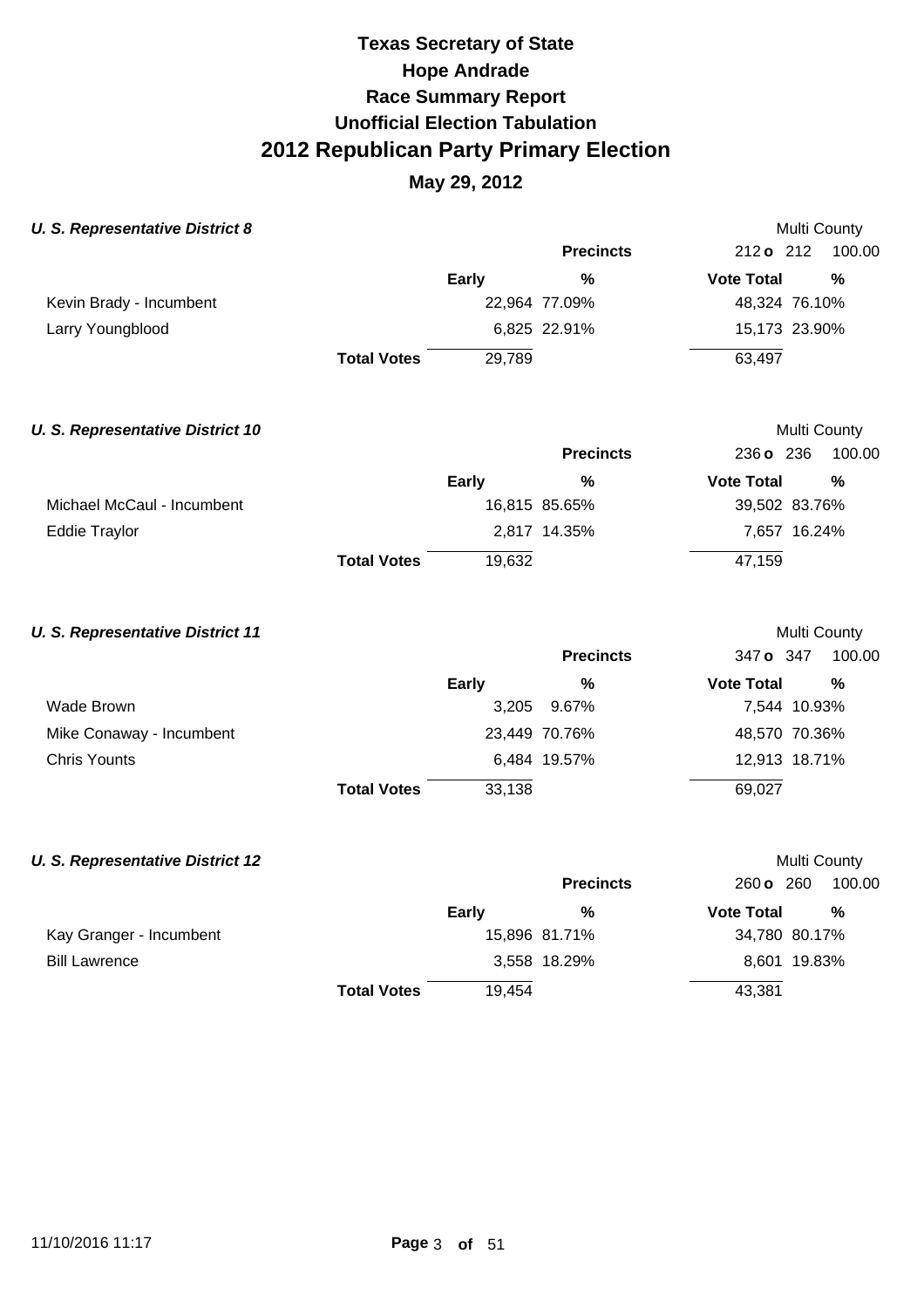# Texas Secretary of State
## Hope Andrade
## Race Summary Report
## Unofficial Election Tabulation
## 2012 Republican Party Primary Election
### May 29, 2012

**U. S. Representative District 8** — Multi County

Precincts: 212 o 212 — 100.00

| | Early | % | Vote Total | % |
|---|---|---|---|---|
| Kevin Brady - Incumbent | 22,964 | 77.09% | 48,324 | 76.10% |
| Larry Youngblood | 6,825 | 22.91% | 15,173 | 23.90% |
| **Total Votes** | 29,789 | | 63,497 | |

**U. S. Representative District 10** — Multi County

Precincts: 236 o 236 — 100.00

| | Early | % | Vote Total | % |
|---|---|---|---|---|
| Michael McCaul - Incumbent | 16,815 | 85.65% | 39,502 | 83.76% |
| Eddie Traylor | 2,817 | 14.35% | 7,657 | 16.24% |
| **Total Votes** | 19,632 | | 47,159 | |

**U. S. Representative District 11** — Multi County

Precincts: 347 o 347 — 100.00

| | Early | % | Vote Total | % |
|---|---|---|---|---|
| Wade Brown | 3,205 | 9.67% | 7,544 | 10.93% |
| Mike Conaway - Incumbent | 23,449 | 70.76% | 48,570 | 70.36% |
| Chris Younts | 6,484 | 19.57% | 12,913 | 18.71% |
| **Total Votes** | 33,138 | | 69,027 | |

**U. S. Representative District 12** — Multi County

Precincts: 260 o 260 — 100.00

| | Early | % | Vote Total | % |
|---|---|---|---|---|
| Kay Granger - Incumbent | 15,896 | 81.71% | 34,780 | 80.17% |
| Bill Lawrence | 3,558 | 18.29% | 8,601 | 19.83% |
| **Total Votes** | 19,454 | | 43,381 | |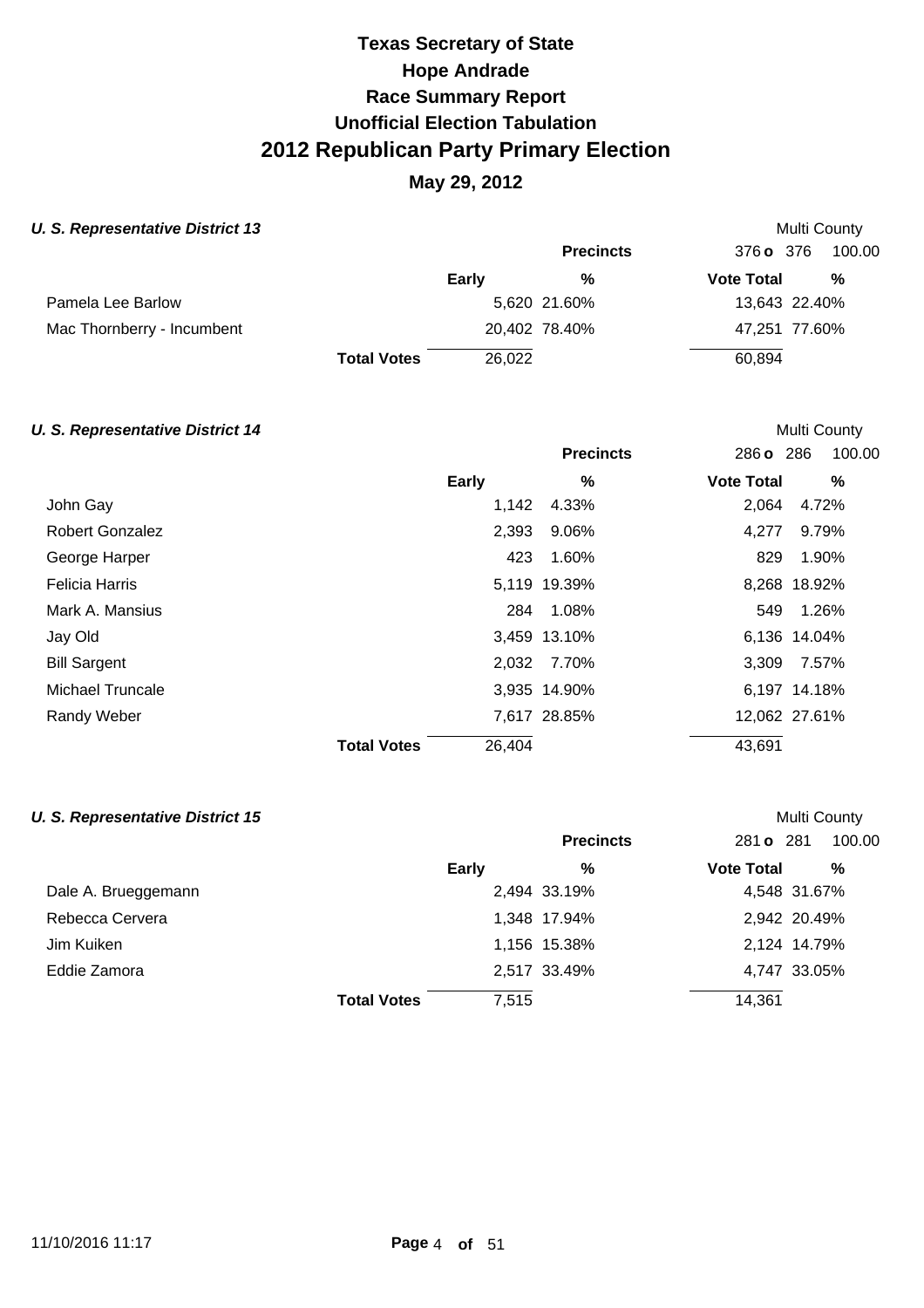# Texas Secretary of State
# Hope Andrade
# Race Summary Report
# Unofficial Election Tabulation
# 2012 Republican Party Primary Election
## May 29, 2012

### *U. S. Representative District 13*

Multi County

| | Early | % | Vote Total | % |
|---|---|---|---|---|
| | | **Precincts** | 376 **o** 376 | 100.00 |
| Pamela Lee Barlow | 5,620 | 21.60% | 13,643 | 22.40% |
| Mac Thornberry - Incumbent | 20,402 | 78.40% | 47,251 | 77.60% |
| **Total Votes** | 26,022 | | 60,894 | |

### *U. S. Representative District 14*

Multi County

| | Early | % | Vote Total | % |
|---|---|---|---|---|
| | | **Precincts** | 286 **o** 286 | 100.00 |
| John Gay | 1,142 | 4.33% | 2,064 | 4.72% |
| Robert Gonzalez | 2,393 | 9.06% | 4,277 | 9.79% |
| George Harper | 423 | 1.60% | 829 | 1.90% |
| Felicia Harris | 5,119 | 19.39% | 8,268 | 18.92% |
| Mark A. Mansius | 284 | 1.08% | 549 | 1.26% |
| Jay Old | 3,459 | 13.10% | 6,136 | 14.04% |
| Bill Sargent | 2,032 | 7.70% | 3,309 | 7.57% |
| Michael Truncale | 3,935 | 14.90% | 6,197 | 14.18% |
| Randy Weber | 7,617 | 28.85% | 12,062 | 27.61% |
| **Total Votes** | 26,404 | | 43,691 | |

### *U. S. Representative District 15*

Multi County

| | Early | % | Vote Total | % |
|---|---|---|---|---|
| | | **Precincts** | 281 **o** 281 | 100.00 |
| Dale A. Brueggemann | 2,494 | 33.19% | 4,548 | 31.67% |
| Rebecca Cervera | 1,348 | 17.94% | 2,942 | 20.49% |
| Jim Kuiken | 1,156 | 15.38% | 2,124 | 14.79% |
| Eddie Zamora | 2,517 | 33.49% | 4,747 | 33.05% |
| **Total Votes** | 7,515 | | 14,361 | |

11/10/2016 11:17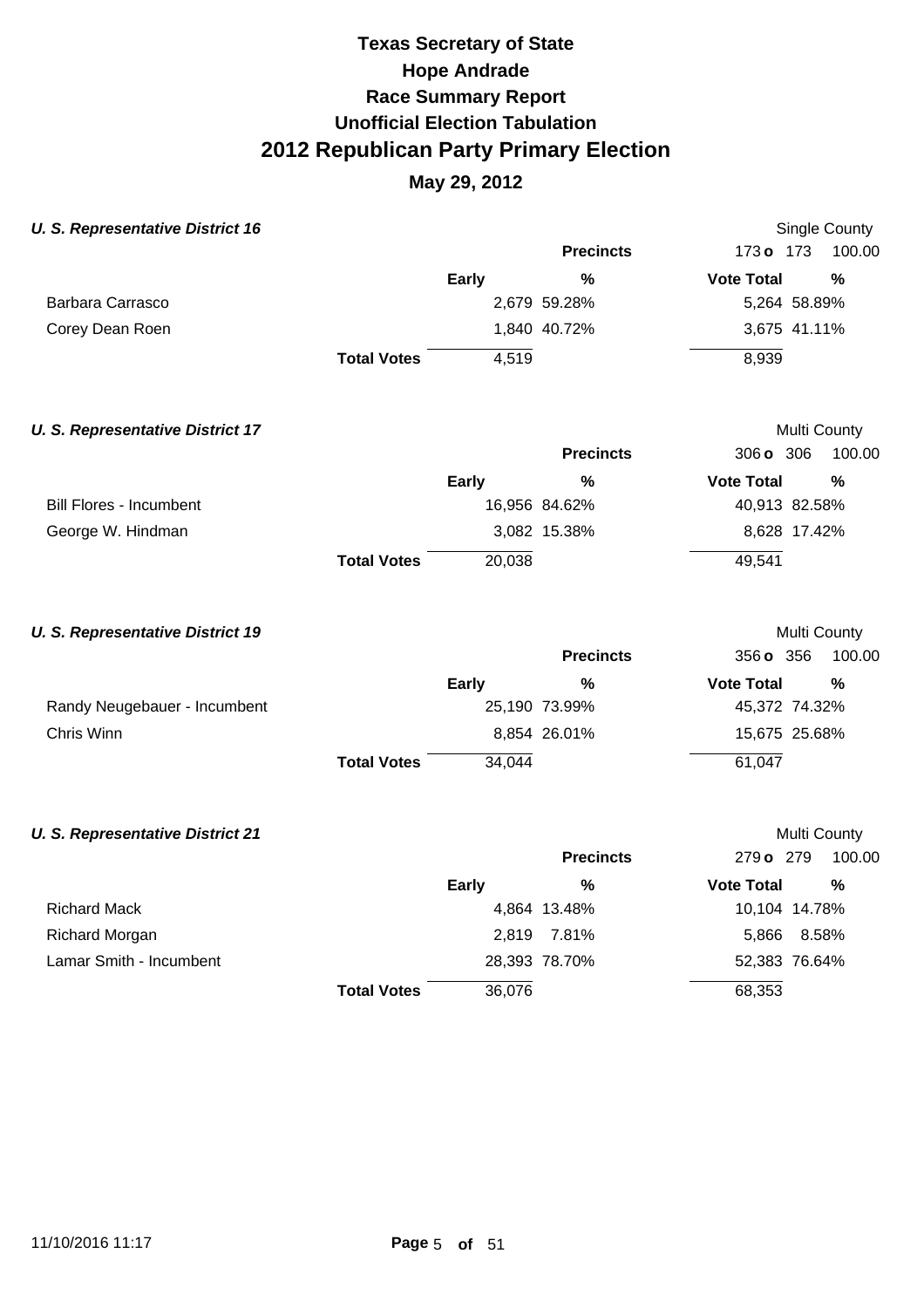# Texas Secretary of State
# Hope Andrade
# Race Summary Report
# Unofficial Election Tabulation
# 2012 Republican Party Primary Election

## May 29, 2012

### *U. S. Representative District 16*

Single County

| | Early | % | Vote Total | % |
|---|---|---|---|---|
| Precincts | | | 173 o 173 | 100.00 |
| Barbara Carrasco | 2,679 | 59.28% | 5,264 | 58.89% |
| Corey Dean Roen | 1,840 | 40.72% | 3,675 | 41.11% |
| **Total Votes** | 4,519 | | 8,939 | |

### *U. S. Representative District 17*

Multi County

| | Early | % | Vote Total | % |
|---|---|---|---|---|
| Precincts | | | 306 o 306 | 100.00 |
| Bill Flores - Incumbent | 16,956 | 84.62% | 40,913 | 82.58% |
| George W. Hindman | 3,082 | 15.38% | 8,628 | 17.42% |
| **Total Votes** | 20,038 | | 49,541 | |

### *U. S. Representative District 19*

Multi County

| | Early | % | Vote Total | % |
|---|---|---|---|---|
| Precincts | | | 356 o 356 | 100.00 |
| Randy Neugebauer - Incumbent | 25,190 | 73.99% | 45,372 | 74.32% |
| Chris Winn | 8,854 | 26.01% | 15,675 | 25.68% |
| **Total Votes** | 34,044 | | 61,047 | |

### *U. S. Representative District 21*

Multi County

| | Early | % | Vote Total | % |
|---|---|---|---|---|
| Precincts | | | 279 o 279 | 100.00 |
| Richard Mack | 4,864 | 13.48% | 10,104 | 14.78% |
| Richard Morgan | 2,819 | 7.81% | 5,866 | 8.58% |
| Lamar Smith - Incumbent | 28,393 | 78.70% | 52,383 | 76.64% |
| **Total Votes** | 36,076 | | 68,353 | |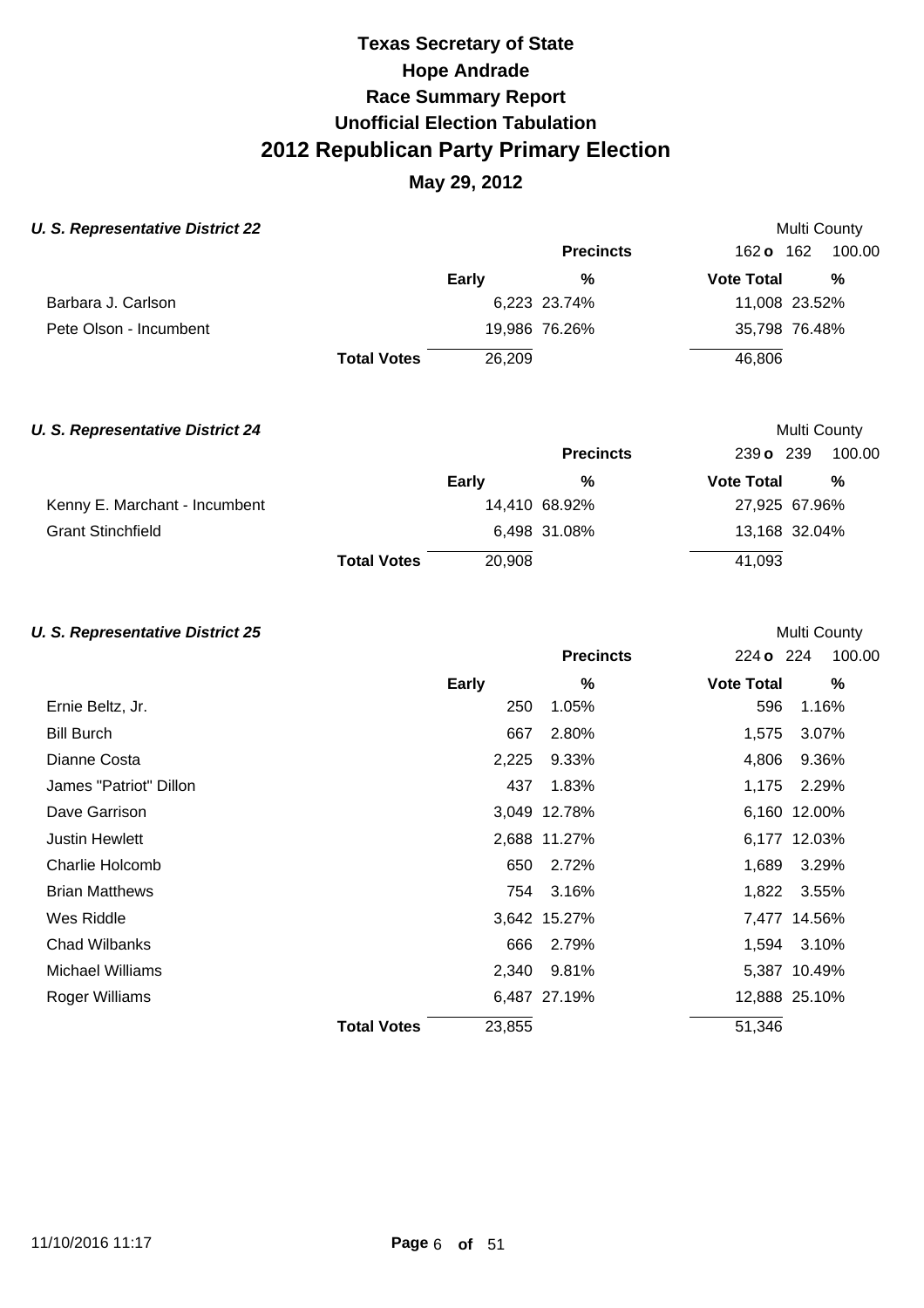# Texas Secretary of State
# Hope Andrade
# Race Summary Report
# Unofficial Election Tabulation
# 2012 Republican Party Primary Election

## May 29, 2012

### *U. S. Representative District 22*

Multi County

| | Early | % | Vote Total | % |
|---|---|---|---|---|
| | | **Precincts** | 162 **o** 162 | 100.00 |
| Barbara J. Carlson | 6,223 | 23.74% | 11,008 | 23.52% |
| Pete Olson - Incumbent | 19,986 | 76.26% | 35,798 | 76.48% |
| **Total Votes** | 26,209 | | 46,806 | |

### *U. S. Representative District 24*

Multi County

| | Early | % | Vote Total | % |
|---|---|---|---|---|
| | | **Precincts** | 239 **o** 239 | 100.00 |
| Kenny E. Marchant - Incumbent | 14,410 | 68.92% | 27,925 | 67.96% |
| Grant Stinchfield | 6,498 | 31.08% | 13,168 | 32.04% |
| **Total Votes** | 20,908 | | 41,093 | |

### *U. S. Representative District 25*

Multi County

| | Early | % | Vote Total | % |
|---|---|---|---|---|
| | | **Precincts** | 224 **o** 224 | 100.00 |
| Ernie Beltz, Jr. | 250 | 1.05% | 596 | 1.16% |
| Bill Burch | 667 | 2.80% | 1,575 | 3.07% |
| Dianne Costa | 2,225 | 9.33% | 4,806 | 9.36% |
| James "Patriot" Dillon | 437 | 1.83% | 1,175 | 2.29% |
| Dave Garrison | 3,049 | 12.78% | 6,160 | 12.00% |
| Justin Hewlett | 2,688 | 11.27% | 6,177 | 12.03% |
| Charlie Holcomb | 650 | 2.72% | 1,689 | 3.29% |
| Brian Matthews | 754 | 3.16% | 1,822 | 3.55% |
| Wes Riddle | 3,642 | 15.27% | 7,477 | 14.56% |
| Chad Wilbanks | 666 | 2.79% | 1,594 | 3.10% |
| Michael Williams | 2,340 | 9.81% | 5,387 | 10.49% |
| Roger Williams | 6,487 | 27.19% | 12,888 | 25.10% |
| **Total Votes** | 23,855 | | 51,346 | |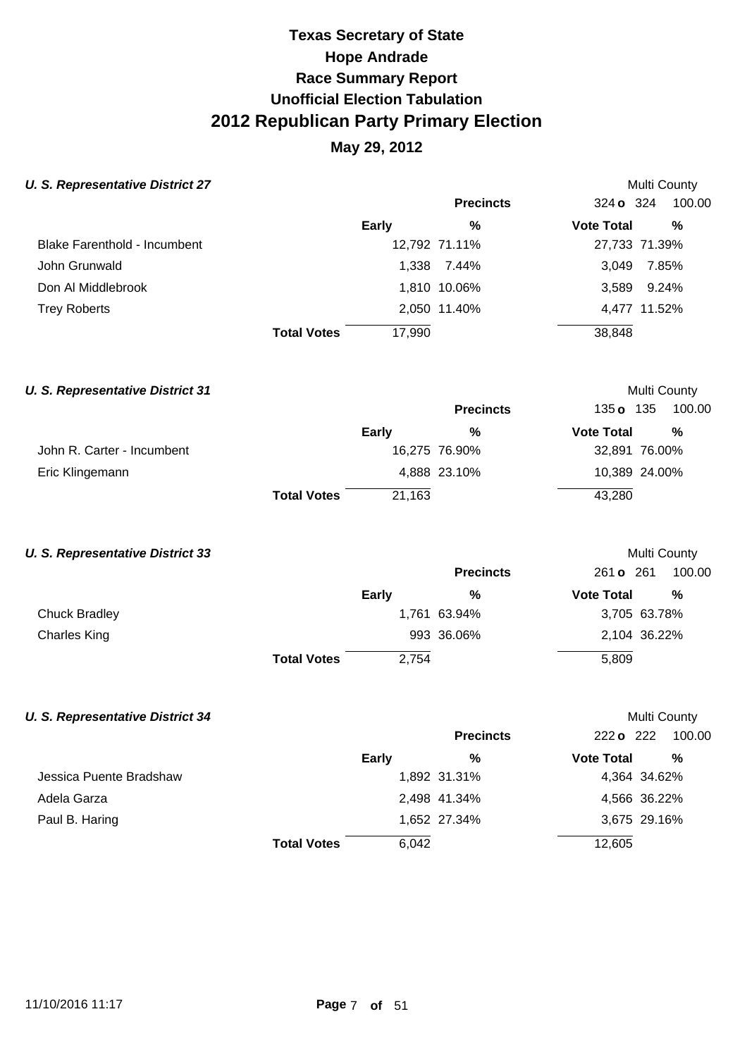# Texas Secretary of State
# Hope Andrade
# Race Summary Report
# Unofficial Election Tabulation
# 2012 Republican Party Primary Election
## May 29, 2012

### *U. S. Representative District 27*

Multi County

Precincts: 324 o 324 100.00

| | Early | % | Vote Total | % |
|---|---|---|---|---|
| Blake Farenthold - Incumbent | 12,792 | 71.11% | 27,733 | 71.39% |
| John Grunwald | 1,338 | 7.44% | 3,049 | 7.85% |
| Don Al Middlebrook | 1,810 | 10.06% | 3,589 | 9.24% |
| Trey Roberts | 2,050 | 11.40% | 4,477 | 11.52% |
| **Total Votes** | 17,990 | | 38,848 | |

### *U. S. Representative District 31*

Multi County

Precincts: 135 o 135 100.00

| | Early | % | Vote Total | % |
|---|---|---|---|---|
| John R. Carter - Incumbent | 16,275 | 76.90% | 32,891 | 76.00% |
| Eric Klingemann | 4,888 | 23.10% | 10,389 | 24.00% |
| **Total Votes** | 21,163 | | 43,280 | |

### *U. S. Representative District 33*

Multi County

Precincts: 261 o 261 100.00

| | Early | % | Vote Total | % |
|---|---|---|---|---|
| Chuck Bradley | 1,761 | 63.94% | 3,705 | 63.78% |
| Charles King | 993 | 36.06% | 2,104 | 36.22% |
| **Total Votes** | 2,754 | | 5,809 | |

### *U. S. Representative District 34*

Multi County

Precincts: 222 o 222 100.00

| | Early | % | Vote Total | % |
|---|---|---|---|---|
| Jessica Puente Bradshaw | 1,892 | 31.31% | 4,364 | 34.62% |
| Adela Garza | 2,498 | 41.34% | 4,566 | 36.22% |
| Paul B. Haring | 1,652 | 27.34% | 3,675 | 29.16% |
| **Total Votes** | 6,042 | | 12,605 | |

11/10/2016 11:17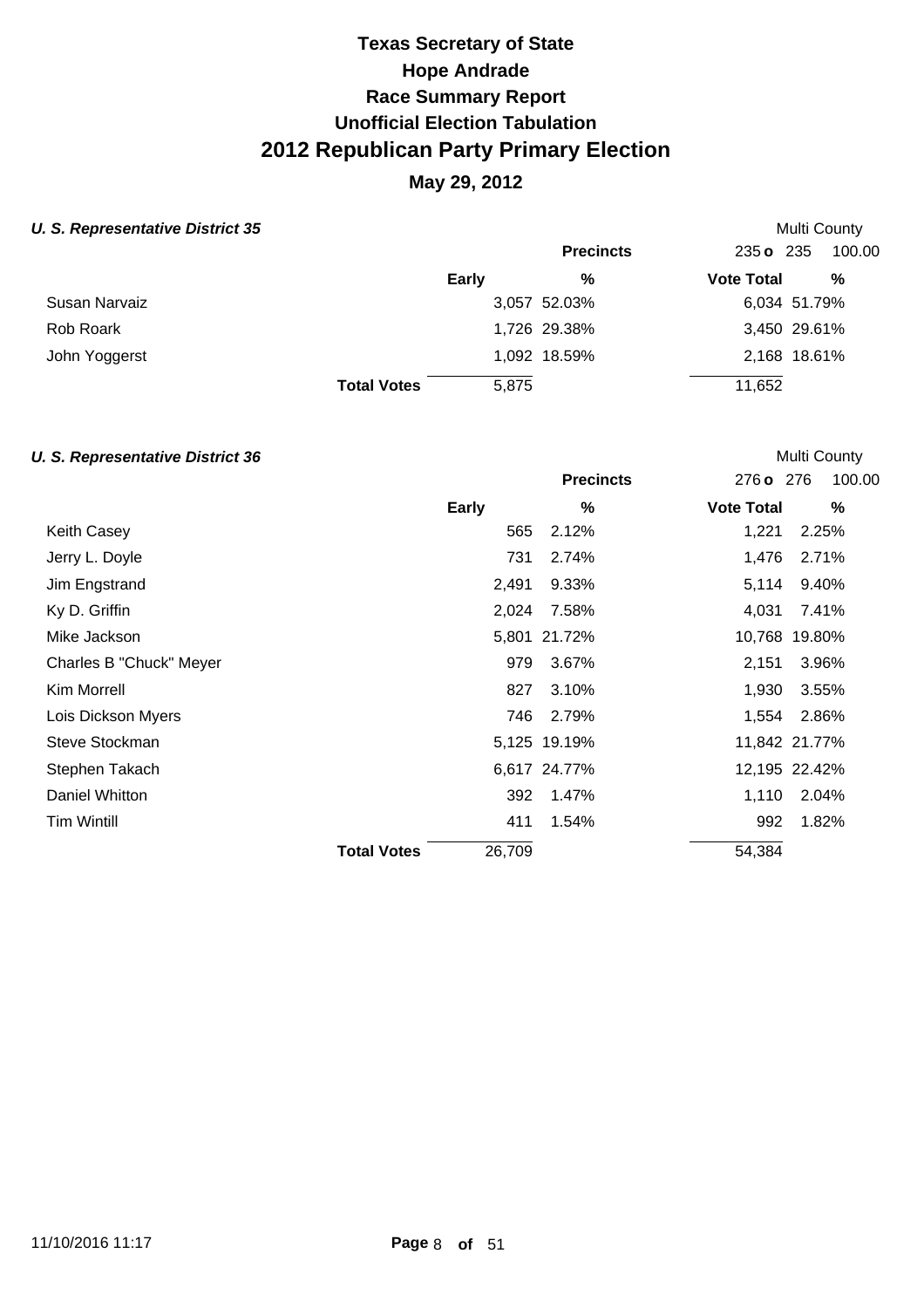# Texas Secretary of State

## Hope Andrade

## Race Summary Report

## Unofficial Election Tabulation

# 2012 Republican Party Primary Election

## May 29, 2012

### *U. S. Representative District 35*

Multi County

| | | Precincts | 235 o 235 | 100.00 |
|---|---|---|---|---|
| | Early | % | Vote Total | % |
| Susan Narvaiz | 3,057 | 52.03% | 6,034 | 51.79% |
| Rob Roark | 1,726 | 29.38% | 3,450 | 29.61% |
| John Yoggerst | 1,092 | 18.59% | 2,168 | 18.61% |
| **Total Votes** | 5,875 | | 11,652 | |

### *U. S. Representative District 36*

Multi County

| | | Precincts | 276 o 276 | 100.00 |
|---|---|---|---|---|
| | Early | % | Vote Total | % |
| Keith Casey | 565 | 2.12% | 1,221 | 2.25% |
| Jerry L. Doyle | 731 | 2.74% | 1,476 | 2.71% |
| Jim Engstrand | 2,491 | 9.33% | 5,114 | 9.40% |
| Ky D. Griffin | 2,024 | 7.58% | 4,031 | 7.41% |
| Mike Jackson | 5,801 | 21.72% | 10,768 | 19.80% |
| Charles B "Chuck" Meyer | 979 | 3.67% | 2,151 | 3.96% |
| Kim Morrell | 827 | 3.10% | 1,930 | 3.55% |
| Lois Dickson Myers | 746 | 2.79% | 1,554 | 2.86% |
| Steve Stockman | 5,125 | 19.19% | 11,842 | 21.77% |
| Stephen Takach | 6,617 | 24.77% | 12,195 | 22.42% |
| Daniel Whitton | 392 | 1.47% | 1,110 | 2.04% |
| Tim Wintill | 411 | 1.54% | 992 | 1.82% |
| **Total Votes** | 26,709 | | 54,384 | |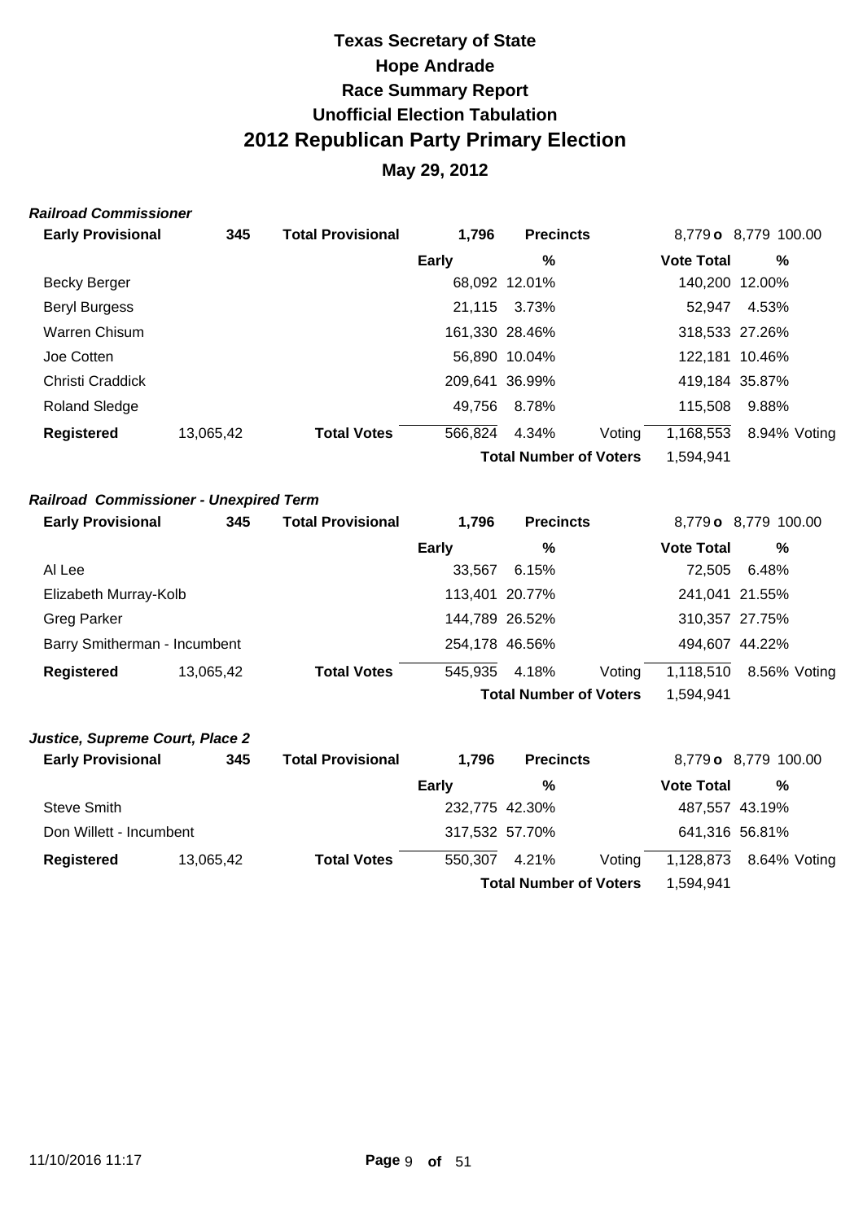# Texas Secretary of State
# Hope Andrade
# Race Summary Report
# Unofficial Election Tabulation
# 2012 Republican Party Primary Election
## May 29, 2012

***Railroad Commissioner***

| **Early Provisional** | **345** | **Total Provisional** | **1,796** | **Precincts** | | 8,779 **o** 8,779 | 100.00 |
|---|---|---|---|---|---|---|---|
| | | | **Early** | **%** | | **Vote Total** | **%** |
| Becky Berger | | | 68,092 | 12.01% | | 140,200 | 12.00% |
| Beryl Burgess | | | 21,115 | 3.73% | | 52,947 | 4.53% |
| Warren Chisum | | | 161,330 | 28.46% | | 318,533 | 27.26% |
| Joe Cotten | | | 56,890 | 10.04% | | 122,181 | 10.46% |
| Christi Craddick | | | 209,641 | 36.99% | | 419,184 | 35.87% |
| Roland Sledge | | | 49,756 | 8.78% | | 115,508 | 9.88% |
| **Registered** | 13,065,42 | **Total Votes** | 566,824 | 4.34% | Voting | 1,168,553 | 8.94% Voting |
| | | | | **Total Number of Voters** | | 1,594,941 | |

***Railroad Commissioner - Unexpired Term***

| **Early Provisional** | **345** | **Total Provisional** | **1,796** | **Precincts** | | 8,779 **o** 8,779 | 100.00 |
|---|---|---|---|---|---|---|---|
| | | | **Early** | **%** | | **Vote Total** | **%** |
| Al Lee | | | 33,567 | 6.15% | | 72,505 | 6.48% |
| Elizabeth Murray-Kolb | | | 113,401 | 20.77% | | 241,041 | 21.55% |
| Greg Parker | | | 144,789 | 26.52% | | 310,357 | 27.75% |
| Barry Smitherman - Incumbent | | | 254,178 | 46.56% | | 494,607 | 44.22% |
| **Registered** | 13,065,42 | **Total Votes** | 545,935 | 4.18% | Voting | 1,118,510 | 8.56% Voting |
| | | | | **Total Number of Voters** | | 1,594,941 | |

***Justice, Supreme Court, Place 2***

| **Early Provisional** | **345** | **Total Provisional** | **1,796** | **Precincts** | | 8,779 **o** 8,779 | 100.00 |
|---|---|---|---|---|---|---|---|
| | | | **Early** | **%** | | **Vote Total** | **%** |
| Steve Smith | | | 232,775 | 42.30% | | 487,557 | 43.19% |
| Don Willett - Incumbent | | | 317,532 | 57.70% | | 641,316 | 56.81% |
| **Registered** | 13,065,42 | **Total Votes** | 550,307 | 4.21% | Voting | 1,128,873 | 8.64% Voting |
| | | | | **Total Number of Voters** | | 1,594,941 | |

11/10/2016 11:17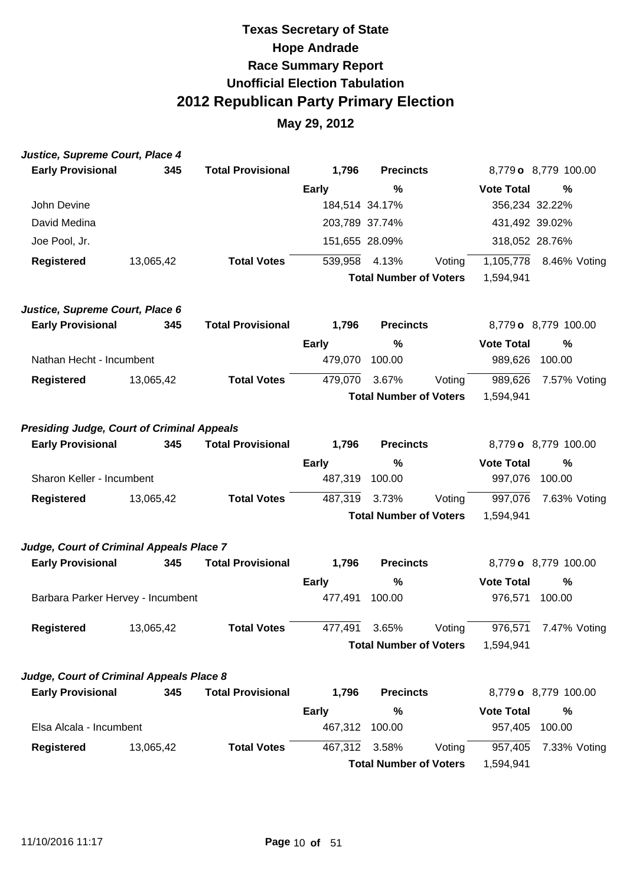# Texas Secretary of State
# Hope Andrade
# Race Summary Report
# Unofficial Election Tabulation
# 2012 Republican Party Primary Election
## May 29, 2012

### *Justice, Supreme Court, Place 4*

| **Early Provisional** | **345** | **Total Provisional** | **1,796** | **Precincts** | | 8,779 **o** 8,779 100.00 | |
|---|---|---|---|---|---|---|---|
| | | | **Early** | **%** | | **Vote Total** | **%** |
| John Devine | | | 184,514 | 34.17% | | 356,234 | 32.22% |
| David Medina | | | 203,789 | 37.74% | | 431,492 | 39.02% |
| Joe Pool, Jr. | | | 151,655 | 28.09% | | 318,052 | 28.76% |
| **Registered** | 13,065,42 | **Total Votes** | 539,958 | 4.13% | Voting | 1,105,778 | 8.46% Voting |
| | | | | **Total Number of Voters** | | 1,594,941 | |

### *Justice, Supreme Court, Place 6*

| **Early Provisional** | **345** | **Total Provisional** | **1,796** | **Precincts** | | 8,779 **o** 8,779 100.00 | |
|---|---|---|---|---|---|---|---|
| | | | **Early** | **%** | | **Vote Total** | **%** |
| Nathan Hecht - Incumbent | | | 479,070 | 100.00 | | 989,626 | 100.00 |
| **Registered** | 13,065,42 | **Total Votes** | 479,070 | 3.67% | Voting | 989,626 | 7.57% Voting |
| | | | | **Total Number of Voters** | | 1,594,941 | |

### *Presiding Judge, Court of Criminal Appeals*

| **Early Provisional** | **345** | **Total Provisional** | **1,796** | **Precincts** | | 8,779 **o** 8,779 100.00 | |
|---|---|---|---|---|---|---|---|
| | | | **Early** | **%** | | **Vote Total** | **%** |
| Sharon Keller - Incumbent | | | 487,319 | 100.00 | | 997,076 | 100.00 |
| **Registered** | 13,065,42 | **Total Votes** | 487,319 | 3.73% | Voting | 997,076 | 7.63% Voting |
| | | | | **Total Number of Voters** | | 1,594,941 | |

### *Judge, Court of Criminal Appeals Place 7*

| **Early Provisional** | **345** | **Total Provisional** | **1,796** | **Precincts** | | 8,779 **o** 8,779 100.00 | |
|---|---|---|---|---|---|---|---|
| | | | **Early** | **%** | | **Vote Total** | **%** |
| Barbara Parker Hervey - Incumbent | | | 477,491 | 100.00 | | 976,571 | 100.00 |
| **Registered** | 13,065,42 | **Total Votes** | 477,491 | 3.65% | Voting | 976,571 | 7.47% Voting |
| | | | | **Total Number of Voters** | | 1,594,941 | |

### *Judge, Court of Criminal Appeals Place 8*

| **Early Provisional** | **345** | **Total Provisional** | **1,796** | **Precincts** | | 8,779 **o** 8,779 100.00 | |
|---|---|---|---|---|---|---|---|
| | | | **Early** | **%** | | **Vote Total** | **%** |
| Elsa Alcala - Incumbent | | | 467,312 | 100.00 | | 957,405 | 100.00 |
| **Registered** | 13,065,42 | **Total Votes** | 467,312 | 3.58% | Voting | 957,405 | 7.33% Voting |
| | | | | **Total Number of Voters** | | 1,594,941 | |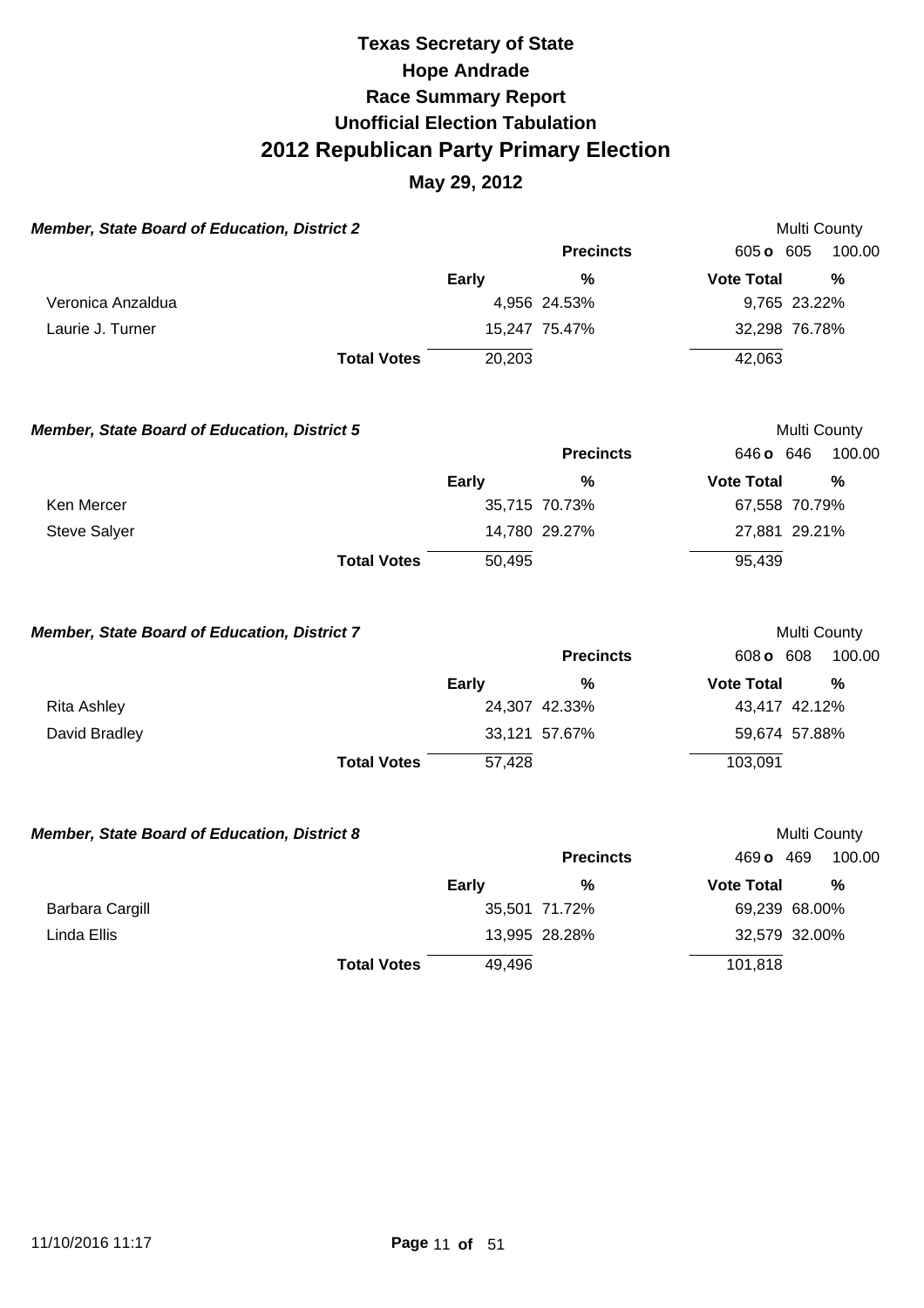# Texas Secretary of State
# Hope Andrade
# Race Summary Report
# Unofficial Election Tabulation
# 2012 Republican Party Primary Election

## May 29, 2012

### *Member, State Board of Education, District 2*

Multi County

| | Early | % | Vote Total | % |
|---|---|---|---|---|
| | | **Precincts** | 605 **o** 605 | 100.00 |
| Veronica Anzaldua | 4,956 | 24.53% | 9,765 | 23.22% |
| Laurie J. Turner | 15,247 | 75.47% | 32,298 | 76.78% |
| **Total Votes** | 20,203 | | 42,063 | |

### *Member, State Board of Education, District 5*

Multi County

| | Early | % | Vote Total | % |
|---|---|---|---|---|
| | | **Precincts** | 646 **o** 646 | 100.00 |
| Ken Mercer | 35,715 | 70.73% | 67,558 | 70.79% |
| Steve Salyer | 14,780 | 29.27% | 27,881 | 29.21% |
| **Total Votes** | 50,495 | | 95,439 | |

### *Member, State Board of Education, District 7*

Multi County

| | Early | % | Vote Total | % |
|---|---|---|---|---|
| | | **Precincts** | 608 **o** 608 | 100.00 |
| Rita Ashley | 24,307 | 42.33% | 43,417 | 42.12% |
| David Bradley | 33,121 | 57.67% | 59,674 | 57.88% |
| **Total Votes** | 57,428 | | 103,091 | |

### *Member, State Board of Education, District 8*

Multi County

| | Early | % | Vote Total | % |
|---|---|---|---|---|
| | | **Precincts** | 469 **o** 469 | 100.00 |
| Barbara Cargill | 35,501 | 71.72% | 69,239 | 68.00% |
| Linda Ellis | 13,995 | 28.28% | 32,579 | 32.00% |
| **Total Votes** | 49,496 | | 101,818 | |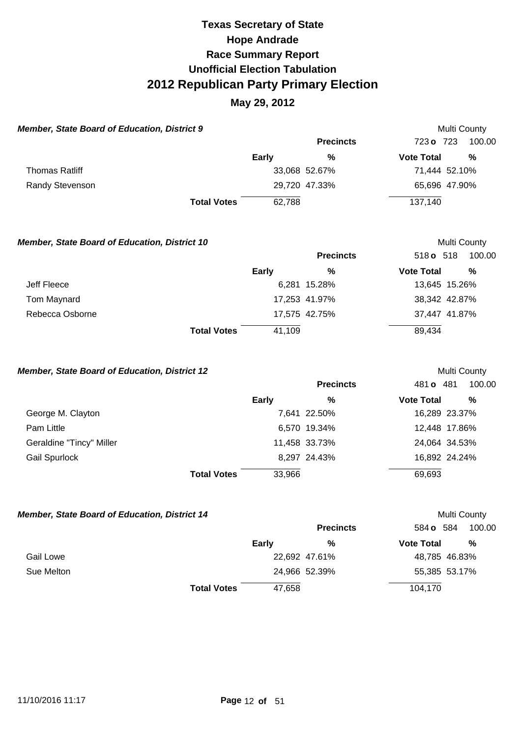# Texas Secretary of State
# Hope Andrade
# Race Summary Report
# Unofficial Election Tabulation
# 2012 Republican Party Primary Election
## May 29, 2012

### *Member, State Board of Education, District 9*

Multi County

Precincts: 723 o 723 100.00

| | Early | % | Vote Total | % |
|---|---|---|---|---|
| Thomas Ratliff | 33,068 | 52.67% | 71,444 | 52.10% |
| Randy Stevenson | 29,720 | 47.33% | 65,696 | 47.90% |
| **Total Votes** | 62,788 | | 137,140 | |

### *Member, State Board of Education, District 10*

Multi County

Precincts: 518 o 518 100.00

| | Early | % | Vote Total | % |
|---|---|---|---|---|
| Jeff Fleece | 6,281 | 15.28% | 13,645 | 15.26% |
| Tom Maynard | 17,253 | 41.97% | 38,342 | 42.87% |
| Rebecca Osborne | 17,575 | 42.75% | 37,447 | 41.87% |
| **Total Votes** | 41,109 | | 89,434 | |

### *Member, State Board of Education, District 12*

Multi County

Precincts: 481 o 481 100.00

| | Early | % | Vote Total | % |
|---|---|---|---|---|
| George M. Clayton | 7,641 | 22.50% | 16,289 | 23.37% |
| Pam Little | 6,570 | 19.34% | 12,448 | 17.86% |
| Geraldine "Tincy" Miller | 11,458 | 33.73% | 24,064 | 34.53% |
| Gail Spurlock | 8,297 | 24.43% | 16,892 | 24.24% |
| **Total Votes** | 33,966 | | 69,693 | |

### *Member, State Board of Education, District 14*

Multi County

Precincts: 584 o 584 100.00

| | Early | % | Vote Total | % |
|---|---|---|---|---|
| Gail Lowe | 22,692 | 47.61% | 48,785 | 46.83% |
| Sue Melton | 24,966 | 52.39% | 55,385 | 53.17% |
| **Total Votes** | 47,658 | | 104,170 | |

11/10/2016 11:17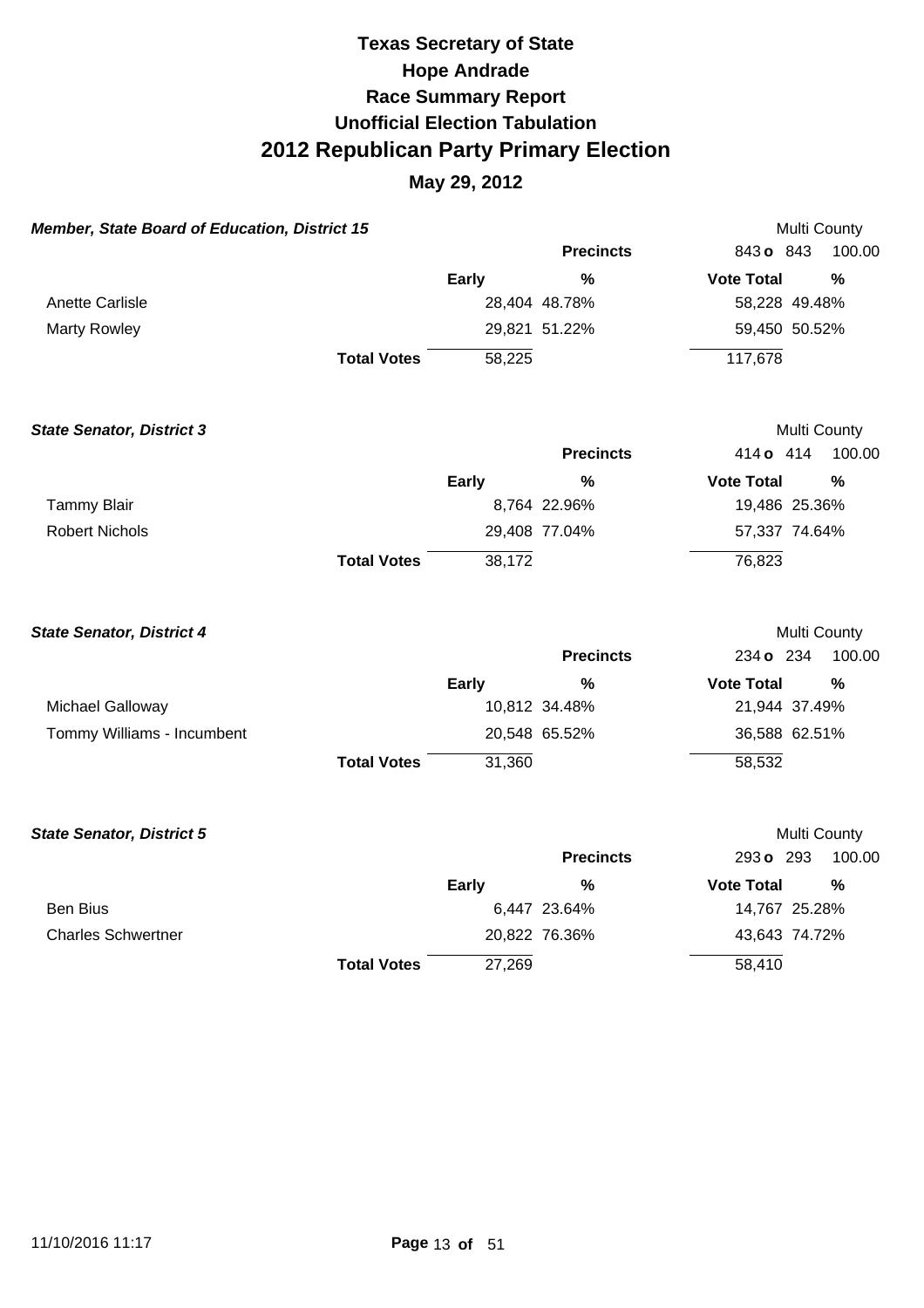# Texas Secretary of State
# Hope Andrade
# Race Summary Report
# Unofficial Election Tabulation
# 2012 Republican Party Primary Election

**May 29, 2012**

### *Member, State Board of Education, District 15*

Multi County

| | Precincts | 843 o 843 | 100.00 |
|---|---|---|---|
| | **Early** | **%** | **Vote Total** | **%** |

| Candidate | Early | % | Vote Total | % |
|---|---|---|---|---|
| Anette Carlisle | 28,404 | 48.78% | 58,228 | 49.48% |
| Marty Rowley | 29,821 | 51.22% | 59,450 | 50.52% |
| **Total Votes** | 58,225 | | 117,678 | |

### *State Senator, District 3*

Multi County

Precincts: 414 o 414 — 100.00

| Candidate | Early | % | Vote Total | % |
|---|---|---|---|---|
| Tammy Blair | 8,764 | 22.96% | 19,486 | 25.36% |
| Robert Nichols | 29,408 | 77.04% | 57,337 | 74.64% |
| **Total Votes** | 38,172 | | 76,823 | |

### *State Senator, District 4*

Multi County

Precincts: 234 o 234 — 100.00

| Candidate | Early | % | Vote Total | % |
|---|---|---|---|---|
| Michael Galloway | 10,812 | 34.48% | 21,944 | 37.49% |
| Tommy Williams - Incumbent | 20,548 | 65.52% | 36,588 | 62.51% |
| **Total Votes** | 31,360 | | 58,532 | |

### *State Senator, District 5*

Multi County

Precincts: 293 o 293 — 100.00

| Candidate | Early | % | Vote Total | % |
|---|---|---|---|---|
| Ben Bius | 6,447 | 23.64% | 14,767 | 25.28% |
| Charles Schwertner | 20,822 | 76.36% | 43,643 | 74.72% |
| **Total Votes** | 27,269 | | 58,410 | |

11/10/2016 11:17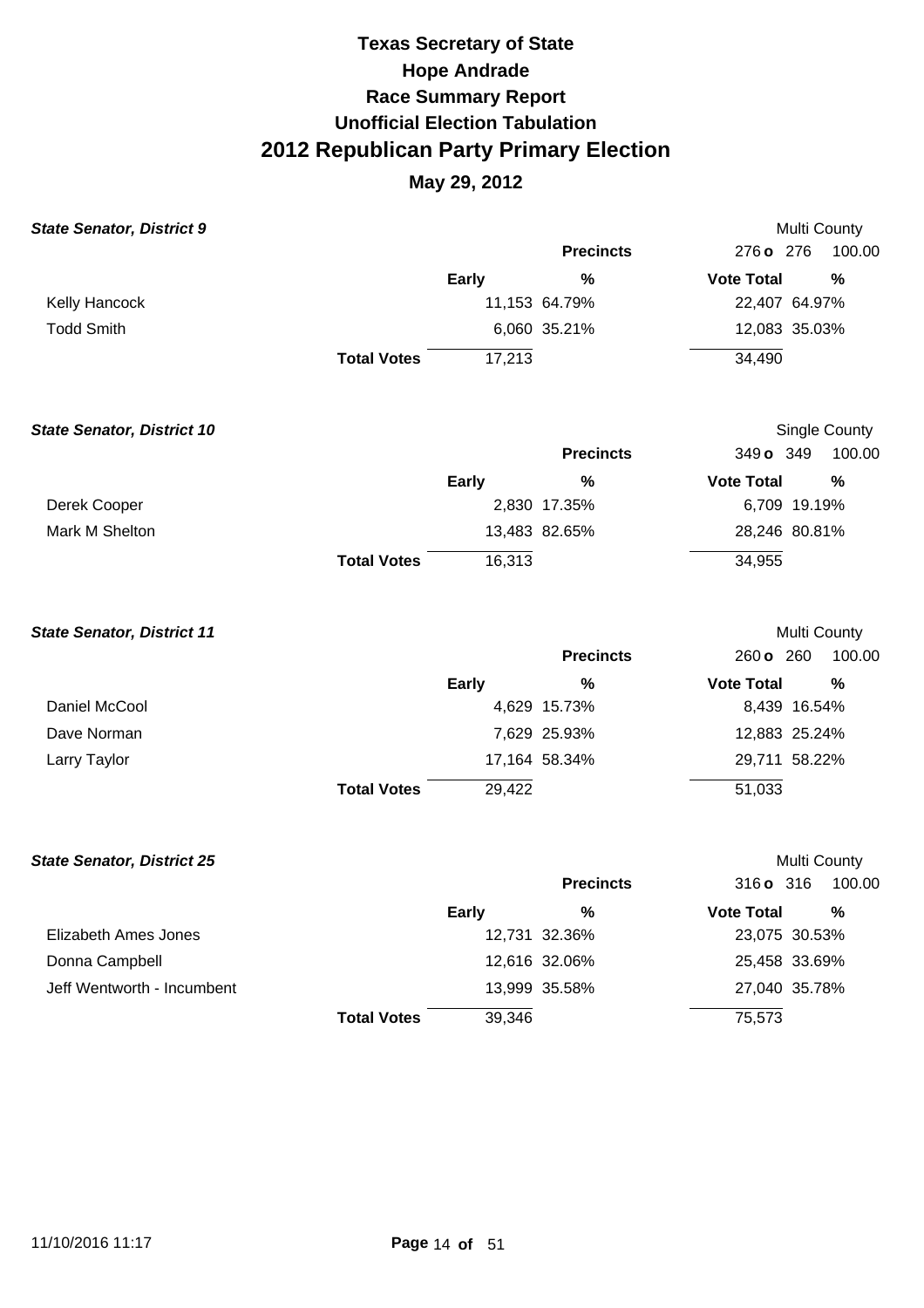# Texas Secretary of State
# Hope Andrade
# Race Summary Report
# Unofficial Election Tabulation
# 2012 Republican Party Primary Election

**May 29, 2012**

### State Senator, District 9

Multi County

| | Early | % | Vote Total | % |
|---|---|---|---|---|
| | | **Precincts** | 276 o 276 | 100.00 |
| Kelly Hancock | 11,153 | 64.79% | 22,407 | 64.97% |
| Todd Smith | 6,060 | 35.21% | 12,083 | 35.03% |
| **Total Votes** | 17,213 | | 34,490 | |

### State Senator, District 10

Single County

| | Early | % | Vote Total | % |
|---|---|---|---|---|
| | | **Precincts** | 349 o 349 | 100.00 |
| Derek Cooper | 2,830 | 17.35% | 6,709 | 19.19% |
| Mark M Shelton | 13,483 | 82.65% | 28,246 | 80.81% |
| **Total Votes** | 16,313 | | 34,955 | |

### State Senator, District 11

Multi County

| | Early | % | Vote Total | % |
|---|---|---|---|---|
| | | **Precincts** | 260 o 260 | 100.00 |
| Daniel McCool | 4,629 | 15.73% | 8,439 | 16.54% |
| Dave Norman | 7,629 | 25.93% | 12,883 | 25.24% |
| Larry Taylor | 17,164 | 58.34% | 29,711 | 58.22% |
| **Total Votes** | 29,422 | | 51,033 | |

### State Senator, District 25

Multi County

| | Early | % | Vote Total | % |
|---|---|---|---|---|
| | | **Precincts** | 316 o 316 | 100.00 |
| Elizabeth Ames Jones | 12,731 | 32.36% | 23,075 | 30.53% |
| Donna Campbell | 12,616 | 32.06% | 25,458 | 33.69% |
| Jeff Wentworth - Incumbent | 13,999 | 35.58% | 27,040 | 35.78% |
| **Total Votes** | 39,346 | | 75,573 | |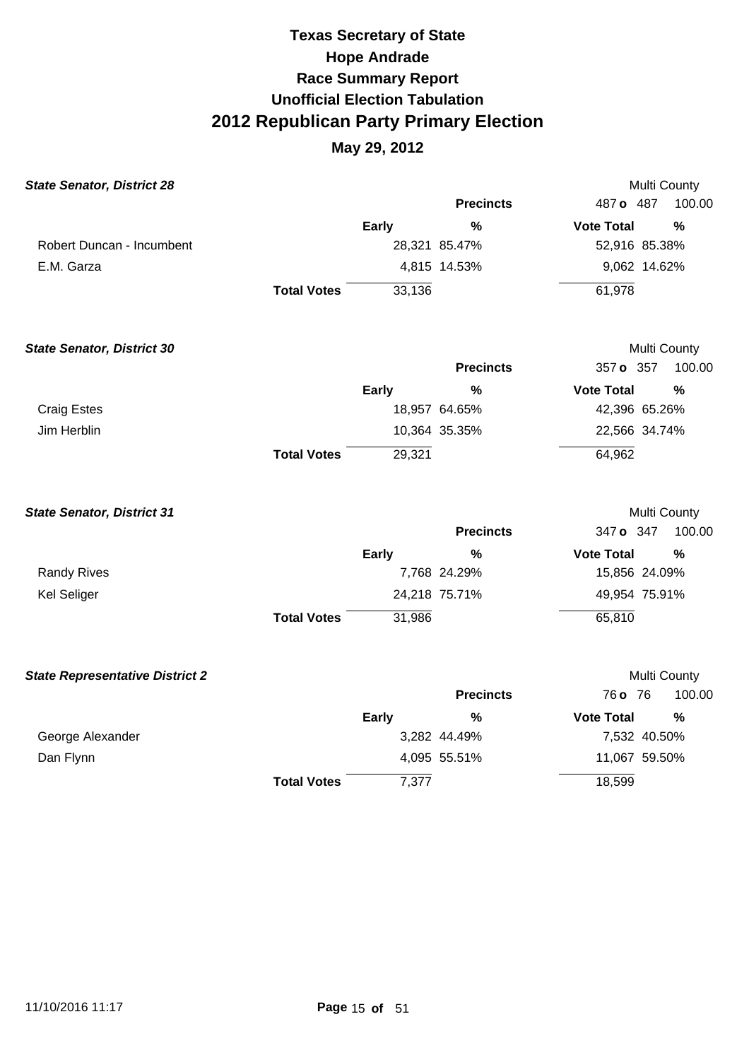# Texas Secretary of State
# Hope Andrade
# Race Summary Report
# Unofficial Election Tabulation
# 2012 Republican Party Primary Election

## May 29, 2012

### *State Senator, District 28*

Multi County

Precincts: 487 o 487 — 100.00

| | Early | % | Vote Total | % |
|---|---|---|---|---|
| Robert Duncan - Incumbent | 28,321 | 85.47% | 52,916 | 85.38% |
| E.M. Garza | 4,815 | 14.53% | 9,062 | 14.62% |
| **Total Votes** | 33,136 | | 61,978 | |

### *State Senator, District 30*

Multi County

Precincts: 357 o 357 — 100.00

| | Early | % | Vote Total | % |
|---|---|---|---|---|
| Craig Estes | 18,957 | 64.65% | 42,396 | 65.26% |
| Jim Herblin | 10,364 | 35.35% | 22,566 | 34.74% |
| **Total Votes** | 29,321 | | 64,962 | |

### *State Senator, District 31*

Multi County

Precincts: 347 o 347 — 100.00

| | Early | % | Vote Total | % |
|---|---|---|---|---|
| Randy Rives | 7,768 | 24.29% | 15,856 | 24.09% |
| Kel Seliger | 24,218 | 75.71% | 49,954 | 75.91% |
| **Total Votes** | 31,986 | | 65,810 | |

### *State Representative District 2*

Multi County

Precincts: 76 o 76 — 100.00

| | Early | % | Vote Total | % |
|---|---|---|---|---|
| George Alexander | 3,282 | 44.49% | 7,532 | 40.50% |
| Dan Flynn | 4,095 | 55.51% | 11,067 | 59.50% |
| **Total Votes** | 7,377 | | 18,599 | |

11/10/2016 11:17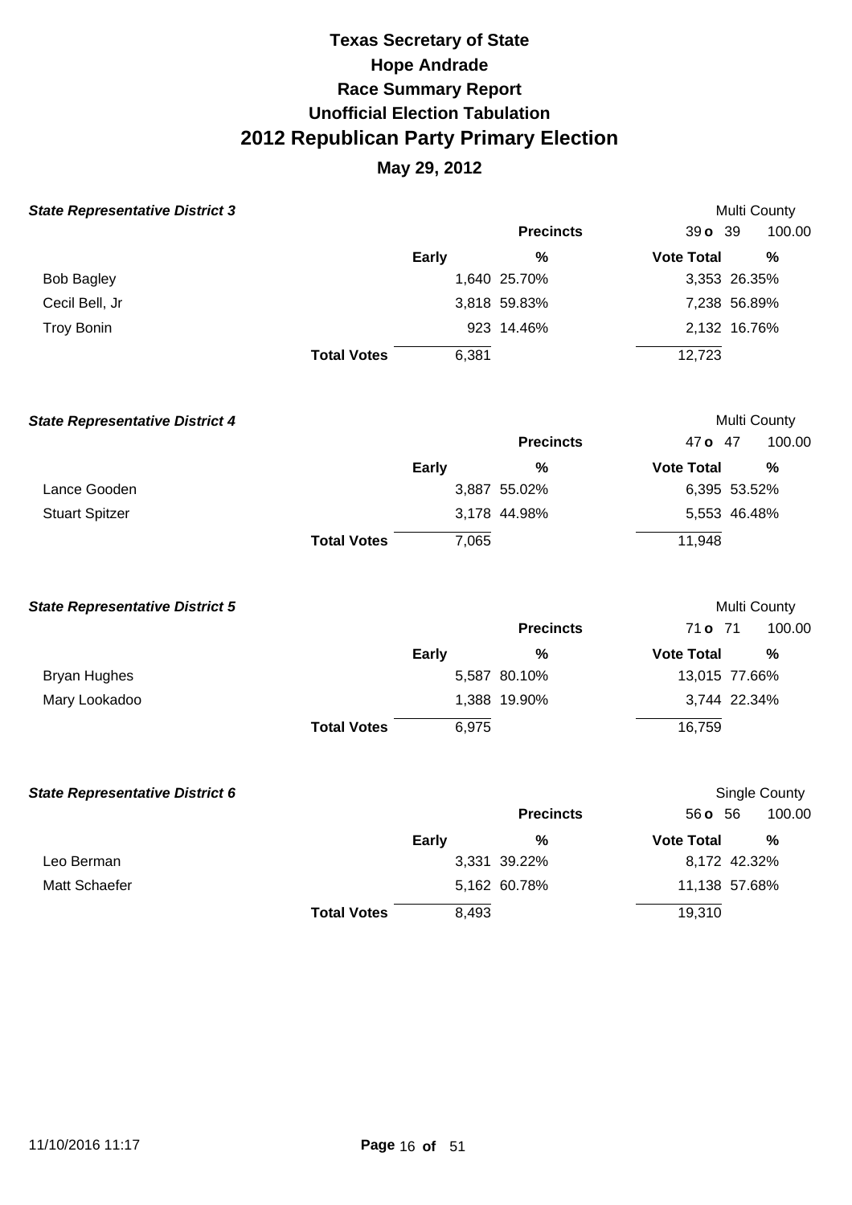# Texas Secretary of State
## Hope Andrade
## Race Summary Report
## Unofficial Election Tabulation
# 2012 Republican Party Primary Election
## May 29, 2012

### State Representative District 3

Multi County

| | Early | % | Vote Total | % |
|---|---|---|---|---|
| | | **Precincts** | 39 **o** 39 | 100.00 |
| Bob Bagley | 1,640 | 25.70% | 3,353 | 26.35% |
| Cecil Bell, Jr | 3,818 | 59.83% | 7,238 | 56.89% |
| Troy Bonin | 923 | 14.46% | 2,132 | 16.76% |
| **Total Votes** | 6,381 | | 12,723 | |

### State Representative District 4

Multi County

| | Early | % | Vote Total | % |
|---|---|---|---|---|
| | | **Precincts** | 47 **o** 47 | 100.00 |
| Lance Gooden | 3,887 | 55.02% | 6,395 | 53.52% |
| Stuart Spitzer | 3,178 | 44.98% | 5,553 | 46.48% |
| **Total Votes** | 7,065 | | 11,948 | |

### State Representative District 5

Multi County

| | Early | % | Vote Total | % |
|---|---|---|---|---|
| | | **Precincts** | 71 **o** 71 | 100.00 |
| Bryan Hughes | 5,587 | 80.10% | 13,015 | 77.66% |
| Mary Lookadoo | 1,388 | 19.90% | 3,744 | 22.34% |
| **Total Votes** | 6,975 | | 16,759 | |

### State Representative District 6

Single County

| | Early | % | Vote Total | % |
|---|---|---|---|---|
| | | **Precincts** | 56 **o** 56 | 100.00 |
| Leo Berman | 3,331 | 39.22% | 8,172 | 42.32% |
| Matt Schaefer | 5,162 | 60.78% | 11,138 | 57.68% |
| **Total Votes** | 8,493 | | 19,310 | |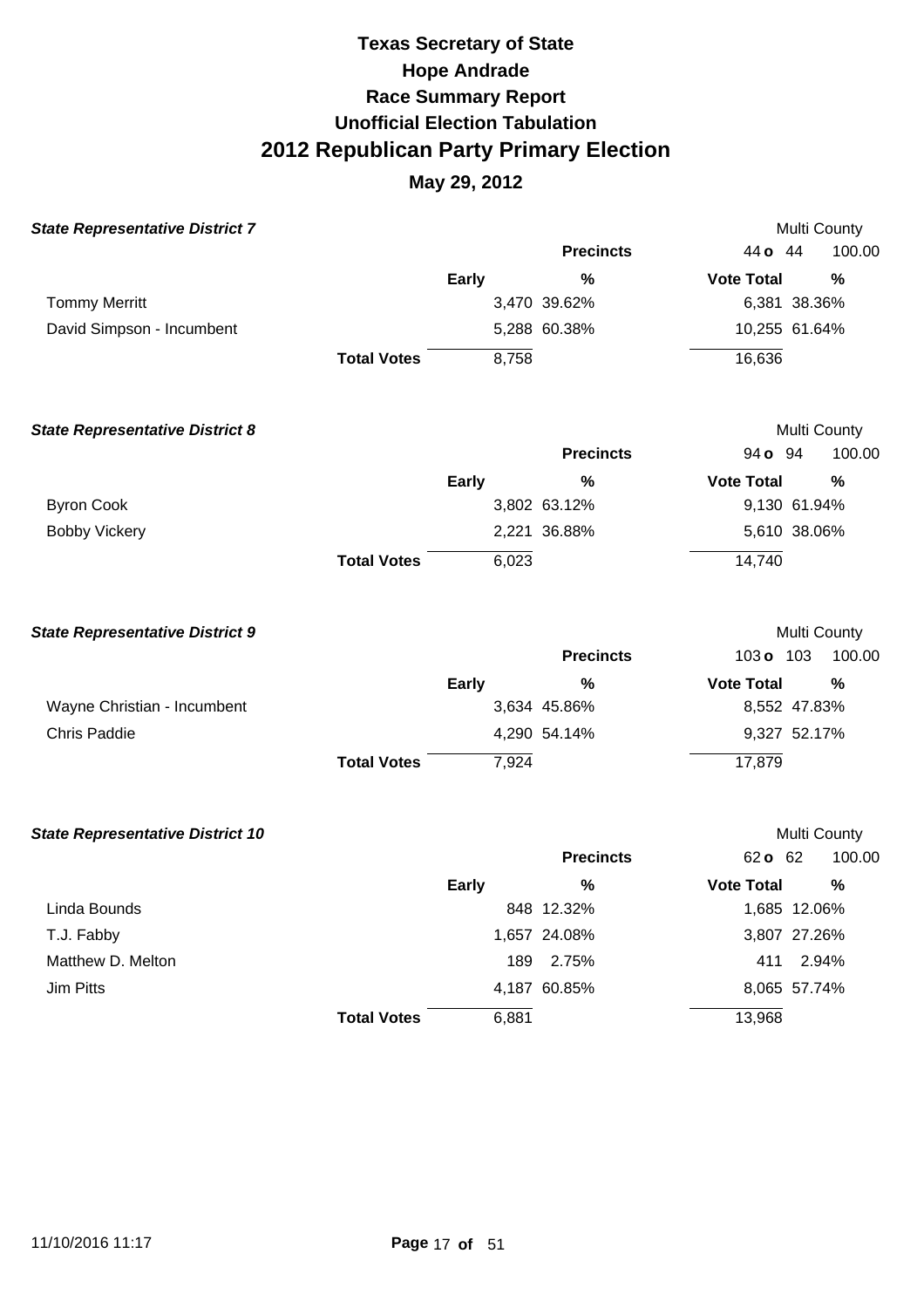# Texas Secretary of State
## Hope Andrade
## Race Summary Report
## Unofficial Election Tabulation
## 2012 Republican Party Primary Election
### May 29, 2012

**State Representative District 7** — Multi County

Precincts: 44 o 44 — 100.00

| | Early | % | Vote Total | % |
|---|---|---|---|---|
| Tommy Merritt | 3,470 | 39.62% | 6,381 | 38.36% |
| David Simpson - Incumbent | 5,288 | 60.38% | 10,255 | 61.64% |
| **Total Votes** | 8,758 | | 16,636 | |

**State Representative District 8** — Multi County

Precincts: 94 o 94 — 100.00

| | Early | % | Vote Total | % |
|---|---|---|---|---|
| Byron Cook | 3,802 | 63.12% | 9,130 | 61.94% |
| Bobby Vickery | 2,221 | 36.88% | 5,610 | 38.06% |
| **Total Votes** | 6,023 | | 14,740 | |

**State Representative District 9** — Multi County

Precincts: 103 o 103 — 100.00

| | Early | % | Vote Total | % |
|---|---|---|---|---|
| Wayne Christian - Incumbent | 3,634 | 45.86% | 8,552 | 47.83% |
| Chris Paddie | 4,290 | 54.14% | 9,327 | 52.17% |
| **Total Votes** | 7,924 | | 17,879 | |

**State Representative District 10** — Multi County

Precincts: 62 o 62 — 100.00

| | Early | % | Vote Total | % |
|---|---|---|---|---|
| Linda Bounds | 848 | 12.32% | 1,685 | 12.06% |
| T.J. Fabby | 1,657 | 24.08% | 3,807 | 27.26% |
| Matthew D. Melton | 189 | 2.75% | 411 | 2.94% |
| Jim Pitts | 4,187 | 60.85% | 8,065 | 57.74% |
| **Total Votes** | 6,881 | | 13,968 | |

11/10/2016 11:17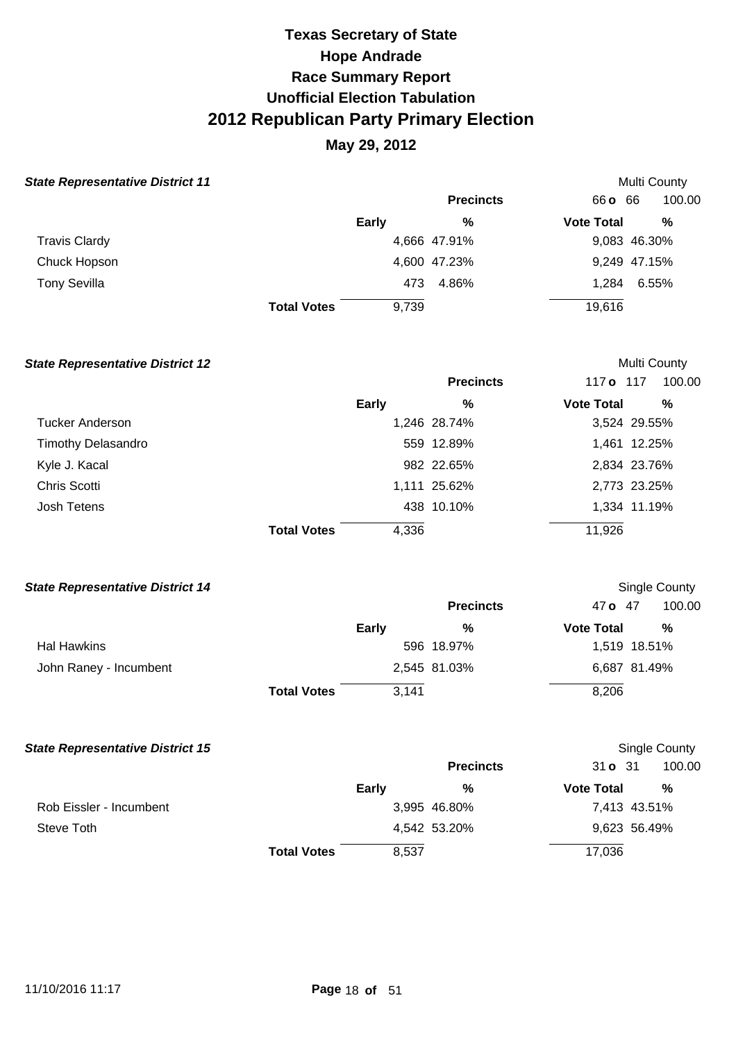# Texas Secretary of State
# Hope Andrade
# Race Summary Report
# Unofficial Election Tabulation
# 2012 Republican Party Primary Election
## May 29, 2012

### *State Representative District 11*

Multi County

| | Precincts | | 66 o 66 | 100.00 |
|---|---|---|---|---|
| | Early | % | Vote Total | % |
| Travis Clardy | 4,666 | 47.91% | 9,083 | 46.30% |
| Chuck Hopson | 4,600 | 47.23% | 9,249 | 47.15% |
| Tony Sevilla | 473 | 4.86% | 1,284 | 6.55% |
| **Total Votes** | 9,739 | | 19,616 | |

### *State Representative District 12*

Multi County

| | Precincts | | 117 o 117 | 100.00 |
|---|---|---|---|---|
| | Early | % | Vote Total | % |
| Tucker Anderson | 1,246 | 28.74% | 3,524 | 29.55% |
| Timothy Delasandro | 559 | 12.89% | 1,461 | 12.25% |
| Kyle J. Kacal | 982 | 22.65% | 2,834 | 23.76% |
| Chris Scotti | 1,111 | 25.62% | 2,773 | 23.25% |
| Josh Tetens | 438 | 10.10% | 1,334 | 11.19% |
| **Total Votes** | 4,336 | | 11,926 | |

### *State Representative District 14*

Single County

| | Precincts | | 47 o 47 | 100.00 |
|---|---|---|---|---|
| | Early | % | Vote Total | % |
| Hal Hawkins | 596 | 18.97% | 1,519 | 18.51% |
| John Raney - Incumbent | 2,545 | 81.03% | 6,687 | 81.49% |
| **Total Votes** | 3,141 | | 8,206 | |

### *State Representative District 15*

Single County

| | Precincts | | 31 o 31 | 100.00 |
|---|---|---|---|---|
| | Early | % | Vote Total | % |
| Rob Eissler - Incumbent | 3,995 | 46.80% | 7,413 | 43.51% |
| Steve Toth | 4,542 | 53.20% | 9,623 | 56.49% |
| **Total Votes** | 8,537 | | 17,036 | |

11/10/2016 11:17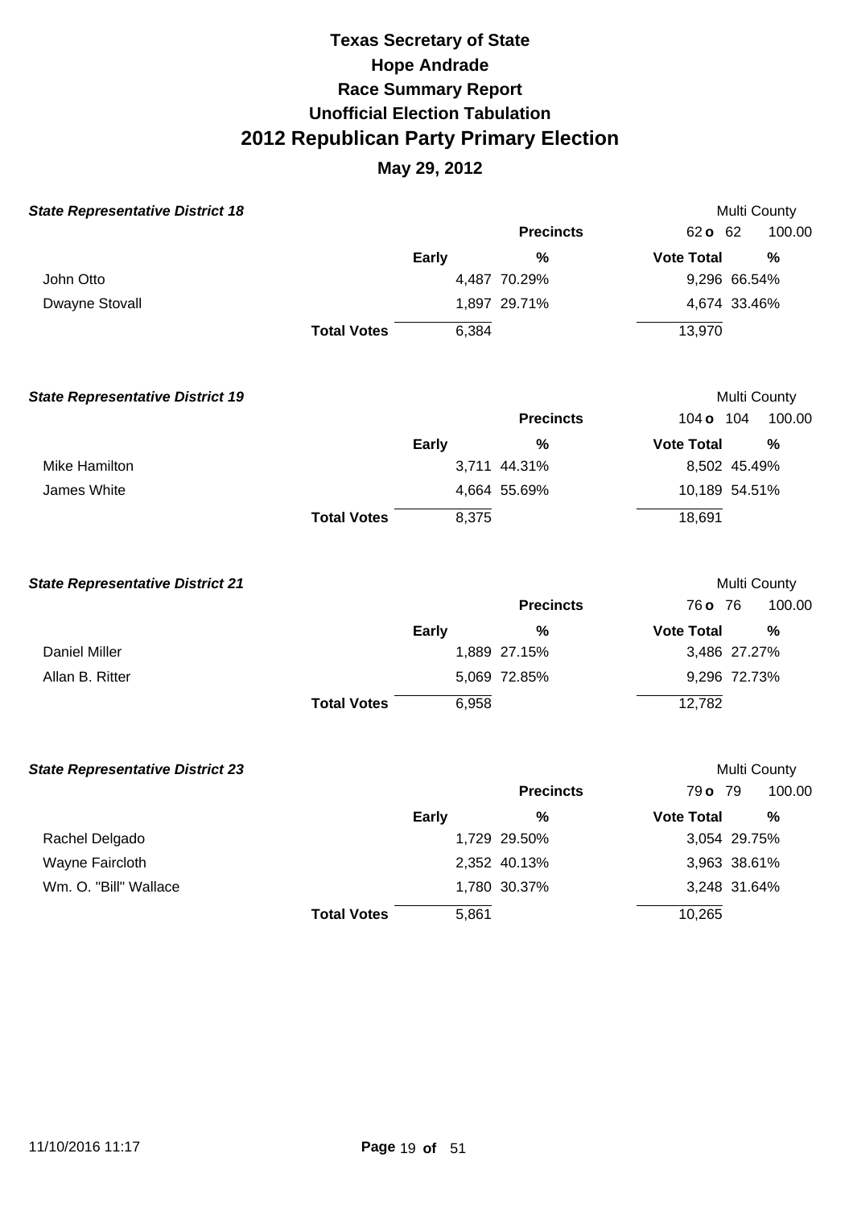# Texas Secretary of State
# Hope Andrade
# Race Summary Report
# Unofficial Election Tabulation
# 2012 Republican Party Primary Election
## May 29, 2012

### *State Representative District 18*

Multi County

| | Early | % | Vote Total | % |
|---|---|---|---|---|
| | | **Precincts** | 62 **o** 62 | 100.00 |
| John Otto | 4,487 | 70.29% | 9,296 | 66.54% |
| Dwayne Stovall | 1,897 | 29.71% | 4,674 | 33.46% |
| **Total Votes** | 6,384 | | 13,970 | |

### *State Representative District 19*

Multi County

| | Early | % | Vote Total | % |
|---|---|---|---|---|
| | | **Precincts** | 104 **o** 104 | 100.00 |
| Mike Hamilton | 3,711 | 44.31% | 8,502 | 45.49% |
| James White | 4,664 | 55.69% | 10,189 | 54.51% |
| **Total Votes** | 8,375 | | 18,691 | |

### *State Representative District 21*

Multi County

| | Early | % | Vote Total | % |
|---|---|---|---|---|
| | | **Precincts** | 76 **o** 76 | 100.00 |
| Daniel Miller | 1,889 | 27.15% | 3,486 | 27.27% |
| Allan B. Ritter | 5,069 | 72.85% | 9,296 | 72.73% |
| **Total Votes** | 6,958 | | 12,782 | |

### *State Representative District 23*

Multi County

| | Early | % | Vote Total | % |
|---|---|---|---|---|
| | | **Precincts** | 79 **o** 79 | 100.00 |
| Rachel Delgado | 1,729 | 29.50% | 3,054 | 29.75% |
| Wayne Faircloth | 2,352 | 40.13% | 3,963 | 38.61% |
| Wm. O. "Bill" Wallace | 1,780 | 30.37% | 3,248 | 31.64% |
| **Total Votes** | 5,861 | | 10,265 | |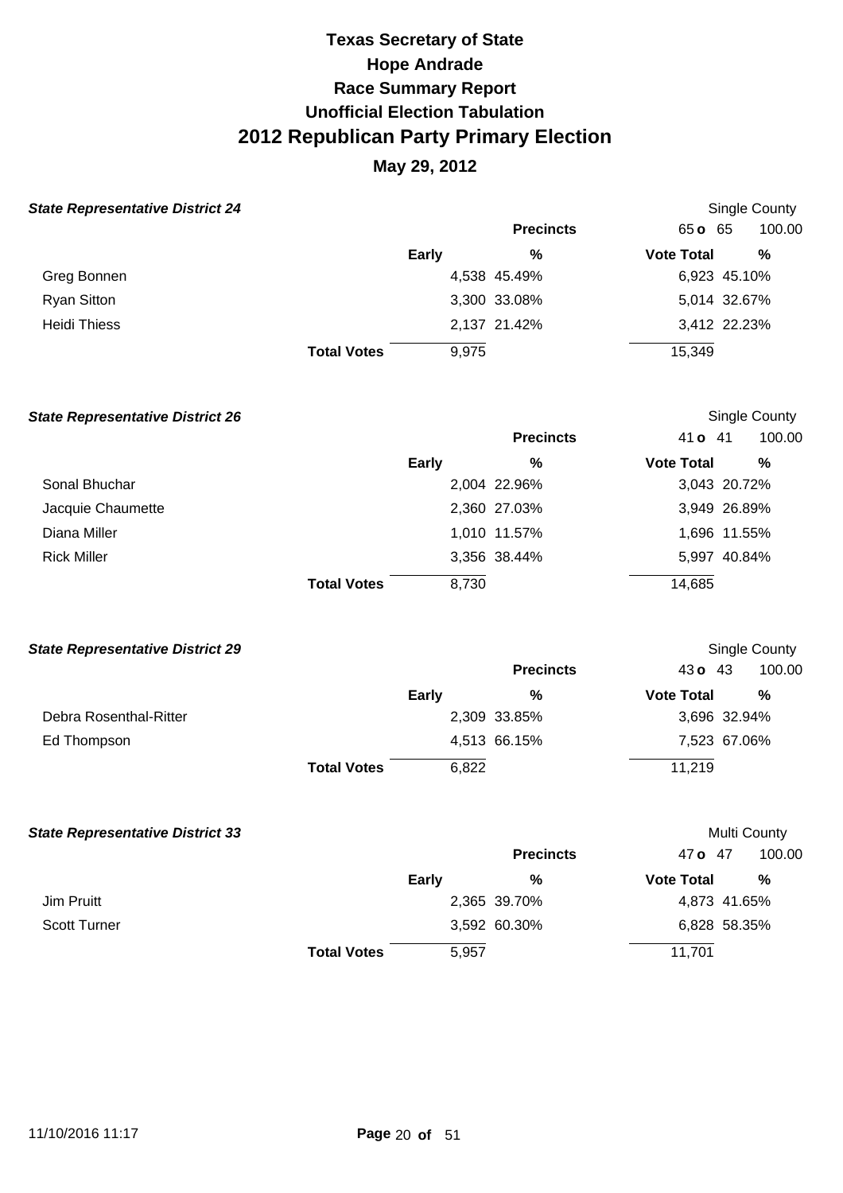# Texas Secretary of State
# Hope Andrade
## Race Summary Report
## Unofficial Election Tabulation
# 2012 Republican Party Primary Election
## May 29, 2012

### State Representative District 24

Single County

| | Early | % | Vote Total | % |
|---|---|---|---|---|
| | | **Precincts** | 65 **o** 65 | 100.00 |
| Greg Bonnen | 4,538 | 45.49% | 6,923 | 45.10% |
| Ryan Sitton | 3,300 | 33.08% | 5,014 | 32.67% |
| Heidi Thiess | 2,137 | 21.42% | 3,412 | 22.23% |
| **Total Votes** | 9,975 | | 15,349 | |

### State Representative District 26

Single County

| | Early | % | Vote Total | % |
|---|---|---|---|---|
| | | **Precincts** | 41 **o** 41 | 100.00 |
| Sonal Bhuchar | 2,004 | 22.96% | 3,043 | 20.72% |
| Jacquie Chaumette | 2,360 | 27.03% | 3,949 | 26.89% |
| Diana Miller | 1,010 | 11.57% | 1,696 | 11.55% |
| Rick Miller | 3,356 | 38.44% | 5,997 | 40.84% |
| **Total Votes** | 8,730 | | 14,685 | |

### State Representative District 29

Single County

| | Early | % | Vote Total | % |
|---|---|---|---|---|
| | | **Precincts** | 43 **o** 43 | 100.00 |
| Debra Rosenthal-Ritter | 2,309 | 33.85% | 3,696 | 32.94% |
| Ed Thompson | 4,513 | 66.15% | 7,523 | 67.06% |
| **Total Votes** | 6,822 | | 11,219 | |

### State Representative District 33

Multi County

| | Early | % | Vote Total | % |
|---|---|---|---|---|
| | | **Precincts** | 47 **o** 47 | 100.00 |
| Jim Pruitt | 2,365 | 39.70% | 4,873 | 41.65% |
| Scott Turner | 3,592 | 60.30% | 6,828 | 58.35% |
| **Total Votes** | 5,957 | | 11,701 | |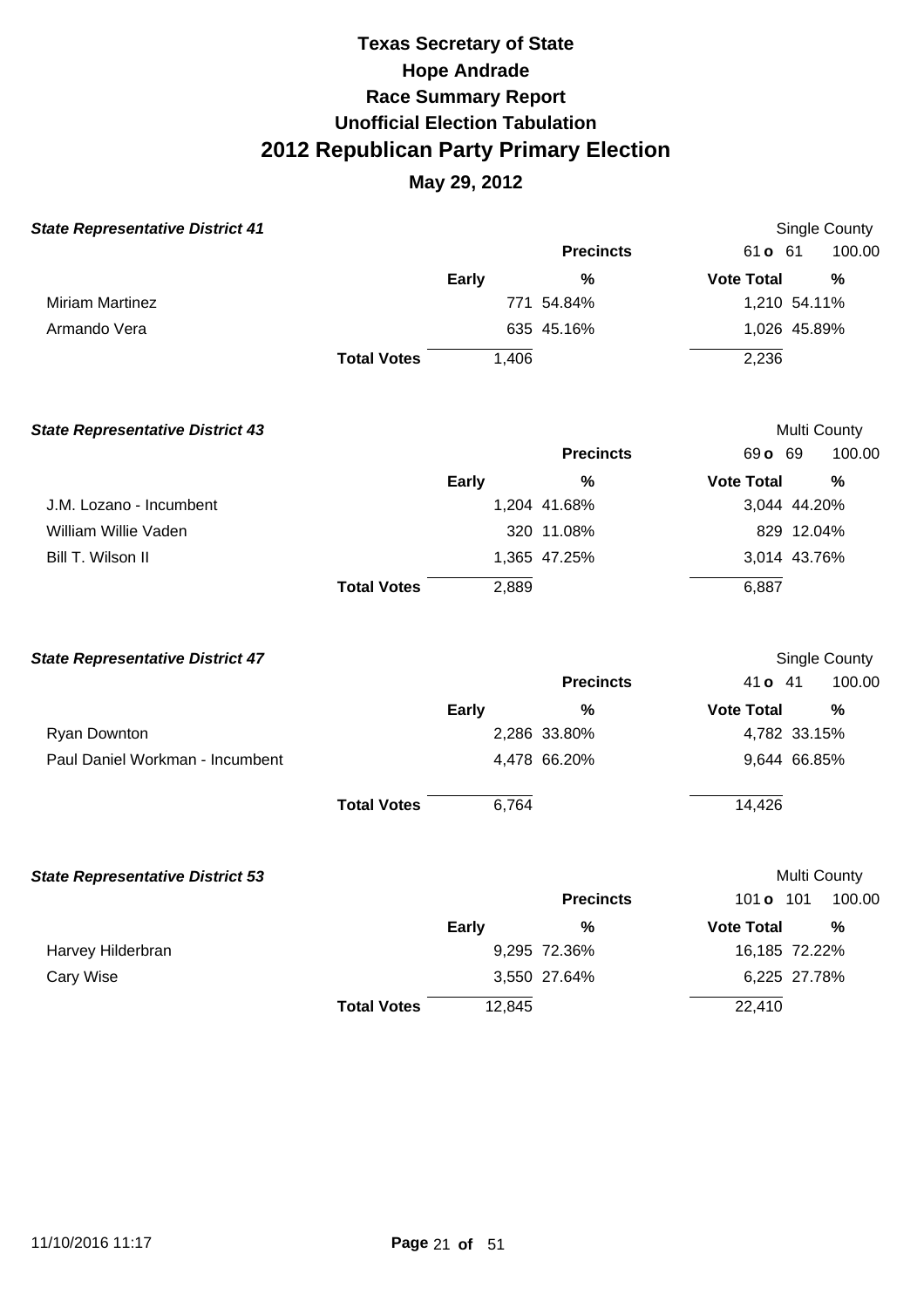# Texas Secretary of State
# Hope Andrade
# Race Summary Report
# Unofficial Election Tabulation
# 2012 Republican Party Primary Election
## May 29, 2012

### *State Representative District 41*

Single County

| | | | Precincts | 61 o 61 | 100.00 |
|---|---|---|---|---|---|
| | | **Early** | **%** | **Vote Total** | **%** |
| Miriam Martinez | | 771 | 54.84% | 1,210 | 54.11% |
| Armando Vera | | 635 | 45.16% | 1,026 | 45.89% |
| | **Total Votes** | 1,406 | | 2,236 | |

### *State Representative District 43*

Multi County

| | | | Precincts | 69 o 69 | 100.00 |
|---|---|---|---|---|---|
| | | **Early** | **%** | **Vote Total** | **%** |
| J.M. Lozano - Incumbent | | 1,204 | 41.68% | 3,044 | 44.20% |
| William Willie Vaden | | 320 | 11.08% | 829 | 12.04% |
| Bill T. Wilson II | | 1,365 | 47.25% | 3,014 | 43.76% |
| | **Total Votes** | 2,889 | | 6,887 | |

### *State Representative District 47*

Single County

| | | | Precincts | 41 o 41 | 100.00 |
|---|---|---|---|---|---|
| | | **Early** | **%** | **Vote Total** | **%** |
| Ryan Downton | | 2,286 | 33.80% | 4,782 | 33.15% |
| Paul Daniel Workman - Incumbent | | 4,478 | 66.20% | 9,644 | 66.85% |
| | **Total Votes** | 6,764 | | 14,426 | |

### *State Representative District 53*

Multi County

| | | | Precincts | 101 o 101 | 100.00 |
|---|---|---|---|---|---|
| | | **Early** | **%** | **Vote Total** | **%** |
| Harvey Hilderbran | | 9,295 | 72.36% | 16,185 | 72.22% |
| Cary Wise | | 3,550 | 27.64% | 6,225 | 27.78% |
| | **Total Votes** | 12,845 | | 22,410 | |

11/10/2016 11:17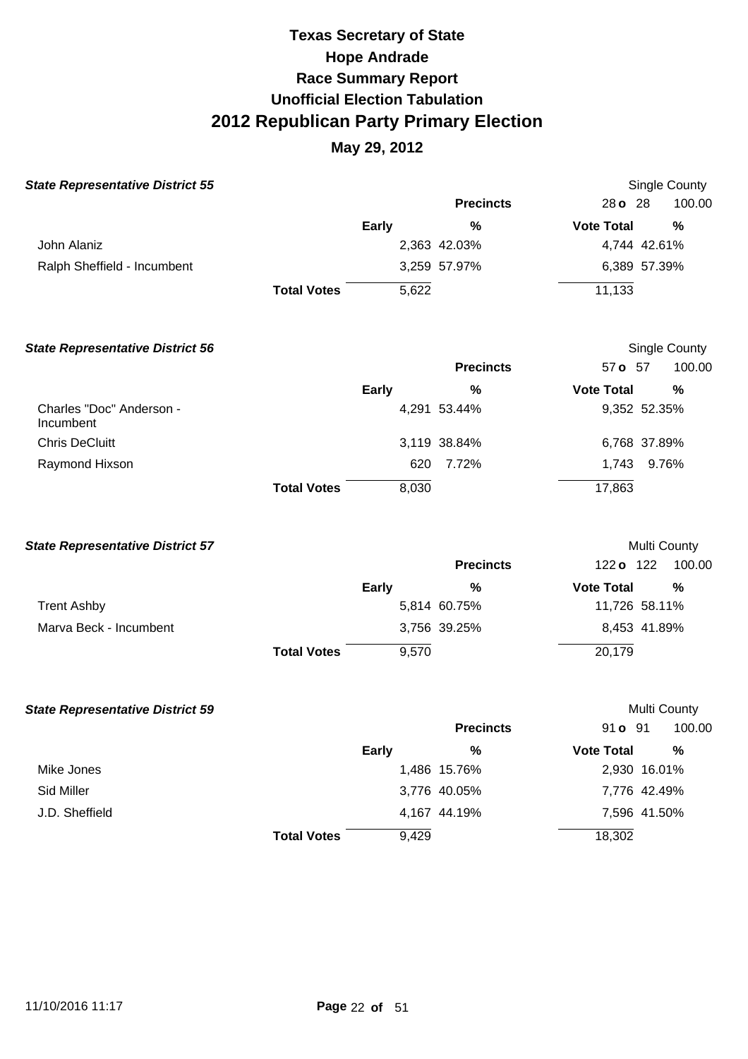# Texas Secretary of State
# Hope Andrade
# Race Summary Report
# Unofficial Election Tabulation
# 2012 Republican Party Primary Election
## May 29, 2012

### State Representative District 55

Single County

| | Early | % | Vote Total | % |
|---|---|---|---|---|
| | | **Precincts** | 28 **o** 28 | 100.00 |
| John Alaniz | 2,363 | 42.03% | 4,744 | 42.61% |
| Ralph Sheffield - Incumbent | 3,259 | 57.97% | 6,389 | 57.39% |
| **Total Votes** | 5,622 | | 11,133 | |

### State Representative District 56

Single County

| | Early | % | Vote Total | % |
|---|---|---|---|---|
| | | **Precincts** | 57 **o** 57 | 100.00 |
| Charles "Doc" Anderson - Incumbent | 4,291 | 53.44% | 9,352 | 52.35% |
| Chris DeCluitt | 3,119 | 38.84% | 6,768 | 37.89% |
| Raymond Hixson | 620 | 7.72% | 1,743 | 9.76% |
| **Total Votes** | 8,030 | | 17,863 | |

### State Representative District 57

Multi County

| | Early | % | Vote Total | % |
|---|---|---|---|---|
| | | **Precincts** | 122 **o** 122 | 100.00 |
| Trent Ashby | 5,814 | 60.75% | 11,726 | 58.11% |
| Marva Beck - Incumbent | 3,756 | 39.25% | 8,453 | 41.89% |
| **Total Votes** | 9,570 | | 20,179 | |

### State Representative District 59

Multi County

| | Early | % | Vote Total | % |
|---|---|---|---|---|
| | | **Precincts** | 91 **o** 91 | 100.00 |
| Mike Jones | 1,486 | 15.76% | 2,930 | 16.01% |
| Sid Miller | 3,776 | 40.05% | 7,776 | 42.49% |
| J.D. Sheffield | 4,167 | 44.19% | 7,596 | 41.50% |
| **Total Votes** | 9,429 | | 18,302 | |

11/10/2016 11:17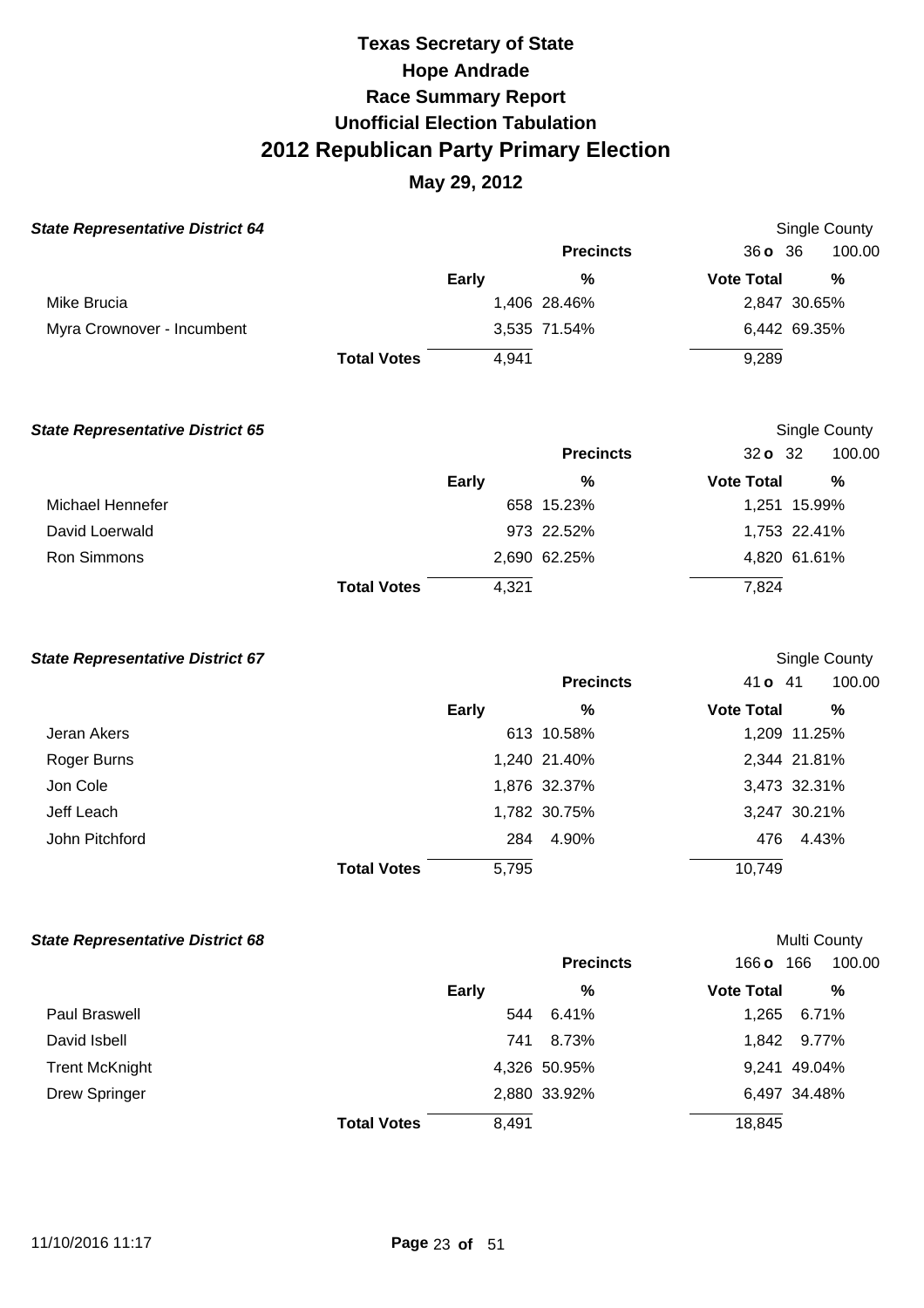# Texas Secretary of State
# Hope Andrade
# Race Summary Report
# Unofficial Election Tabulation
# 2012 Republican Party Primary Election

## May 29, 2012

### *State Representative District 64*

Single County

| | Early | % | Vote Total | % |
|---|---|---|---|---|
| | | **Precincts** | 36 o 36 | 100.00 |
| Mike Brucia | 1,406 | 28.46% | 2,847 | 30.65% |
| Myra Crownover - Incumbent | 3,535 | 71.54% | 6,442 | 69.35% |
| **Total Votes** | 4,941 | | 9,289 | |

### *State Representative District 65*

Single County

| | Early | % | Vote Total | % |
|---|---|---|---|---|
| | | **Precincts** | 32 o 32 | 100.00 |
| Michael Hennefer | 658 | 15.23% | 1,251 | 15.99% |
| David Loerwald | 973 | 22.52% | 1,753 | 22.41% |
| Ron Simmons | 2,690 | 62.25% | 4,820 | 61.61% |
| **Total Votes** | 4,321 | | 7,824 | |

### *State Representative District 67*

Single County

| | Early | % | Vote Total | % |
|---|---|---|---|---|
| | | **Precincts** | 41 o 41 | 100.00 |
| Jeran Akers | 613 | 10.58% | 1,209 | 11.25% |
| Roger Burns | 1,240 | 21.40% | 2,344 | 21.81% |
| Jon Cole | 1,876 | 32.37% | 3,473 | 32.31% |
| Jeff Leach | 1,782 | 30.75% | 3,247 | 30.21% |
| John Pitchford | 284 | 4.90% | 476 | 4.43% |
| **Total Votes** | 5,795 | | 10,749 | |

### *State Representative District 68*

Multi County

| | Early | % | Vote Total | % |
|---|---|---|---|---|
| | | **Precincts** | 166 o 166 | 100.00 |
| Paul Braswell | 544 | 6.41% | 1,265 | 6.71% |
| David Isbell | 741 | 8.73% | 1,842 | 9.77% |
| Trent McKnight | 4,326 | 50.95% | 9,241 | 49.04% |
| Drew Springer | 2,880 | 33.92% | 6,497 | 34.48% |
| **Total Votes** | 8,491 | | 18,845 | |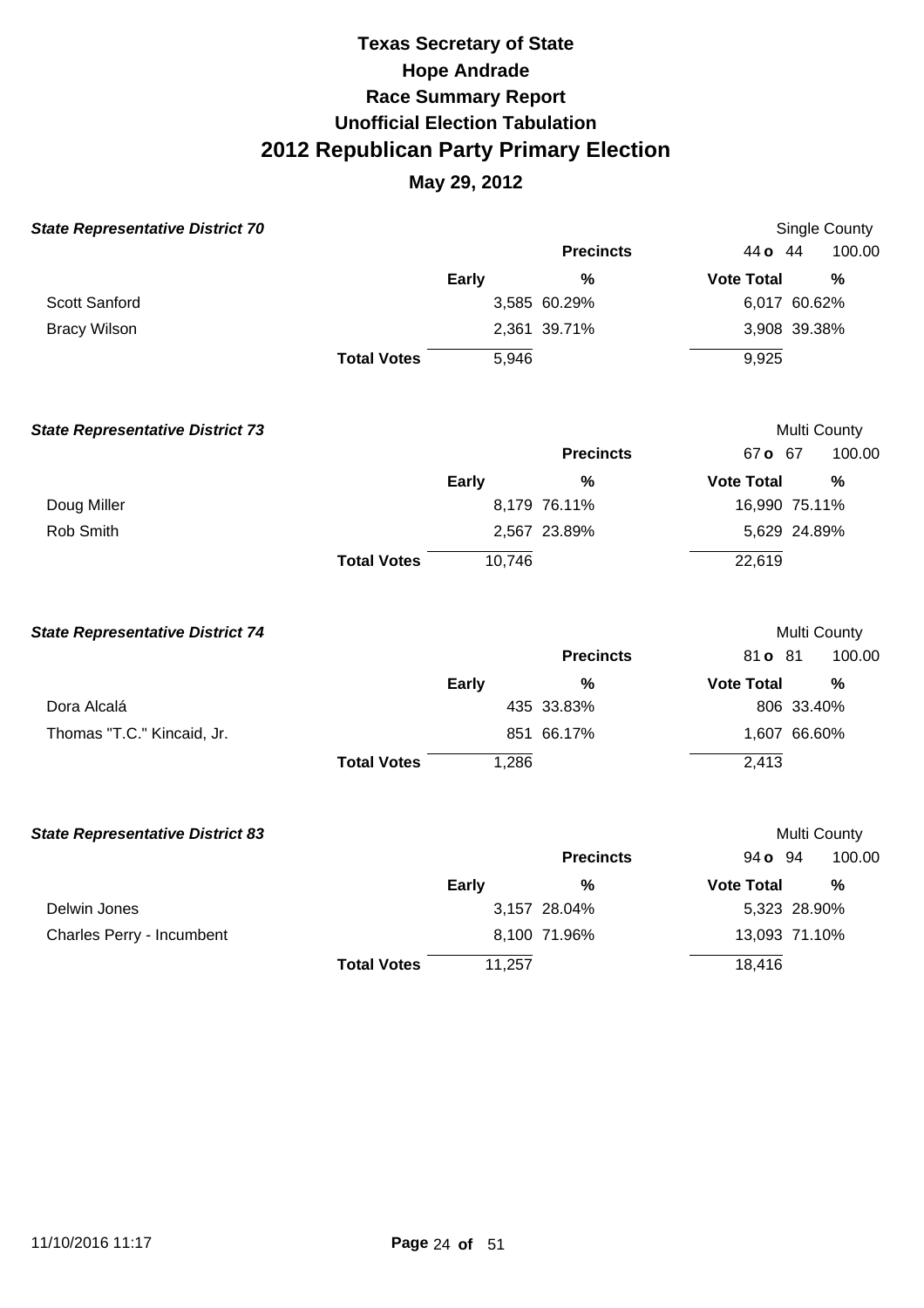# Texas Secretary of State
# Hope Andrade
# Race Summary Report
# Unofficial Election Tabulation
# 2012 Republican Party Primary Election
## May 29, 2012

***State Representative District 70*** — Single County

Precincts: 44 o 44 — 100.00

| | Early | % | Vote Total | % |
|---|---|---|---|---|
| Scott Sanford | 3,585 | 60.29% | 6,017 | 60.62% |
| Bracy Wilson | 2,361 | 39.71% | 3,908 | 39.38% |
| **Total Votes** | 5,946 | | 9,925 | |

***State Representative District 73*** — Multi County

Precincts: 67 o 67 — 100.00

| | Early | % | Vote Total | % |
|---|---|---|---|---|
| Doug Miller | 8,179 | 76.11% | 16,990 | 75.11% |
| Rob Smith | 2,567 | 23.89% | 5,629 | 24.89% |
| **Total Votes** | 10,746 | | 22,619 | |

***State Representative District 74*** — Multi County

Precincts: 81 o 81 — 100.00

| | Early | % | Vote Total | % |
|---|---|---|---|---|
| Dora Alcalá | 435 | 33.83% | 806 | 33.40% |
| Thomas "T.C." Kincaid, Jr. | 851 | 66.17% | 1,607 | 66.60% |
| **Total Votes** | 1,286 | | 2,413 | |

***State Representative District 83*** — Multi County

Precincts: 94 o 94 — 100.00

| | Early | % | Vote Total | % |
|---|---|---|---|---|
| Delwin Jones | 3,157 | 28.04% | 5,323 | 28.90% |
| Charles Perry - Incumbent | 8,100 | 71.96% | 13,093 | 71.10% |
| **Total Votes** | 11,257 | | 18,416 | |

11/10/2016 11:17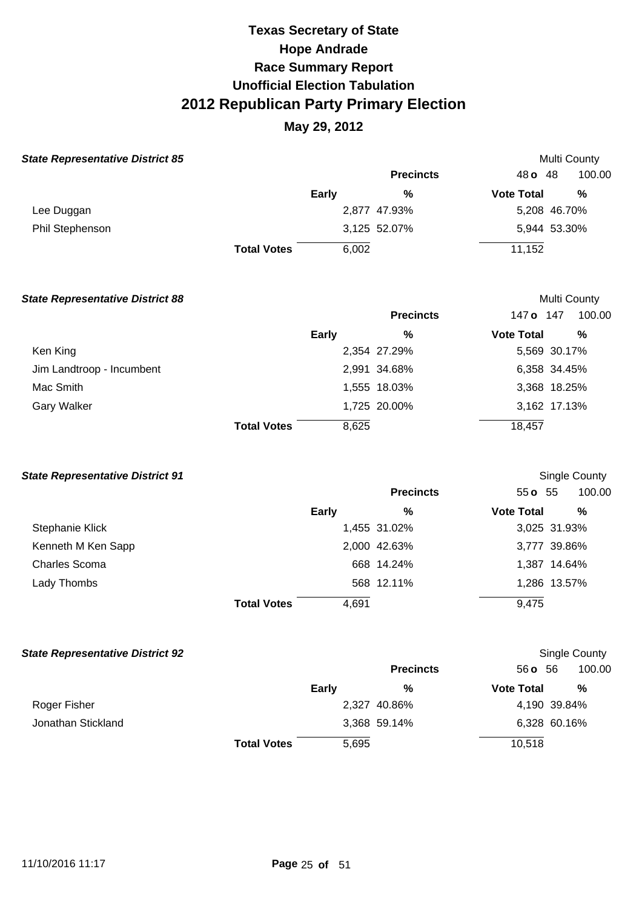# Texas Secretary of State
# Hope Andrade
# Race Summary Report
# Unofficial Election Tabulation
# 2012 Republican Party Primary Election
## May 29, 2012

### State Representative District 85

Multi County

| | Early | % | Vote Total | % |
|---|---|---|---|---|
| | | **Precincts** | 48 **o** 48 | 100.00 |
| Lee Duggan | 2,877 | 47.93% | 5,208 | 46.70% |
| Phil Stephenson | 3,125 | 52.07% | 5,944 | 53.30% |
| **Total Votes** | 6,002 | | 11,152 | |

### State Representative District 88

Multi County

| | Early | % | Vote Total | % |
|---|---|---|---|---|
| | | **Precincts** | 147 **o** 147 | 100.00 |
| Ken King | 2,354 | 27.29% | 5,569 | 30.17% |
| Jim Landtroop - Incumbent | 2,991 | 34.68% | 6,358 | 34.45% |
| Mac Smith | 1,555 | 18.03% | 3,368 | 18.25% |
| Gary Walker | 1,725 | 20.00% | 3,162 | 17.13% |
| **Total Votes** | 8,625 | | 18,457 | |

### State Representative District 91

Single County

| | Early | % | Vote Total | % |
|---|---|---|---|---|
| | | **Precincts** | 55 **o** 55 | 100.00 |
| Stephanie Klick | 1,455 | 31.02% | 3,025 | 31.93% |
| Kenneth M Ken Sapp | 2,000 | 42.63% | 3,777 | 39.86% |
| Charles Scoma | 668 | 14.24% | 1,387 | 14.64% |
| Lady Thombs | 568 | 12.11% | 1,286 | 13.57% |
| **Total Votes** | 4,691 | | 9,475 | |

### State Representative District 92

Single County

| | Early | % | Vote Total | % |
|---|---|---|---|---|
| | | **Precincts** | 56 **o** 56 | 100.00 |
| Roger Fisher | 2,327 | 40.86% | 4,190 | 39.84% |
| Jonathan Stickland | 3,368 | 59.14% | 6,328 | 60.16% |
| **Total Votes** | 5,695 | | 10,518 | |

11/10/2016 11:17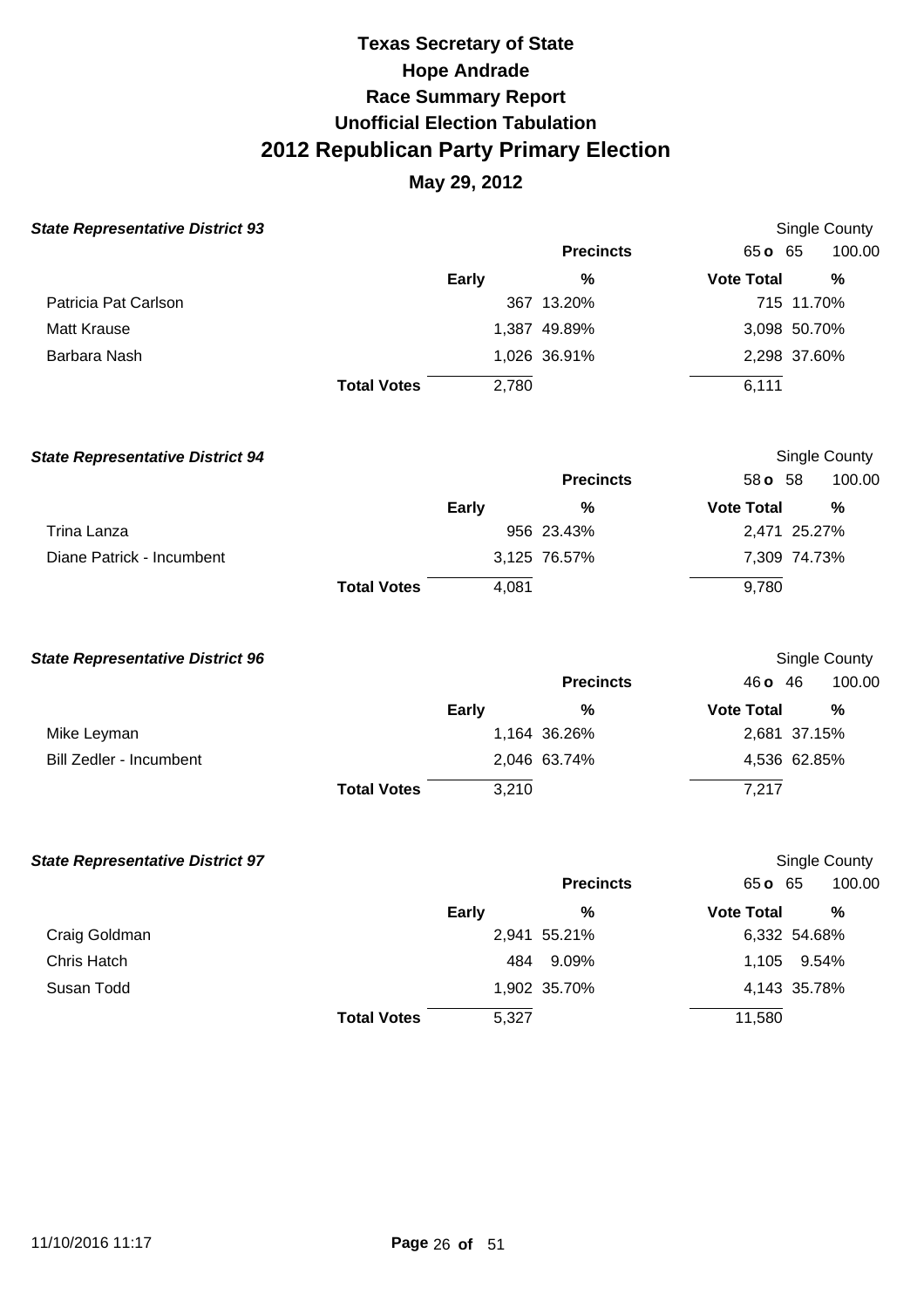# Texas Secretary of State
# Hope Andrade
# Race Summary Report
# Unofficial Election Tabulation
# 2012 Republican Party Primary Election

## May 29, 2012

### *State Representative District 93*

Single County

| | | Precincts | 65 o 65 | 100.00 |
|---|---|---|---|---|
| | **Early** | **%** | **Vote Total** | **%** |
| Patricia Pat Carlson | 367 | 13.20% | 715 | 11.70% |
| Matt Krause | 1,387 | 49.89% | 3,098 | 50.70% |
| Barbara Nash | 1,026 | 36.91% | 2,298 | 37.60% |
| **Total Votes** | 2,780 | | 6,111 | |

### *State Representative District 94*

Single County

| | | Precincts | 58 o 58 | 100.00 |
|---|---|---|---|---|
| | **Early** | **%** | **Vote Total** | **%** |
| Trina Lanza | 956 | 23.43% | 2,471 | 25.27% |
| Diane Patrick - Incumbent | 3,125 | 76.57% | 7,309 | 74.73% |
| **Total Votes** | 4,081 | | 9,780 | |

### *State Representative District 96*

Single County

| | | Precincts | 46 o 46 | 100.00 |
|---|---|---|---|---|
| | **Early** | **%** | **Vote Total** | **%** |
| Mike Leyman | 1,164 | 36.26% | 2,681 | 37.15% |
| Bill Zedler - Incumbent | 2,046 | 63.74% | 4,536 | 62.85% |
| **Total Votes** | 3,210 | | 7,217 | |

### *State Representative District 97*

Single County

| | | Precincts | 65 o 65 | 100.00 |
|---|---|---|---|---|
| | **Early** | **%** | **Vote Total** | **%** |
| Craig Goldman | 2,941 | 55.21% | 6,332 | 54.68% |
| Chris Hatch | 484 | 9.09% | 1,105 | 9.54% |
| Susan Todd | 1,902 | 35.70% | 4,143 | 35.78% |
| **Total Votes** | 5,327 | | 11,580 | |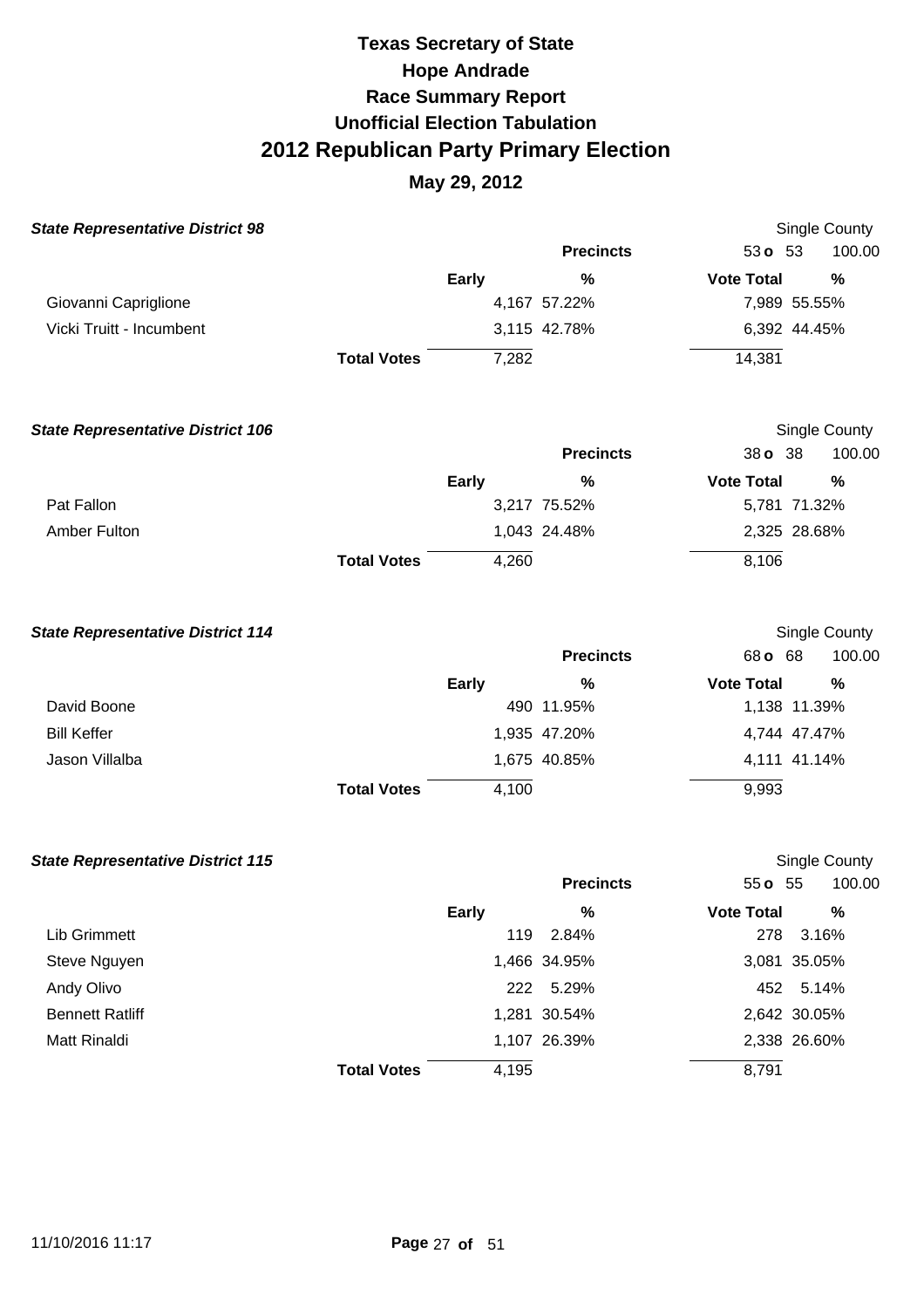# Texas Secretary of State
# Hope Andrade
# Race Summary Report
# Unofficial Election Tabulation
# 2012 Republican Party Primary Election
## May 29, 2012

### State Representative District 98

Single County

| | Early | % | Vote Total | % |
|---|---|---|---|---|
| | | **Precincts** | 53 **o** 53 | 100.00 |
| Giovanni Capriglione | 4,167 | 57.22% | 7,989 | 55.55% |
| Vicki Truitt - Incumbent | 3,115 | 42.78% | 6,392 | 44.45% |
| **Total Votes** | 7,282 | | 14,381 | |

### State Representative District 106

Single County

| | Early | % | Vote Total | % |
|---|---|---|---|---|
| | | **Precincts** | 38 **o** 38 | 100.00 |
| Pat Fallon | 3,217 | 75.52% | 5,781 | 71.32% |
| Amber Fulton | 1,043 | 24.48% | 2,325 | 28.68% |
| **Total Votes** | 4,260 | | 8,106 | |

### State Representative District 114

Single County

| | Early | % | Vote Total | % |
|---|---|---|---|---|
| | | **Precincts** | 68 **o** 68 | 100.00 |
| David Boone | 490 | 11.95% | 1,138 | 11.39% |
| Bill Keffer | 1,935 | 47.20% | 4,744 | 47.47% |
| Jason Villalba | 1,675 | 40.85% | 4,111 | 41.14% |
| **Total Votes** | 4,100 | | 9,993 | |

### State Representative District 115

Single County

| | Early | % | Vote Total | % |
|---|---|---|---|---|
| | | **Precincts** | 55 **o** 55 | 100.00 |
| Lib Grimmett | 119 | 2.84% | 278 | 3.16% |
| Steve Nguyen | 1,466 | 34.95% | 3,081 | 35.05% |
| Andy Olivo | 222 | 5.29% | 452 | 5.14% |
| Bennett Ratliff | 1,281 | 30.54% | 2,642 | 30.05% |
| Matt Rinaldi | 1,107 | 26.39% | 2,338 | 26.60% |
| **Total Votes** | 4,195 | | 8,791 | |

11/10/2016 11:17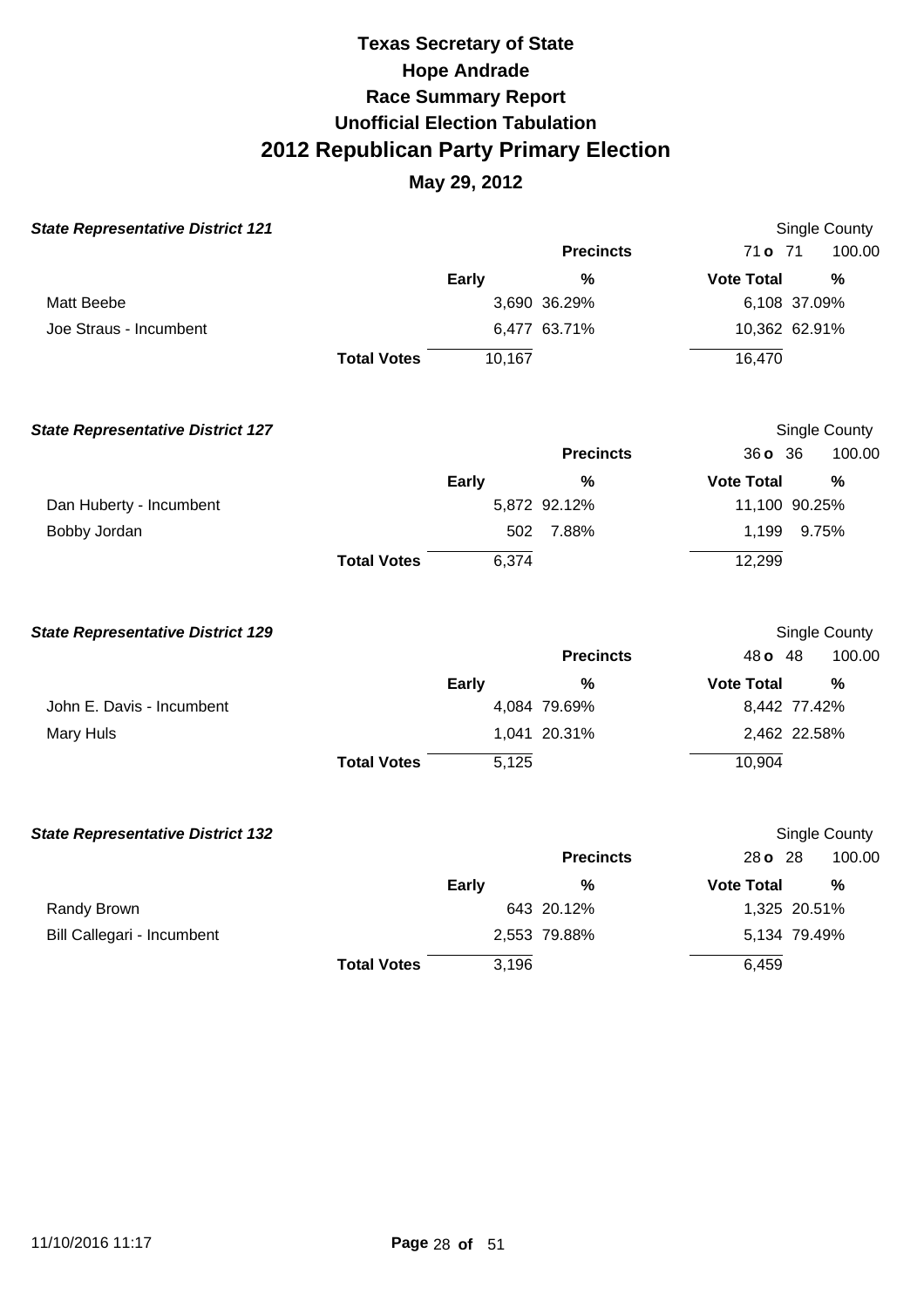# Texas Secretary of State
# Hope Andrade
# Race Summary Report
# Unofficial Election Tabulation
# 2012 Republican Party Primary Election
## May 29, 2012

***State Representative District 121*** — Single County

| | Early | % | Vote Total | % |
|---|---|---|---|---|
| | | **Precincts** | 71 o 71 | 100.00 |
| Matt Beebe | 3,690 | 36.29% | 6,108 | 37.09% |
| Joe Straus - Incumbent | 6,477 | 63.71% | 10,362 | 62.91% |
| **Total Votes** | 10,167 | | 16,470 | |

***State Representative District 127*** — Single County

| | Early | % | Vote Total | % |
|---|---|---|---|---|
| | | **Precincts** | 36 o 36 | 100.00 |
| Dan Huberty - Incumbent | 5,872 | 92.12% | 11,100 | 90.25% |
| Bobby Jordan | 502 | 7.88% | 1,199 | 9.75% |
| **Total Votes** | 6,374 | | 12,299 | |

***State Representative District 129*** — Single County

| | Early | % | Vote Total | % |
|---|---|---|---|---|
| | | **Precincts** | 48 o 48 | 100.00 |
| John E. Davis - Incumbent | 4,084 | 79.69% | 8,442 | 77.42% |
| Mary Huls | 1,041 | 20.31% | 2,462 | 22.58% |
| **Total Votes** | 5,125 | | 10,904 | |

***State Representative District 132*** — Single County

| | Early | % | Vote Total | % |
|---|---|---|---|---|
| | | **Precincts** | 28 o 28 | 100.00 |
| Randy Brown | 643 | 20.12% | 1,325 | 20.51% |
| Bill Callegari - Incumbent | 2,553 | 79.88% | 5,134 | 79.49% |
| **Total Votes** | 3,196 | | 6,459 | |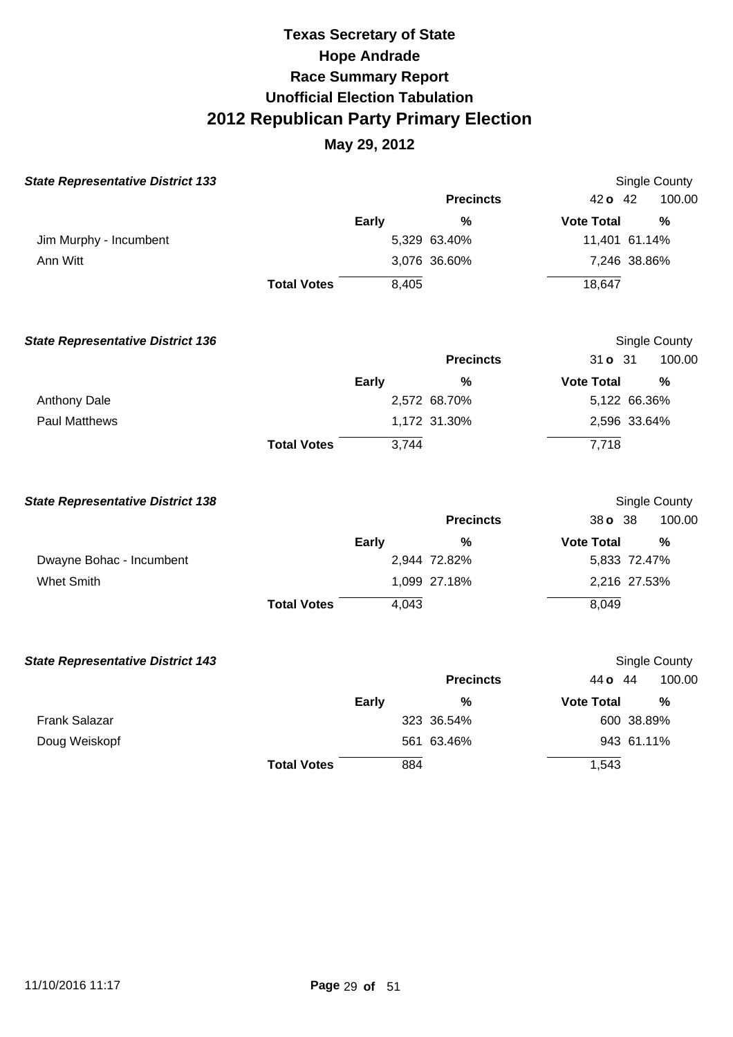# Texas Secretary of State
# Hope Andrade
# Race Summary Report
# Unofficial Election Tabulation
# 2012 Republican Party Primary Election
## May 29, 2012

### *State Representative District 133*

Single County

| | Early | % | Vote Total | % |
|---|---|---|---|---|
| | | **Precincts** | 42 o 42 | 100.00 |
| Jim Murphy - Incumbent | 5,329 | 63.40% | 11,401 | 61.14% |
| Ann Witt | 3,076 | 36.60% | 7,246 | 38.86% |
| **Total Votes** | 8,405 | | 18,647 | |

### *State Representative District 136*

Single County

| | Early | % | Vote Total | % |
|---|---|---|---|---|
| | | **Precincts** | 31 o 31 | 100.00 |
| Anthony Dale | 2,572 | 68.70% | 5,122 | 66.36% |
| Paul Matthews | 1,172 | 31.30% | 2,596 | 33.64% |
| **Total Votes** | 3,744 | | 7,718 | |

### *State Representative District 138*

Single County

| | Early | % | Vote Total | % |
|---|---|---|---|---|
| | | **Precincts** | 38 o 38 | 100.00 |
| Dwayne Bohac - Incumbent | 2,944 | 72.82% | 5,833 | 72.47% |
| Whet Smith | 1,099 | 27.18% | 2,216 | 27.53% |
| **Total Votes** | 4,043 | | 8,049 | |

### *State Representative District 143*

Single County

| | Early | % | Vote Total | % |
|---|---|---|---|---|
| | | **Precincts** | 44 o 44 | 100.00 |
| Frank Salazar | 323 | 36.54% | 600 | 38.89% |
| Doug Weiskopf | 561 | 63.46% | 943 | 61.11% |
| **Total Votes** | 884 | | 1,543 | |

11/10/2016 11:17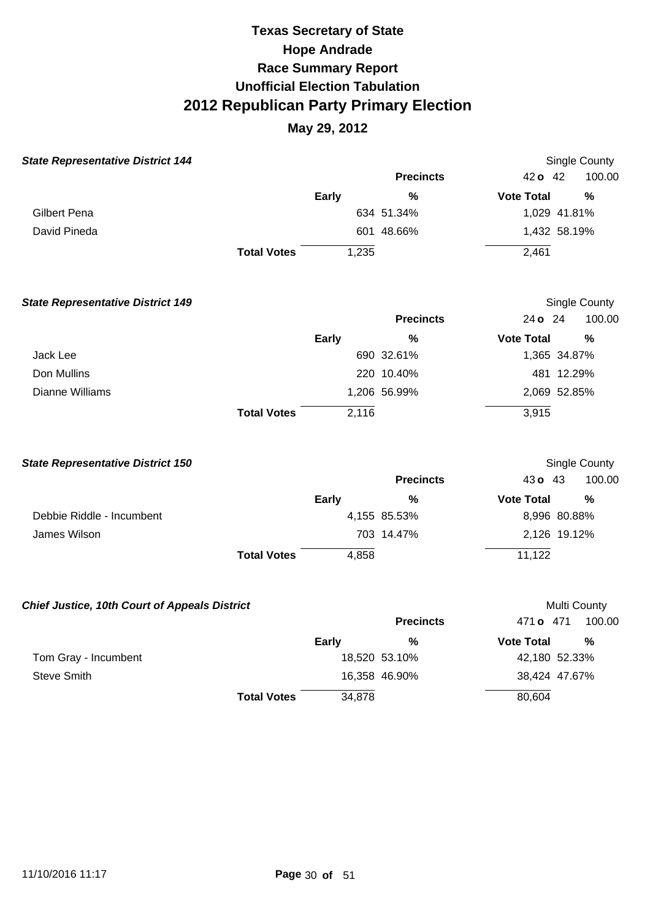# Texas Secretary of State
# Hope Andrade
# Race Summary Report
# Unofficial Election Tabulation
# 2012 Republican Party Primary Election
## May 29, 2012

### *State Representative District 144*

Single County

| | Early | % | Vote Total | % |
|---|---|---|---|---|
| | | **Precincts** | 42 **o** 42 | 100.00 |
| Gilbert Pena | 634 | 51.34% | 1,029 | 41.81% |
| David Pineda | 601 | 48.66% | 1,432 | 58.19% |
| **Total Votes** | 1,235 | | 2,461 | |

### *State Representative District 149*

Single County

| | Early | % | Vote Total | % |
|---|---|---|---|---|
| | | **Precincts** | 24 **o** 24 | 100.00 |
| Jack Lee | 690 | 32.61% | 1,365 | 34.87% |
| Don Mullins | 220 | 10.40% | 481 | 12.29% |
| Dianne Williams | 1,206 | 56.99% | 2,069 | 52.85% |
| **Total Votes** | 2,116 | | 3,915 | |

### *State Representative District 150*

Single County

| | Early | % | Vote Total | % |
|---|---|---|---|---|
| | | **Precincts** | 43 **o** 43 | 100.00 |
| Debbie Riddle - Incumbent | 4,155 | 85.53% | 8,996 | 80.88% |
| James Wilson | 703 | 14.47% | 2,126 | 19.12% |
| **Total Votes** | 4,858 | | 11,122 | |

### *Chief Justice, 10th Court of Appeals District*

Multi County

| | Early | % | Vote Total | % |
|---|---|---|---|---|
| | | **Precincts** | 471 **o** 471 | 100.00 |
| Tom Gray - Incumbent | 18,520 | 53.10% | 42,180 | 52.33% |
| Steve Smith | 16,358 | 46.90% | 38,424 | 47.67% |
| **Total Votes** | 34,878 | | 80,604 | |

11/10/2016 11:17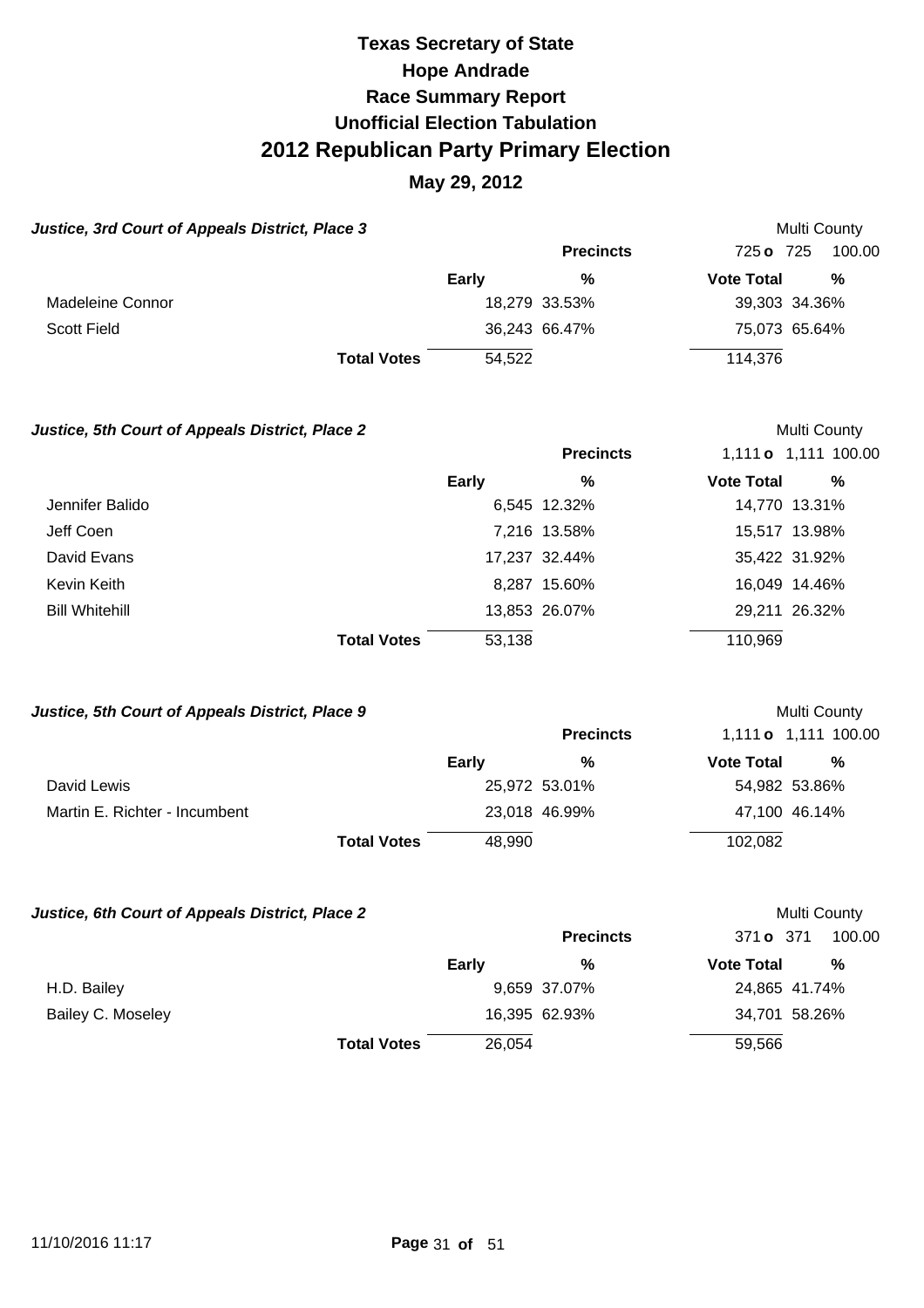# Texas Secretary of State
# Hope Andrade
# Race Summary Report
# Unofficial Election Tabulation
# 2012 Republican Party Primary Election
## May 29, 2012

### Justice, 3rd Court of Appeals District, Place 3

Multi County

| | Early | % | Vote Total | % |
|---|---|---|---|---|
| | | **Precincts** | 725 **o** 725 | 100.00 |
| Madeleine Connor | 18,279 | 33.53% | 39,303 | 34.36% |
| Scott Field | 36,243 | 66.47% | 75,073 | 65.64% |
| **Total Votes** | 54,522 | | 114,376 | |

### Justice, 5th Court of Appeals District, Place 2

Multi County

| | Early | % | Vote Total | % |
|---|---|---|---|---|
| | | **Precincts** | 1,111 **o** 1,111 | 100.00 |
| Jennifer Balido | 6,545 | 12.32% | 14,770 | 13.31% |
| Jeff Coen | 7,216 | 13.58% | 15,517 | 13.98% |
| David Evans | 17,237 | 32.44% | 35,422 | 31.92% |
| Kevin Keith | 8,287 | 15.60% | 16,049 | 14.46% |
| Bill Whitehill | 13,853 | 26.07% | 29,211 | 26.32% |
| **Total Votes** | 53,138 | | 110,969 | |

### Justice, 5th Court of Appeals District, Place 9

Multi County

| | Early | % | Vote Total | % |
|---|---|---|---|---|
| | | **Precincts** | 1,111 **o** 1,111 | 100.00 |
| David Lewis | 25,972 | 53.01% | 54,982 | 53.86% |
| Martin E. Richter - Incumbent | 23,018 | 46.99% | 47,100 | 46.14% |
| **Total Votes** | 48,990 | | 102,082 | |

### Justice, 6th Court of Appeals District, Place 2

Multi County

| | Early | % | Vote Total | % |
|---|---|---|---|---|
| | | **Precincts** | 371 **o** 371 | 100.00 |
| H.D. Bailey | 9,659 | 37.07% | 24,865 | 41.74% |
| Bailey C. Moseley | 16,395 | 62.93% | 34,701 | 58.26% |
| **Total Votes** | 26,054 | | 59,566 | |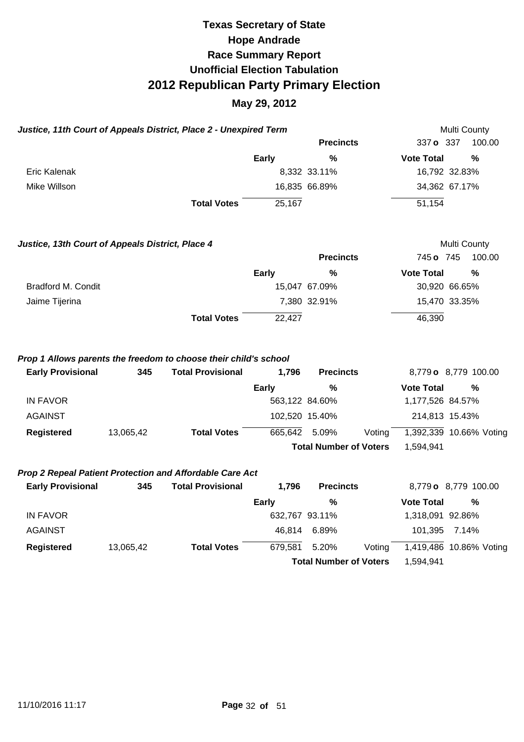# Texas Secretary of State
# Hope Andrade
# Race Summary Report
# Unofficial Election Tabulation
# 2012 Republican Party Primary Election
## May 29, 2012

***Justice, 11th Court of Appeals District, Place 2 - Unexpired Term*** — Multi County

| | Early | % | Vote Total | % |
|---|---|---|---|---|
| | | **Precincts** | 337 **o** 337 | 100.00 |
| Eric Kalenak | 8,332 | 33.11% | 16,792 | 32.83% |
| Mike Willson | 16,835 | 66.89% | 34,362 | 67.17% |
| **Total Votes** | 25,167 | | 51,154 | |

***Justice, 13th Court of Appeals District, Place 4*** — Multi County

| | Early | % | Vote Total | % |
|---|---|---|---|---|
| | | **Precincts** | 745 **o** 745 | 100.00 |
| Bradford M. Condit | 15,047 | 67.09% | 30,920 | 66.65% |
| Jaime Tijerina | 7,380 | 32.91% | 15,470 | 33.35% |
| **Total Votes** | 22,427 | | 46,390 | |

***Prop 1 Allows parents the freedom to choose their child's school***

| **Early Provisional** | **345** | **Total Provisional** | **1,796** | **Precincts** | | 8,779 **o** 8,779 | 100.00 |
|---|---|---|---|---|---|---|---|
| | | | **Early** | **%** | | **Vote Total** | **%** |
| IN FAVOR | | | 563,122 | 84.60% | | 1,177,526 | 84.57% |
| AGAINST | | | 102,520 | 15.40% | | 214,813 | 15.43% |
| **Registered** | 13,065,42 | **Total Votes** | 665,642 | 5.09% | Voting | 1,392,339 | 10.66% Voting |
| | | | | **Total Number of Voters** | | 1,594,941 | |

***Prop 2 Repeal Patient Protection and Affordable Care Act***

| **Early Provisional** | **345** | **Total Provisional** | **1,796** | **Precincts** | | 8,779 **o** 8,779 | 100.00 |
|---|---|---|---|---|---|---|---|
| | | | **Early** | **%** | | **Vote Total** | **%** |
| IN FAVOR | | | 632,767 | 93.11% | | 1,318,091 | 92.86% |
| AGAINST | | | 46,814 | 6.89% | | 101,395 | 7.14% |
| **Registered** | 13,065,42 | **Total Votes** | 679,581 | 5.20% | Voting | 1,419,486 | 10.86% Voting |
| | | | | **Total Number of Voters** | | 1,594,941 | |

11/10/2016 11:17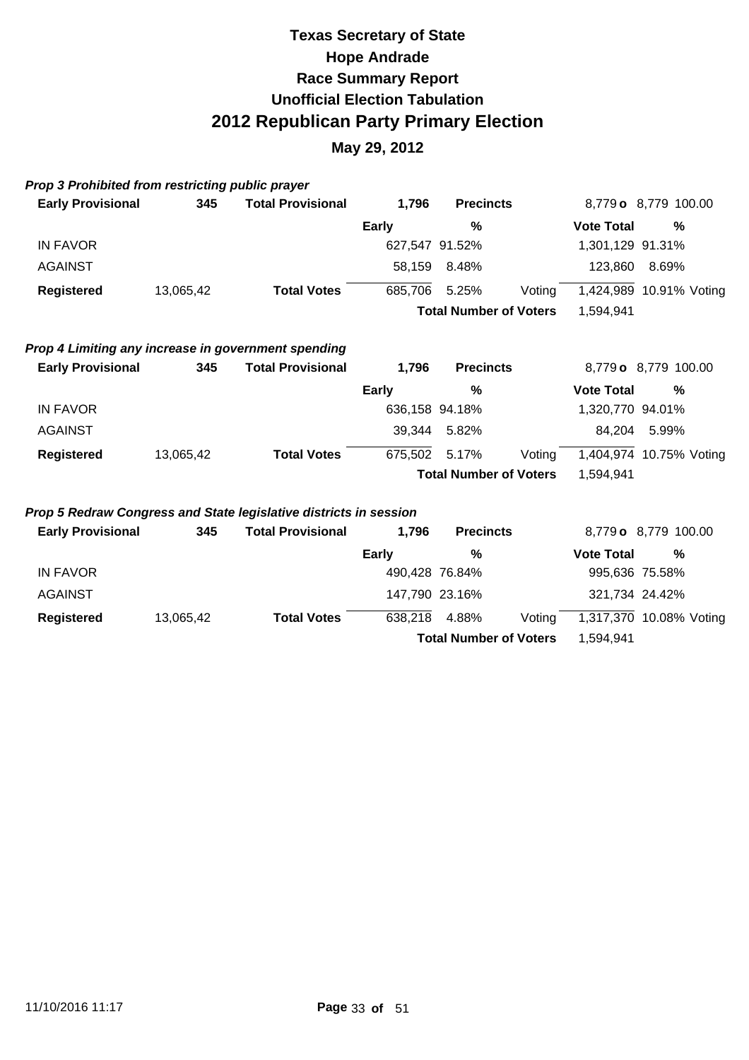# Texas Secretary of State
# Hope Andrade
## Race Summary Report
## Unofficial Election Tabulation
# 2012 Republican Party Primary Election
## May 29, 2012

### *Prop 3 Prohibited from restricting public prayer*

| **Early Provisional** | **345** | **Total Provisional** | **1,796** | **Precincts** | | 8,779 **o** | 8,779 100.00 |
|---|---|---|---|---|---|---|---|
| | | | **Early** | **%** | | **Vote Total** | **%** |
| IN FAVOR | | | 627,547 | 91.52% | | 1,301,129 | 91.31% |
| AGAINST | | | 58,159 | 8.48% | | 123,860 | 8.69% |
| **Registered** | 13,065,42 | **Total Votes** | 685,706 | 5.25% | Voting | 1,424,989 | 10.91% Voting |
| | | | | **Total Number of Voters** | | 1,594,941 | |

### *Prop 4 Limiting any increase in government spending*

| **Early Provisional** | **345** | **Total Provisional** | **1,796** | **Precincts** | | 8,779 **o** | 8,779 100.00 |
|---|---|---|---|---|---|---|---|
| | | | **Early** | **%** | | **Vote Total** | **%** |
| IN FAVOR | | | 636,158 | 94.18% | | 1,320,770 | 94.01% |
| AGAINST | | | 39,344 | 5.82% | | 84,204 | 5.99% |
| **Registered** | 13,065,42 | **Total Votes** | 675,502 | 5.17% | Voting | 1,404,974 | 10.75% Voting |
| | | | | **Total Number of Voters** | | 1,594,941 | |

### *Prop 5 Redraw Congress and State legislative districts in session*

| **Early Provisional** | **345** | **Total Provisional** | **1,796** | **Precincts** | | 8,779 **o** | 8,779 100.00 |
|---|---|---|---|---|---|---|---|
| | | | **Early** | **%** | | **Vote Total** | **%** |
| IN FAVOR | | | 490,428 | 76.84% | | 995,636 | 75.58% |
| AGAINST | | | 147,790 | 23.16% | | 321,734 | 24.42% |
| **Registered** | 13,065,42 | **Total Votes** | 638,218 | 4.88% | Voting | 1,317,370 | 10.08% Voting |
| | | | | **Total Number of Voters** | | 1,594,941 | |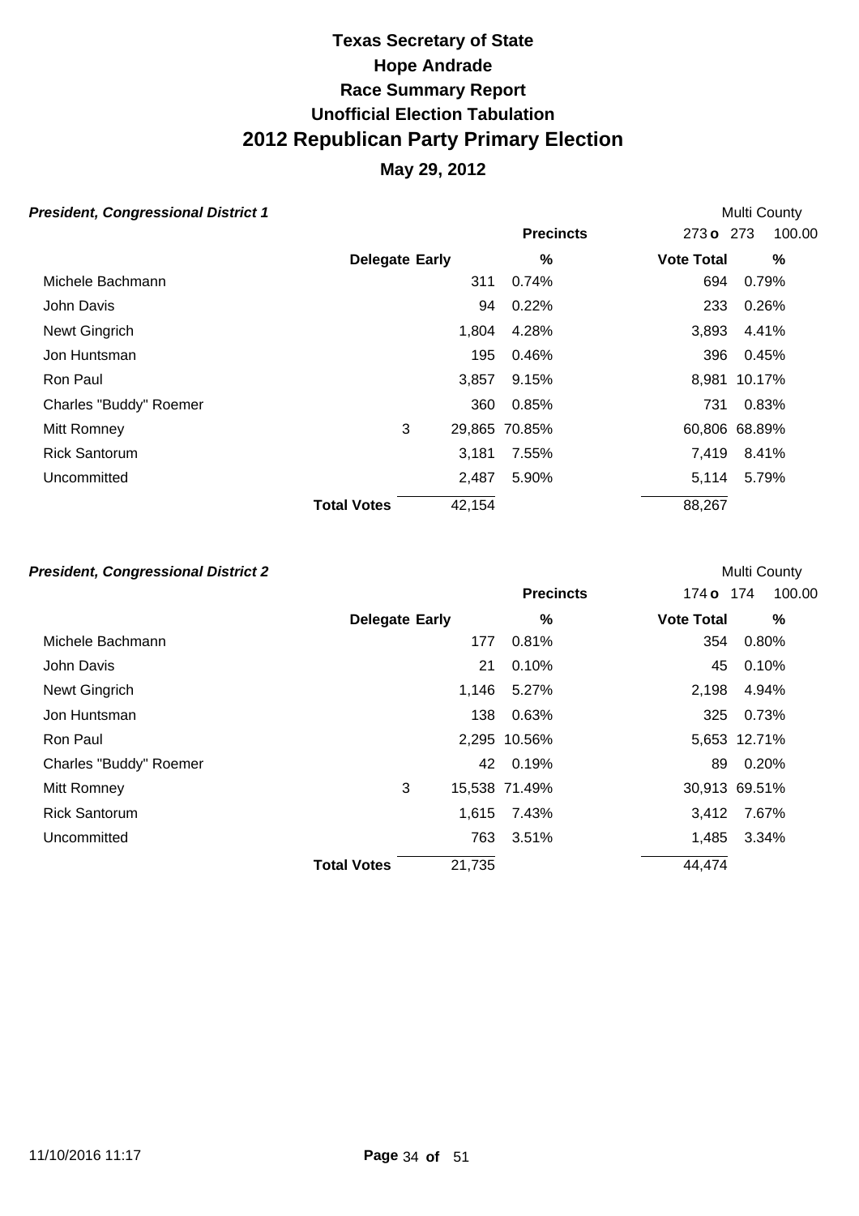# Texas Secretary of State
# Hope Andrade
# Race Summary Report
# Unofficial Election Tabulation
# 2012 Republican Party Primary Election
## May 29, 2012

### *President, Congressional District 1*

Multi County

| | Delegate | Early | % | Vote Total | % |
|---|---|---|---|---|---|
| | | | **Precincts** | 273 **o** 273 | 100.00 |
| Michele Bachmann | | 311 | 0.74% | 694 | 0.79% |
| John Davis | | 94 | 0.22% | 233 | 0.26% |
| Newt Gingrich | | 1,804 | 4.28% | 3,893 | 4.41% |
| Jon Huntsman | | 195 | 0.46% | 396 | 0.45% |
| Ron Paul | | 3,857 | 9.15% | 8,981 | 10.17% |
| Charles "Buddy" Roemer | | 360 | 0.85% | 731 | 0.83% |
| Mitt Romney | 3 | 29,865 | 70.85% | 60,806 | 68.89% |
| Rick Santorum | | 3,181 | 7.55% | 7,419 | 8.41% |
| Uncommitted | | 2,487 | 5.90% | 5,114 | 5.79% |
| **Total Votes** | | 42,154 | | 88,267 | |

### *President, Congressional District 2*

Multi County

| | Delegate | Early | % | Vote Total | % |
|---|---|---|---|---|---|
| | | | **Precincts** | 174 **o** 174 | 100.00 |
| Michele Bachmann | | 177 | 0.81% | 354 | 0.80% |
| John Davis | | 21 | 0.10% | 45 | 0.10% |
| Newt Gingrich | | 1,146 | 5.27% | 2,198 | 4.94% |
| Jon Huntsman | | 138 | 0.63% | 325 | 0.73% |
| Ron Paul | | 2,295 | 10.56% | 5,653 | 12.71% |
| Charles "Buddy" Roemer | | 42 | 0.19% | 89 | 0.20% |
| Mitt Romney | 3 | 15,538 | 71.49% | 30,913 | 69.51% |
| Rick Santorum | | 1,615 | 7.43% | 3,412 | 7.67% |
| Uncommitted | | 763 | 3.51% | 1,485 | 3.34% |
| **Total Votes** | | 21,735 | | 44,474 | |

11/10/2016 11:17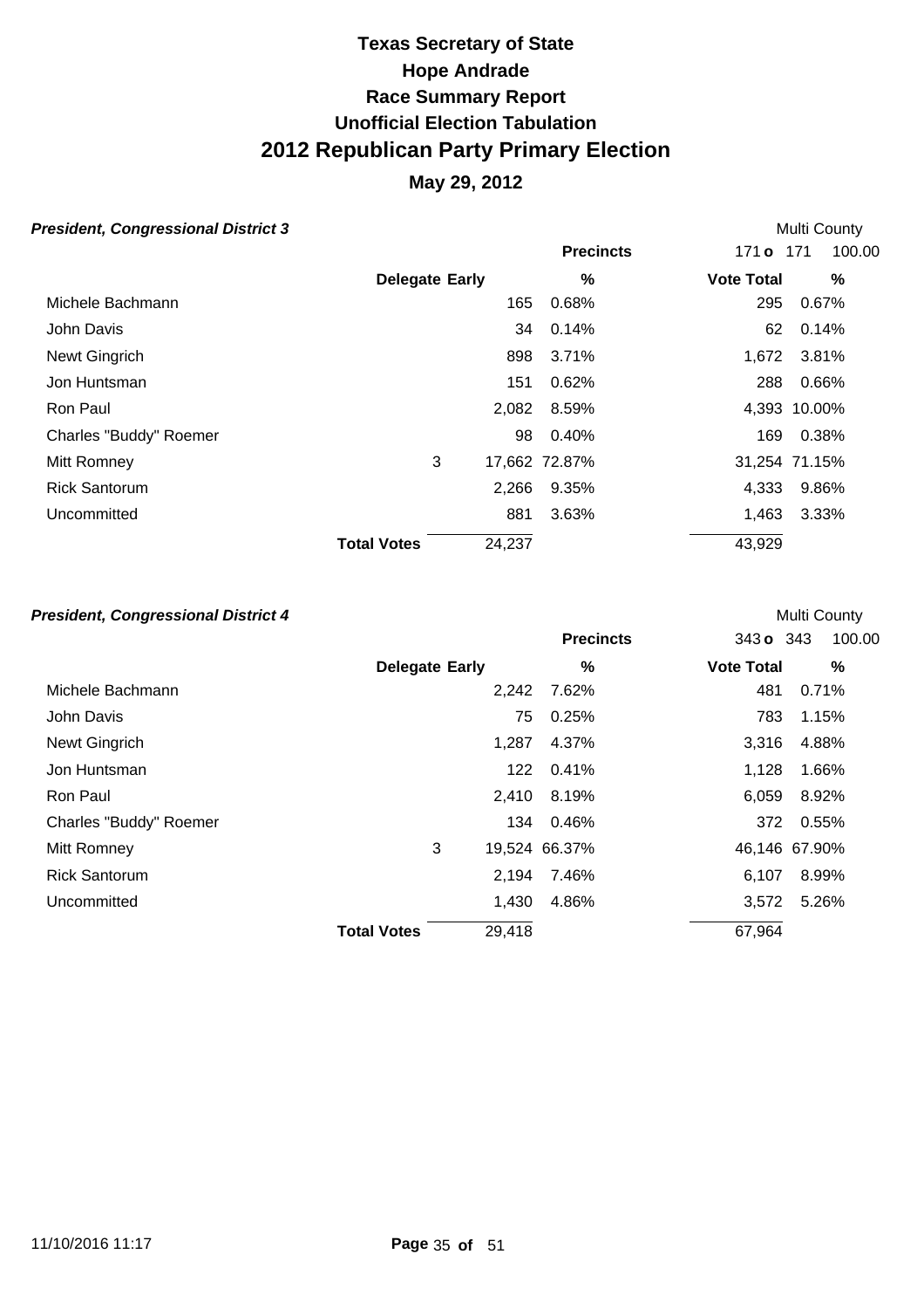# Texas Secretary of State
## Hope Andrade
## Race Summary Report
## Unofficial Election Tabulation
# 2012 Republican Party Primary Election
## May 29, 2012

### *President, Congressional District 3*

Multi County

| | Delegate | Early | % | Vote Total | % |
|---|---|---|---|---|---|
| | | | **Precincts** | 171 o 171 | 100.00 |
| Michele Bachmann | | 165 | 0.68% | 295 | 0.67% |
| John Davis | | 34 | 0.14% | 62 | 0.14% |
| Newt Gingrich | | 898 | 3.71% | 1,672 | 3.81% |
| Jon Huntsman | | 151 | 0.62% | 288 | 0.66% |
| Ron Paul | | 2,082 | 8.59% | 4,393 | 10.00% |
| Charles "Buddy" Roemer | | 98 | 0.40% | 169 | 0.38% |
| Mitt Romney | 3 | 17,662 | 72.87% | 31,254 | 71.15% |
| Rick Santorum | | 2,266 | 9.35% | 4,333 | 9.86% |
| Uncommitted | | 881 | 3.63% | 1,463 | 3.33% |
| | **Total Votes** | 24,237 | | 43,929 | |

### *President, Congressional District 4*

Multi County

| | Delegate | Early | % | Vote Total | % |
|---|---|---|---|---|---|
| | | | **Precincts** | 343 o 343 | 100.00 |
| Michele Bachmann | | 2,242 | 7.62% | 481 | 0.71% |
| John Davis | | 75 | 0.25% | 783 | 1.15% |
| Newt Gingrich | | 1,287 | 4.37% | 3,316 | 4.88% |
| Jon Huntsman | | 122 | 0.41% | 1,128 | 1.66% |
| Ron Paul | | 2,410 | 8.19% | 6,059 | 8.92% |
| Charles "Buddy" Roemer | | 134 | 0.46% | 372 | 0.55% |
| Mitt Romney | 3 | 19,524 | 66.37% | 46,146 | 67.90% |
| Rick Santorum | | 2,194 | 7.46% | 6,107 | 8.99% |
| Uncommitted | | 1,430 | 4.86% | 3,572 | 5.26% |
| | **Total Votes** | 29,418 | | 67,964 | |

11/10/2016 11:17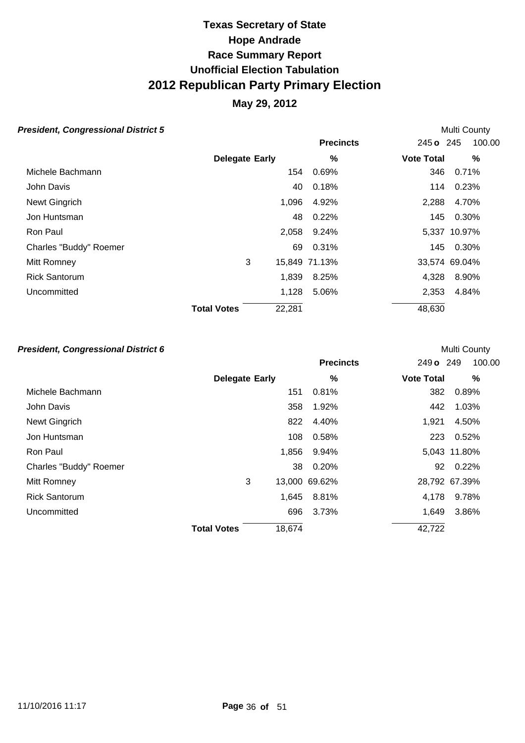# Texas Secretary of State
# Hope Andrade
# Race Summary Report
# Unofficial Election Tabulation
# 2012 Republican Party Primary Election

## May 29, 2012

***President, Congressional District 5*** — Multi County

| | Delegate | Early | % | Vote Total | % |
|---|---|---|---|---|---|
| | | | **Precincts** | 245 o 245 | 100.00 |
| Michele Bachmann | | 154 | 0.69% | 346 | 0.71% |
| John Davis | | 40 | 0.18% | 114 | 0.23% |
| Newt Gingrich | | 1,096 | 4.92% | 2,288 | 4.70% |
| Jon Huntsman | | 48 | 0.22% | 145 | 0.30% |
| Ron Paul | | 2,058 | 9.24% | 5,337 | 10.97% |
| Charles "Buddy" Roemer | | 69 | 0.31% | 145 | 0.30% |
| Mitt Romney | 3 | 15,849 | 71.13% | 33,574 | 69.04% |
| Rick Santorum | | 1,839 | 8.25% | 4,328 | 8.90% |
| Uncommitted | | 1,128 | 5.06% | 2,353 | 4.84% |
| **Total Votes** | | 22,281 | | 48,630 | |

***President, Congressional District 6*** — Multi County

| | Delegate | Early | % | Vote Total | % |
|---|---|---|---|---|---|
| | | | **Precincts** | 249 o 249 | 100.00 |
| Michele Bachmann | | 151 | 0.81% | 382 | 0.89% |
| John Davis | | 358 | 1.92% | 442 | 1.03% |
| Newt Gingrich | | 822 | 4.40% | 1,921 | 4.50% |
| Jon Huntsman | | 108 | 0.58% | 223 | 0.52% |
| Ron Paul | | 1,856 | 9.94% | 5,043 | 11.80% |
| Charles "Buddy" Roemer | | 38 | 0.20% | 92 | 0.22% |
| Mitt Romney | 3 | 13,000 | 69.62% | 28,792 | 67.39% |
| Rick Santorum | | 1,645 | 8.81% | 4,178 | 9.78% |
| Uncommitted | | 696 | 3.73% | 1,649 | 3.86% |
| **Total Votes** | | 18,674 | | 42,722 | |

11/10/2016 11:17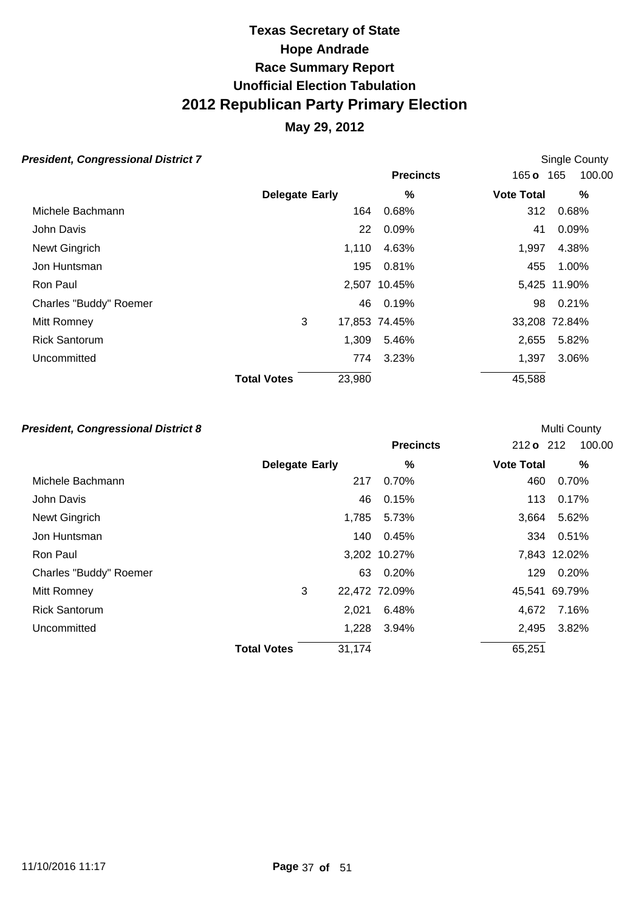# Texas Secretary of State
# Hope Andrade
# Race Summary Report
# Unofficial Election Tabulation
# 2012 Republican Party Primary Election
## May 29, 2012

### *President, Congressional District 7*

Single County

Precincts: 165 o 165 100.00

| | Delegate | Early | % | Vote Total | % |
|---|---|---|---|---|---|
| Michele Bachmann | | 164 | 0.68% | 312 | 0.68% |
| John Davis | | 22 | 0.09% | 41 | 0.09% |
| Newt Gingrich | | 1,110 | 4.63% | 1,997 | 4.38% |
| Jon Huntsman | | 195 | 0.81% | 455 | 1.00% |
| Ron Paul | | 2,507 | 10.45% | 5,425 | 11.90% |
| Charles "Buddy" Roemer | | 46 | 0.19% | 98 | 0.21% |
| Mitt Romney | 3 | 17,853 | 74.45% | 33,208 | 72.84% |
| Rick Santorum | | 1,309 | 5.46% | 2,655 | 5.82% |
| Uncommitted | | 774 | 3.23% | 1,397 | 3.06% |
| **Total Votes** | | 23,980 | | 45,588 | |

### *President, Congressional District 8*

Multi County

Precincts: 212 o 212 100.00

| | Delegate | Early | % | Vote Total | % |
|---|---|---|---|---|---|
| Michele Bachmann | | 217 | 0.70% | 460 | 0.70% |
| John Davis | | 46 | 0.15% | 113 | 0.17% |
| Newt Gingrich | | 1,785 | 5.73% | 3,664 | 5.62% |
| Jon Huntsman | | 140 | 0.45% | 334 | 0.51% |
| Ron Paul | | 3,202 | 10.27% | 7,843 | 12.02% |
| Charles "Buddy" Roemer | | 63 | 0.20% | 129 | 0.20% |
| Mitt Romney | 3 | 22,472 | 72.09% | 45,541 | 69.79% |
| Rick Santorum | | 2,021 | 6.48% | 4,672 | 7.16% |
| Uncommitted | | 1,228 | 3.94% | 2,495 | 3.82% |
| **Total Votes** | | 31,174 | | 65,251 | |

11/10/2016 11:17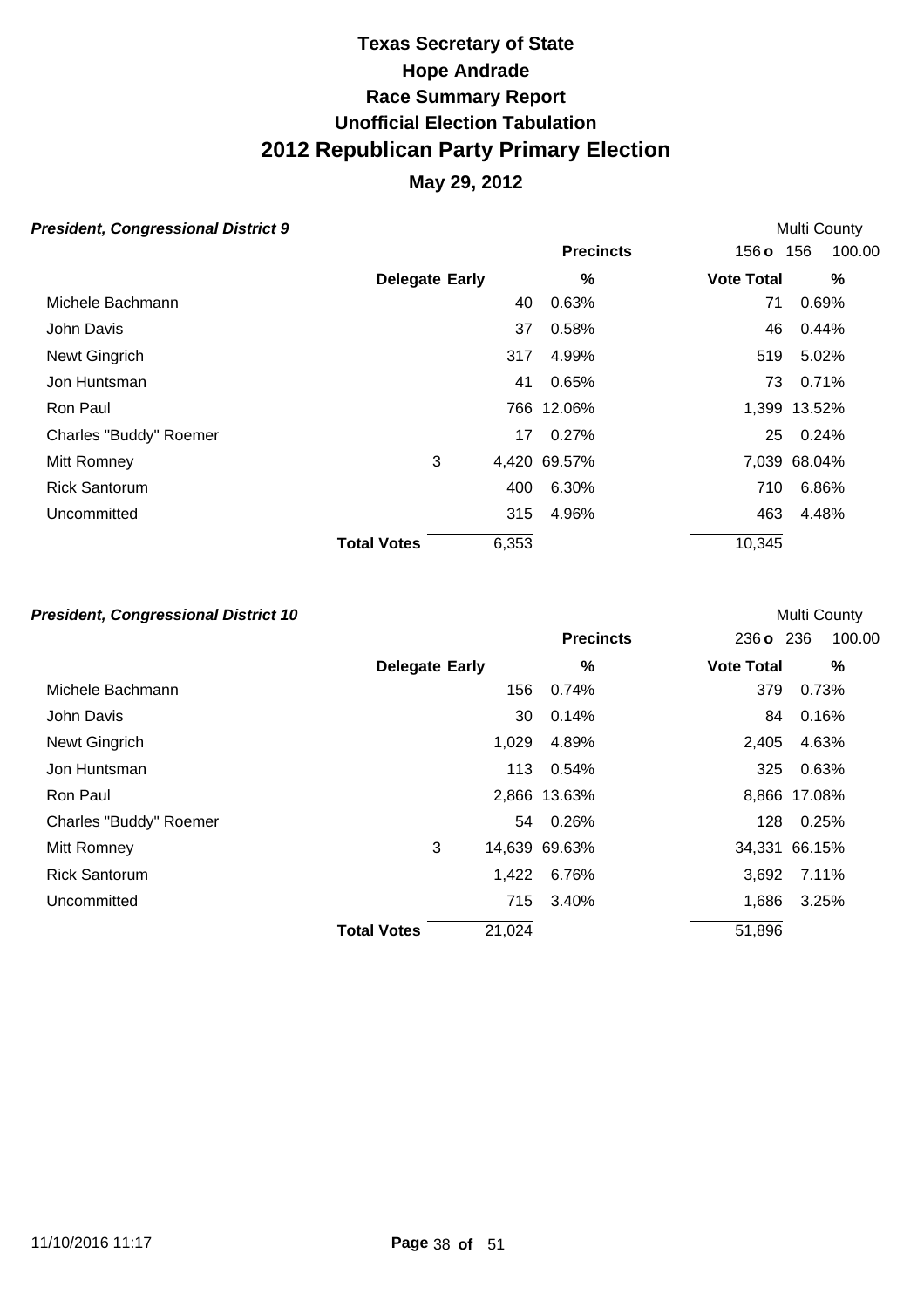# Texas Secretary of State

## Hope Andrade

## Race Summary Report

## Unofficial Election Tabulation

# 2012 Republican Party Primary Election

## May 29, 2012

### *President, Congressional District 9*

Multi County

| | Delegate | Early | % | Vote Total | % |
|---|---|---|---|---|---|
| | | | **Precincts** | 156 **o** 156 | 100.00 |
| Michele Bachmann | | 40 | 0.63% | 71 | 0.69% |
| John Davis | | 37 | 0.58% | 46 | 0.44% |
| Newt Gingrich | | 317 | 4.99% | 519 | 5.02% |
| Jon Huntsman | | 41 | 0.65% | 73 | 0.71% |
| Ron Paul | | 766 | 12.06% | 1,399 | 13.52% |
| Charles "Buddy" Roemer | | 17 | 0.27% | 25 | 0.24% |
| Mitt Romney | 3 | 4,420 | 69.57% | 7,039 | 68.04% |
| Rick Santorum | | 400 | 6.30% | 710 | 6.86% |
| Uncommitted | | 315 | 4.96% | 463 | 4.48% |
| | **Total Votes** | 6,353 | | 10,345 | |

### *President, Congressional District 10*

Multi County

| | Delegate | Early | % | Vote Total | % |
|---|---|---|---|---|---|
| | | | **Precincts** | 236 **o** 236 | 100.00 |
| Michele Bachmann | | 156 | 0.74% | 379 | 0.73% |
| John Davis | | 30 | 0.14% | 84 | 0.16% |
| Newt Gingrich | | 1,029 | 4.89% | 2,405 | 4.63% |
| Jon Huntsman | | 113 | 0.54% | 325 | 0.63% |
| Ron Paul | | 2,866 | 13.63% | 8,866 | 17.08% |
| Charles "Buddy" Roemer | | 54 | 0.26% | 128 | 0.25% |
| Mitt Romney | 3 | 14,639 | 69.63% | 34,331 | 66.15% |
| Rick Santorum | | 1,422 | 6.76% | 3,692 | 7.11% |
| Uncommitted | | 715 | 3.40% | 1,686 | 3.25% |
| | **Total Votes** | 21,024 | | 51,896 | |

11/10/2016 11:17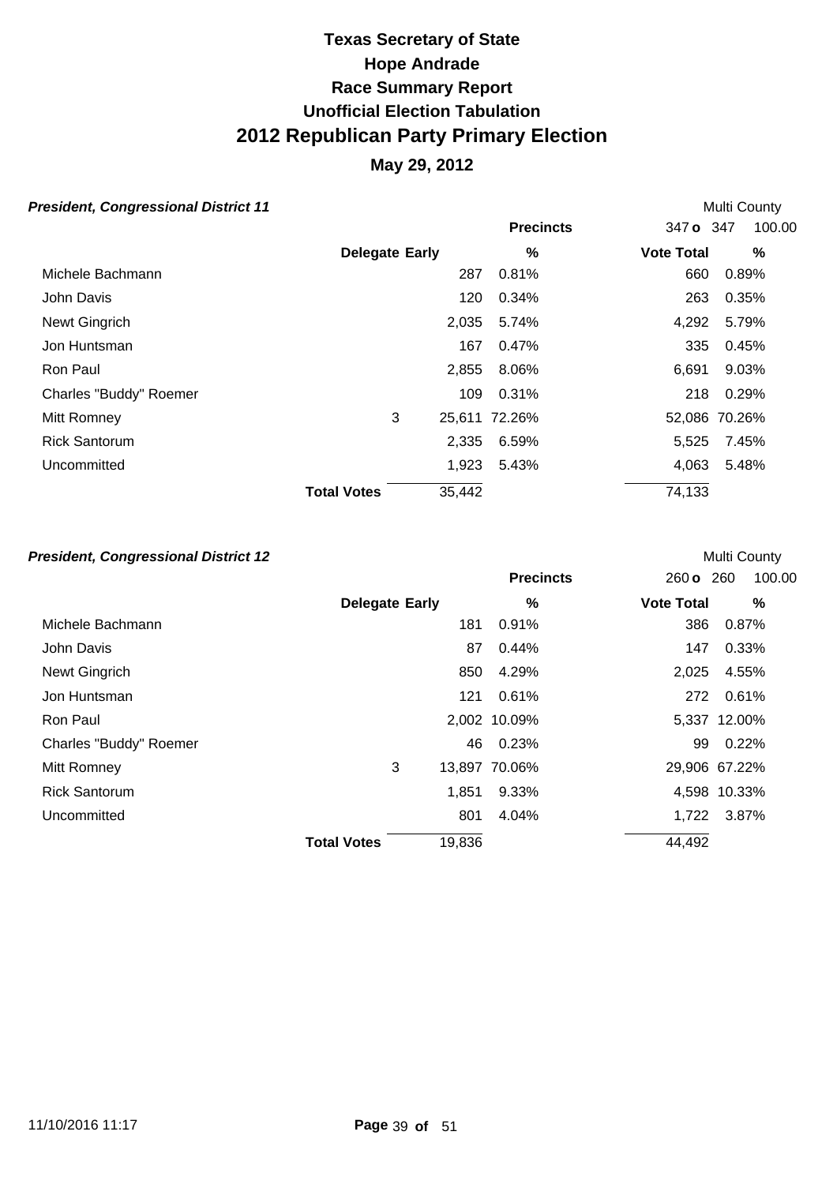# Texas Secretary of State
# Hope Andrade
# Race Summary Report
# Unofficial Election Tabulation
# 2012 Republican Party Primary Election
## May 29, 2012

### *President, Congressional District 11*

Multi County

| | Delegate | Early | % | Vote Total | % |
|---|---|---|---|---|---|
| | | | **Precincts** | 347 **o** 347 | 100.00 |
| Michele Bachmann | | 287 | 0.81% | 660 | 0.89% |
| John Davis | | 120 | 0.34% | 263 | 0.35% |
| Newt Gingrich | | 2,035 | 5.74% | 4,292 | 5.79% |
| Jon Huntsman | | 167 | 0.47% | 335 | 0.45% |
| Ron Paul | | 2,855 | 8.06% | 6,691 | 9.03% |
| Charles "Buddy" Roemer | | 109 | 0.31% | 218 | 0.29% |
| Mitt Romney | 3 | 25,611 | 72.26% | 52,086 | 70.26% |
| Rick Santorum | | 2,335 | 6.59% | 5,525 | 7.45% |
| Uncommitted | | 1,923 | 5.43% | 4,063 | 5.48% |
| **Total Votes** | | 35,442 | | 74,133 | |

### *President, Congressional District 12*

Multi County

| | Delegate | Early | % | Vote Total | % |
|---|---|---|---|---|---|
| | | | **Precincts** | 260 **o** 260 | 100.00 |
| Michele Bachmann | | 181 | 0.91% | 386 | 0.87% |
| John Davis | | 87 | 0.44% | 147 | 0.33% |
| Newt Gingrich | | 850 | 4.29% | 2,025 | 4.55% |
| Jon Huntsman | | 121 | 0.61% | 272 | 0.61% |
| Ron Paul | | 2,002 | 10.09% | 5,337 | 12.00% |
| Charles "Buddy" Roemer | | 46 | 0.23% | 99 | 0.22% |
| Mitt Romney | 3 | 13,897 | 70.06% | 29,906 | 67.22% |
| Rick Santorum | | 1,851 | 9.33% | 4,598 | 10.33% |
| Uncommitted | | 801 | 4.04% | 1,722 | 3.87% |
| **Total Votes** | | 19,836 | | 44,492 | |

11/10/2016 11:17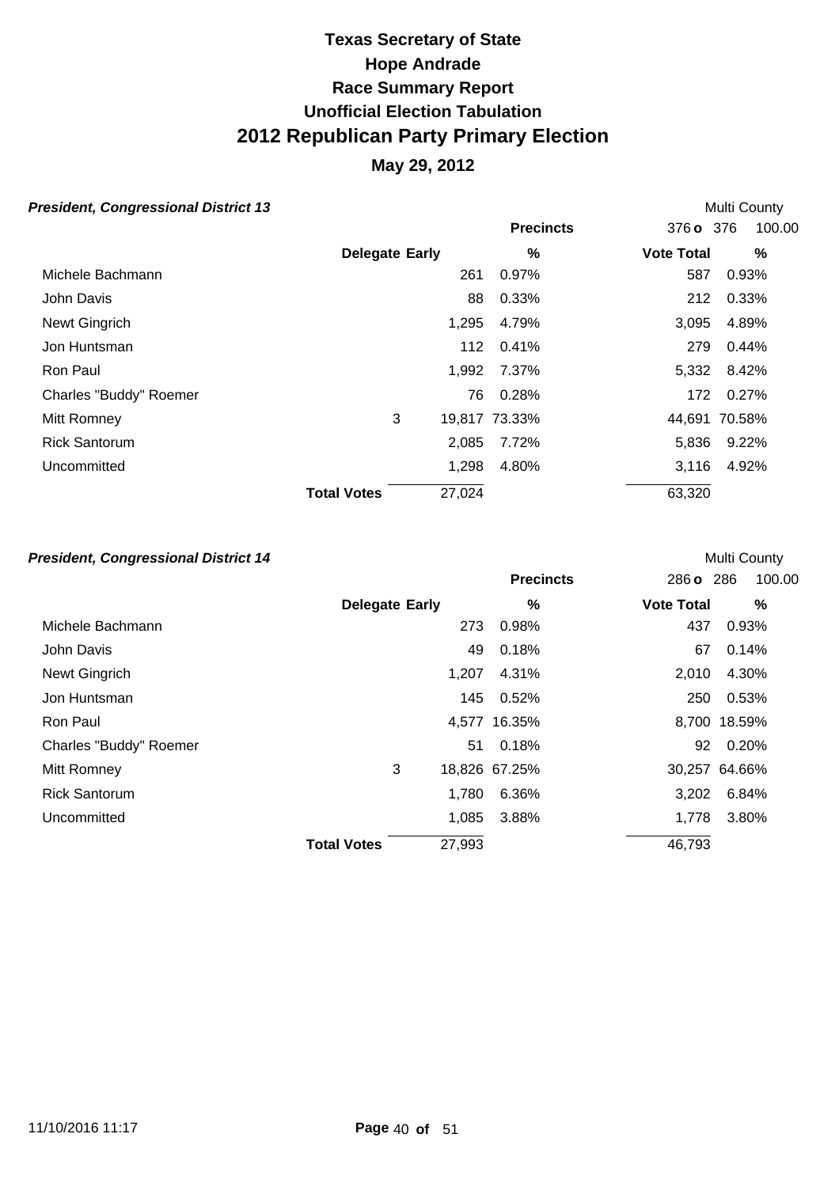# Texas Secretary of State
# Hope Andrade
# Race Summary Report
# Unofficial Election Tabulation
# 2012 Republican Party Primary Election
## May 29, 2012

### *President, Congressional District 13*

Multi County

| | Delegate | Early | % | Vote Total | % |
|---|---|---|---|---|---|
| | | | **Precincts** | 376 **o** 376 | 100.00 |
| Michele Bachmann | | 261 | 0.97% | 587 | 0.93% |
| John Davis | | 88 | 0.33% | 212 | 0.33% |
| Newt Gingrich | | 1,295 | 4.79% | 3,095 | 4.89% |
| Jon Huntsman | | 112 | 0.41% | 279 | 0.44% |
| Ron Paul | | 1,992 | 7.37% | 5,332 | 8.42% |
| Charles "Buddy" Roemer | | 76 | 0.28% | 172 | 0.27% |
| Mitt Romney | 3 | 19,817 | 73.33% | 44,691 | 70.58% |
| Rick Santorum | | 2,085 | 7.72% | 5,836 | 9.22% |
| Uncommitted | | 1,298 | 4.80% | 3,116 | 4.92% |
| | **Total Votes** | 27,024 | | 63,320 | |

### *President, Congressional District 14*

Multi County

| | Delegate | Early | % | Vote Total | % |
|---|---|---|---|---|---|
| | | | **Precincts** | 286 **o** 286 | 100.00 |
| Michele Bachmann | | 273 | 0.98% | 437 | 0.93% |
| John Davis | | 49 | 0.18% | 67 | 0.14% |
| Newt Gingrich | | 1,207 | 4.31% | 2,010 | 4.30% |
| Jon Huntsman | | 145 | 0.52% | 250 | 0.53% |
| Ron Paul | | 4,577 | 16.35% | 8,700 | 18.59% |
| Charles "Buddy" Roemer | | 51 | 0.18% | 92 | 0.20% |
| Mitt Romney | 3 | 18,826 | 67.25% | 30,257 | 64.66% |
| Rick Santorum | | 1,780 | 6.36% | 3,202 | 6.84% |
| Uncommitted | | 1,085 | 3.88% | 1,778 | 3.80% |
| | **Total Votes** | 27,993 | | 46,793 | |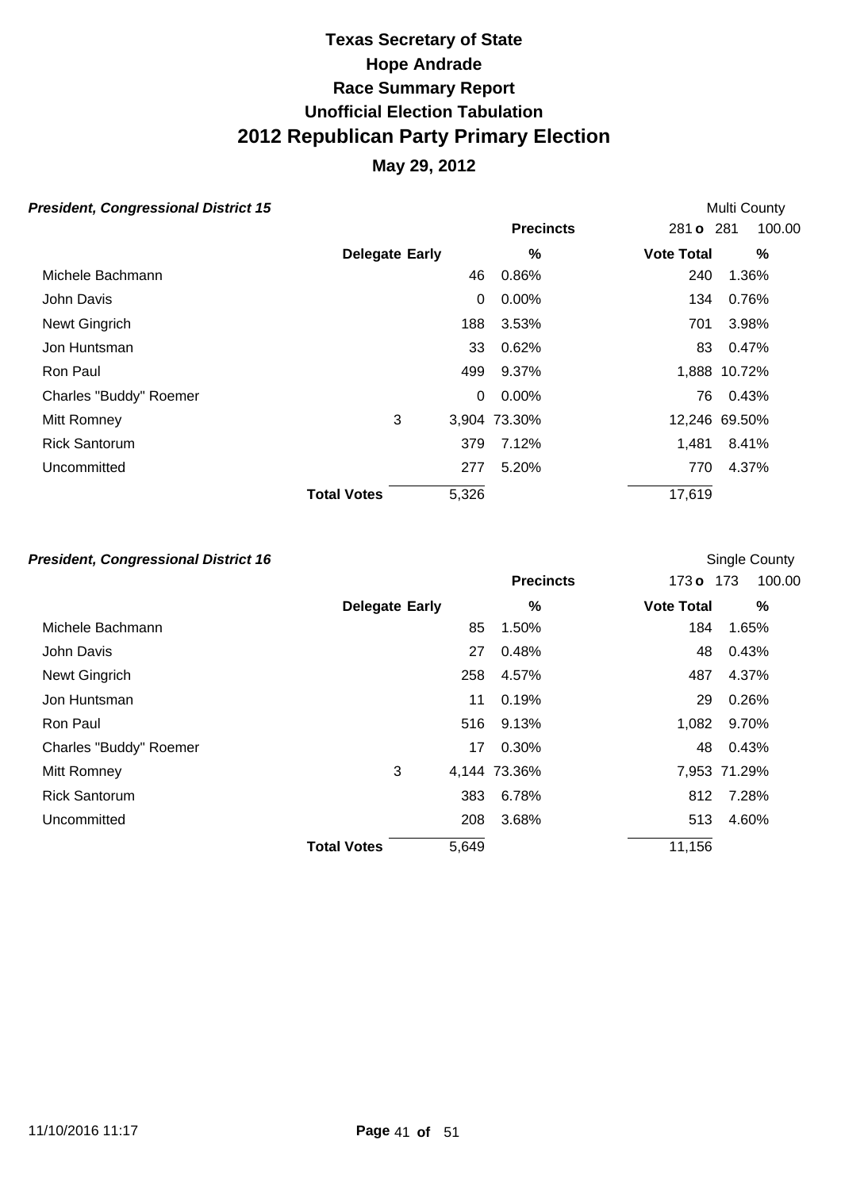# Texas Secretary of State
# Hope Andrade
# Race Summary Report
# Unofficial Election Tabulation
# 2012 Republican Party Primary Election
## May 29, 2012

### *President, Congressional District 15*

Multi County

| | Delegate | Early | % | Vote Total | % |
|---|---|---|---|---|---|
| | | | **Precincts** | 281 o 281 | 100.00 |
| Michele Bachmann | | 46 | 0.86% | 240 | 1.36% |
| John Davis | | 0 | 0.00% | 134 | 0.76% |
| Newt Gingrich | | 188 | 3.53% | 701 | 3.98% |
| Jon Huntsman | | 33 | 0.62% | 83 | 0.47% |
| Ron Paul | | 499 | 9.37% | 1,888 | 10.72% |
| Charles "Buddy" Roemer | | 0 | 0.00% | 76 | 0.43% |
| Mitt Romney | 3 | 3,904 | 73.30% | 12,246 | 69.50% |
| Rick Santorum | | 379 | 7.12% | 1,481 | 8.41% |
| Uncommitted | | 277 | 5.20% | 770 | 4.37% |
| | **Total Votes** | 5,326 | | 17,619 | |

### *President, Congressional District 16*

Single County

| | Delegate | Early | % | Vote Total | % |
|---|---|---|---|---|---|
| | | | **Precincts** | 173 o 173 | 100.00 |
| Michele Bachmann | | 85 | 1.50% | 184 | 1.65% |
| John Davis | | 27 | 0.48% | 48 | 0.43% |
| Newt Gingrich | | 258 | 4.57% | 487 | 4.37% |
| Jon Huntsman | | 11 | 0.19% | 29 | 0.26% |
| Ron Paul | | 516 | 9.13% | 1,082 | 9.70% |
| Charles "Buddy" Roemer | | 17 | 0.30% | 48 | 0.43% |
| Mitt Romney | 3 | 4,144 | 73.36% | 7,953 | 71.29% |
| Rick Santorum | | 383 | 6.78% | 812 | 7.28% |
| Uncommitted | | 208 | 3.68% | 513 | 4.60% |
| | **Total Votes** | 5,649 | | 11,156 | |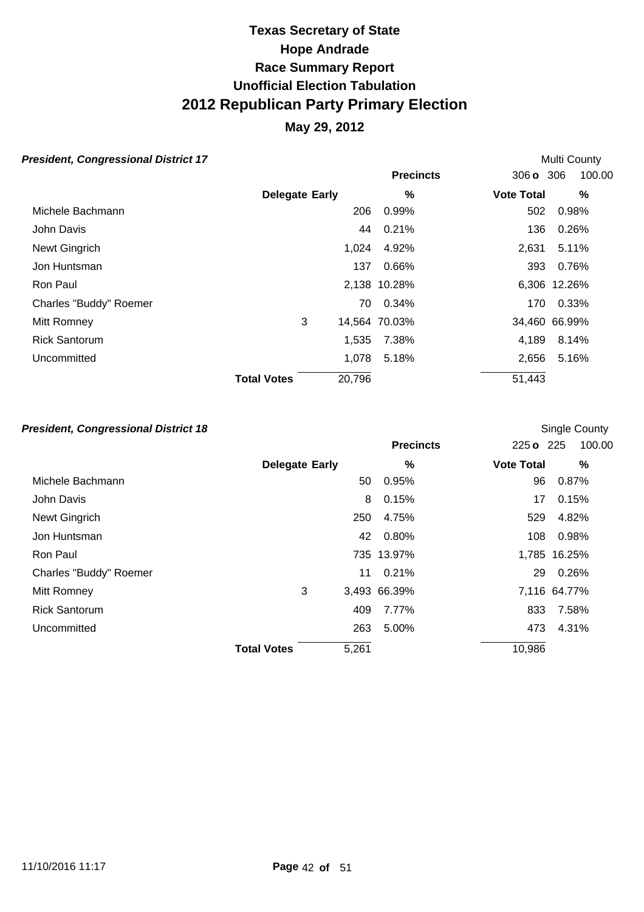# Texas Secretary of State
# Hope Andrade
# Race Summary Report
# Unofficial Election Tabulation
# 2012 Republican Party Primary Election
## May 29, 2012

### *President, Congressional District 17*

Multi County

| | Delegate | Early | Precincts % | Vote Total | % |
|---|---|---|---|---|---|
| | | | | 306 **o** 306 | 100.00 |
| Michele Bachmann | | 206 | 0.99% | 502 | 0.98% |
| John Davis | | 44 | 0.21% | 136 | 0.26% |
| Newt Gingrich | | 1,024 | 4.92% | 2,631 | 5.11% |
| Jon Huntsman | | 137 | 0.66% | 393 | 0.76% |
| Ron Paul | | 2,138 | 10.28% | 6,306 | 12.26% |
| Charles "Buddy" Roemer | | 70 | 0.34% | 170 | 0.33% |
| Mitt Romney | 3 | 14,564 | 70.03% | 34,460 | 66.99% |
| Rick Santorum | | 1,535 | 7.38% | 4,189 | 8.14% |
| Uncommitted | | 1,078 | 5.18% | 2,656 | 5.16% |
| **Total Votes** | | 20,796 | | 51,443 | |

### *President, Congressional District 18*

Single County

| | Delegate | Early | Precincts % | Vote Total | % |
|---|---|---|---|---|---|
| | | | | 225 **o** 225 | 100.00 |
| Michele Bachmann | | 50 | 0.95% | 96 | 0.87% |
| John Davis | | 8 | 0.15% | 17 | 0.15% |
| Newt Gingrich | | 250 | 4.75% | 529 | 4.82% |
| Jon Huntsman | | 42 | 0.80% | 108 | 0.98% |
| Ron Paul | | 735 | 13.97% | 1,785 | 16.25% |
| Charles "Buddy" Roemer | | 11 | 0.21% | 29 | 0.26% |
| Mitt Romney | 3 | 3,493 | 66.39% | 7,116 | 64.77% |
| Rick Santorum | | 409 | 7.77% | 833 | 7.58% |
| Uncommitted | | 263 | 5.00% | 473 | 4.31% |
| **Total Votes** | | 5,261 | | 10,986 | |

11/10/2016 11:17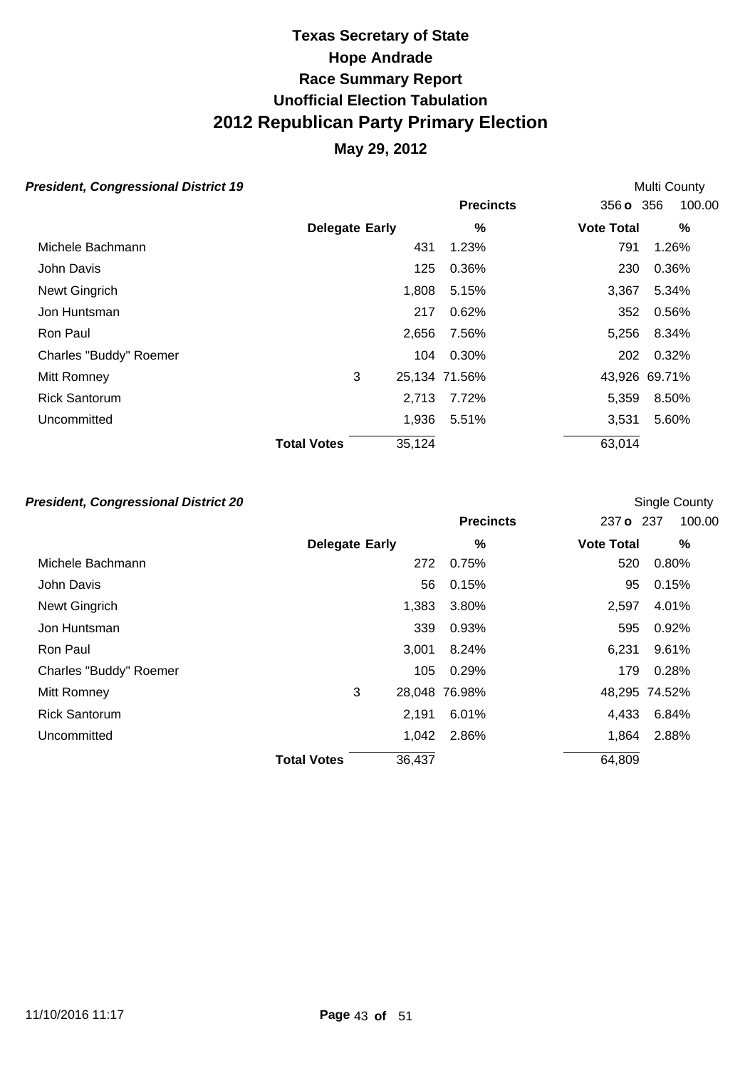# Texas Secretary of State
# Hope Andrade
# Race Summary Report
# Unofficial Election Tabulation
# 2012 Republican Party Primary Election
## May 29, 2012

### *President, Congressional District 19*

Multi County

| | Delegate | Early | % | Vote Total | % |
|---|---|---|---|---|---|
| | | | **Precincts** | 356 **o** 356 | 100.00 |
| Michele Bachmann | | 431 | 1.23% | 791 | 1.26% |
| John Davis | | 125 | 0.36% | 230 | 0.36% |
| Newt Gingrich | | 1,808 | 5.15% | 3,367 | 5.34% |
| Jon Huntsman | | 217 | 0.62% | 352 | 0.56% |
| Ron Paul | | 2,656 | 7.56% | 5,256 | 8.34% |
| Charles "Buddy" Roemer | | 104 | 0.30% | 202 | 0.32% |
| Mitt Romney | 3 | 25,134 | 71.56% | 43,926 | 69.71% |
| Rick Santorum | | 2,713 | 7.72% | 5,359 | 8.50% |
| Uncommitted | | 1,936 | 5.51% | 3,531 | 5.60% |
| **Total Votes** | | 35,124 | | 63,014 | |

### *President, Congressional District 20*

Single County

| | Delegate | Early | % | Vote Total | % |
|---|---|---|---|---|---|
| | | | **Precincts** | 237 **o** 237 | 100.00 |
| Michele Bachmann | | 272 | 0.75% | 520 | 0.80% |
| John Davis | | 56 | 0.15% | 95 | 0.15% |
| Newt Gingrich | | 1,383 | 3.80% | 2,597 | 4.01% |
| Jon Huntsman | | 339 | 0.93% | 595 | 0.92% |
| Ron Paul | | 3,001 | 8.24% | 6,231 | 9.61% |
| Charles "Buddy" Roemer | | 105 | 0.29% | 179 | 0.28% |
| Mitt Romney | 3 | 28,048 | 76.98% | 48,295 | 74.52% |
| Rick Santorum | | 2,191 | 6.01% | 4,433 | 6.84% |
| Uncommitted | | 1,042 | 2.86% | 1,864 | 2.88% |
| **Total Votes** | | 36,437 | | 64,809 | |

11/10/2016 11:17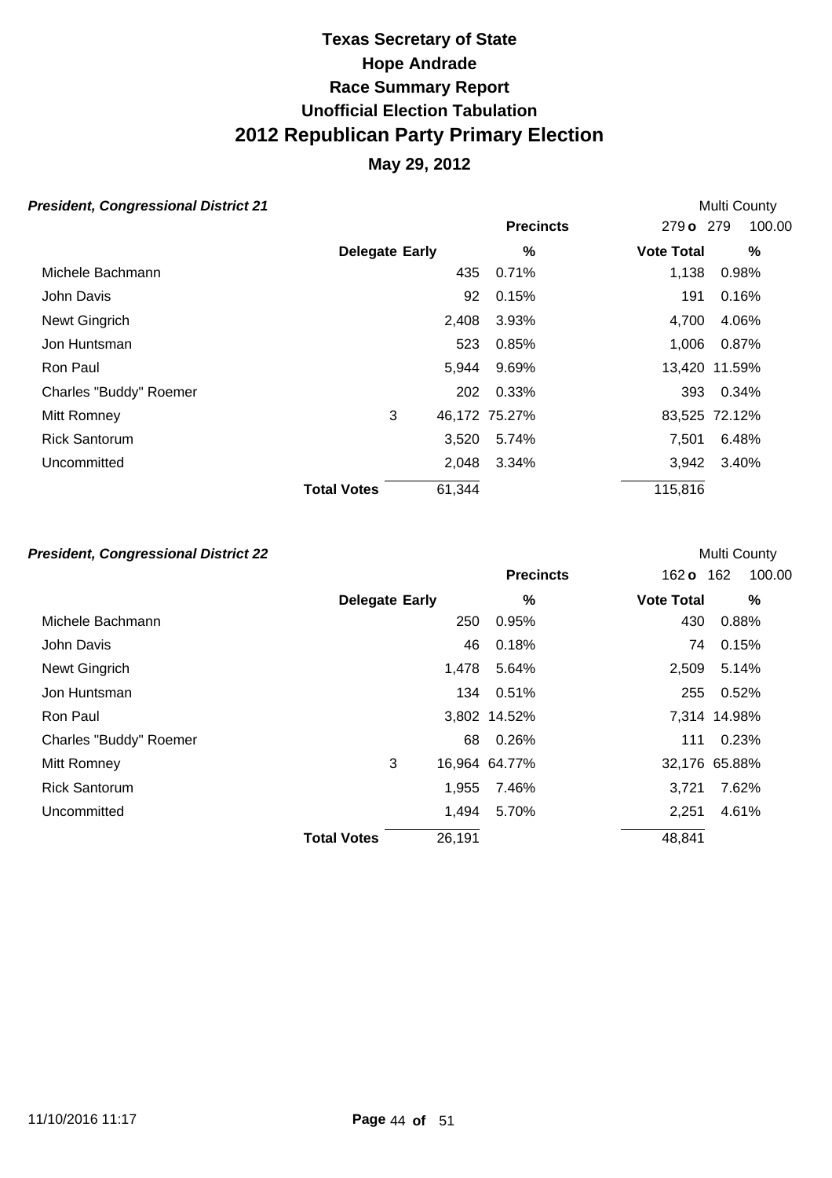# Texas Secretary of State
# Hope Andrade
# Race Summary Report
# Unofficial Election Tabulation
# 2012 Republican Party Primary Election
## May 29, 2012

### *President, Congressional District 21*

Multi County

| | Delegate | Early | % | Vote Total | % |
|---|---|---|---|---|---|
| | | | **Precincts** | 279 **o** 279 | 100.00 |
| Michele Bachmann | | 435 | 0.71% | 1,138 | 0.98% |
| John Davis | | 92 | 0.15% | 191 | 0.16% |
| Newt Gingrich | | 2,408 | 3.93% | 4,700 | 4.06% |
| Jon Huntsman | | 523 | 0.85% | 1,006 | 0.87% |
| Ron Paul | | 5,944 | 9.69% | 13,420 | 11.59% |
| Charles "Buddy" Roemer | | 202 | 0.33% | 393 | 0.34% |
| Mitt Romney | 3 | 46,172 | 75.27% | 83,525 | 72.12% |
| Rick Santorum | | 3,520 | 5.74% | 7,501 | 6.48% |
| Uncommitted | | 2,048 | 3.34% | 3,942 | 3.40% |
| | **Total Votes** | 61,344 | | 115,816 | |

### *President, Congressional District 22*

Multi County

| | Delegate | Early | % | Vote Total | % |
|---|---|---|---|---|---|
| | | | **Precincts** | 162 **o** 162 | 100.00 |
| Michele Bachmann | | 250 | 0.95% | 430 | 0.88% |
| John Davis | | 46 | 0.18% | 74 | 0.15% |
| Newt Gingrich | | 1,478 | 5.64% | 2,509 | 5.14% |
| Jon Huntsman | | 134 | 0.51% | 255 | 0.52% |
| Ron Paul | | 3,802 | 14.52% | 7,314 | 14.98% |
| Charles "Buddy" Roemer | | 68 | 0.26% | 111 | 0.23% |
| Mitt Romney | 3 | 16,964 | 64.77% | 32,176 | 65.88% |
| Rick Santorum | | 1,955 | 7.46% | 3,721 | 7.62% |
| Uncommitted | | 1,494 | 5.70% | 2,251 | 4.61% |
| | **Total Votes** | 26,191 | | 48,841 | |

11/10/2016 11:17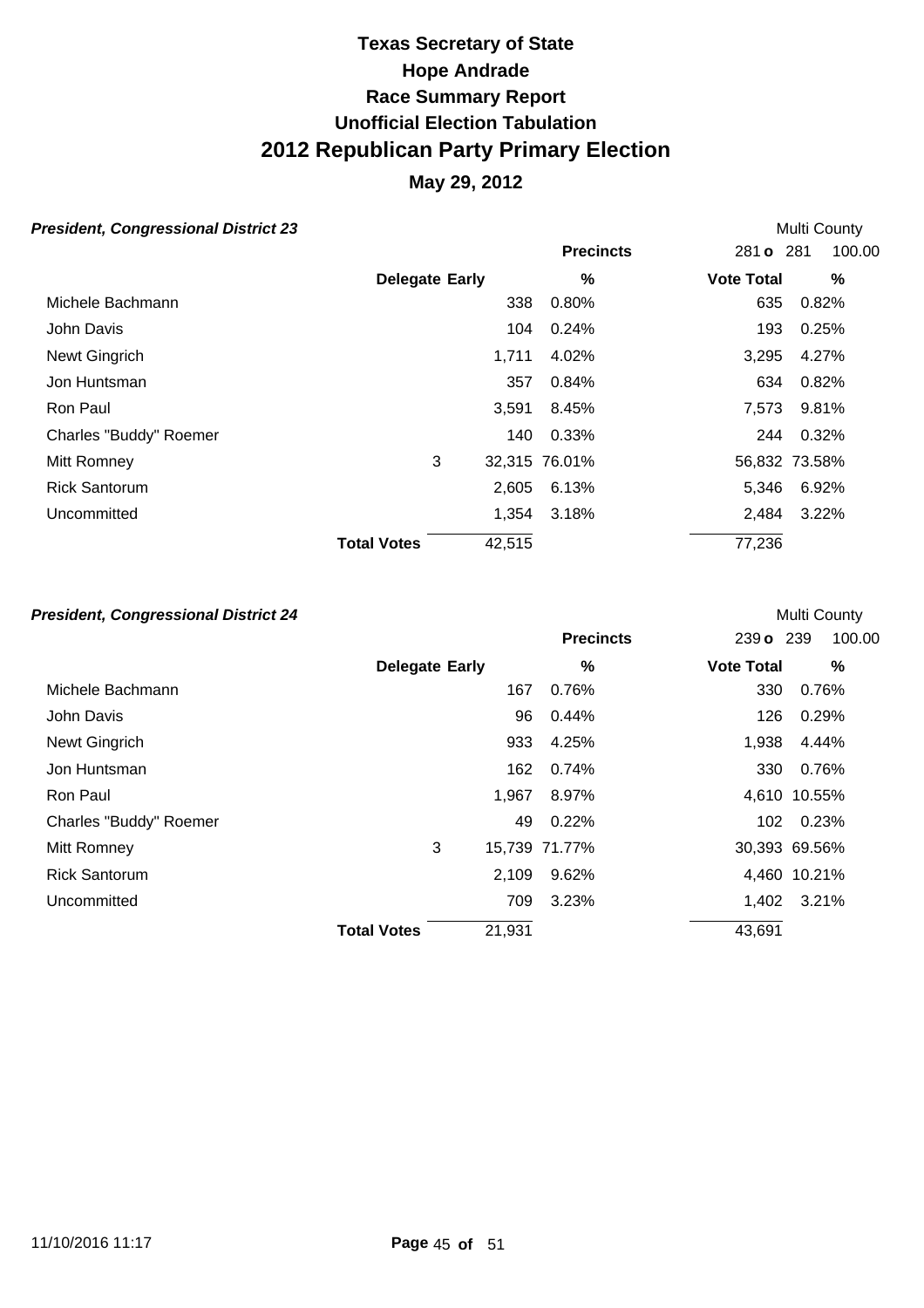# Texas Secretary of State
## Hope Andrade
## Race Summary Report
## Unofficial Election Tabulation
# 2012 Republican Party Primary Election
## May 29, 2012

***President, Congressional District 23***

Multi County

| | Delegate | Early | % | Vote Total | % |
|---|---|---|---|---|---|
| | | | **Precincts** | 281 **o** 281 | 100.00 |
| Michele Bachmann | | 338 | 0.80% | 635 | 0.82% |
| John Davis | | 104 | 0.24% | 193 | 0.25% |
| Newt Gingrich | | 1,711 | 4.02% | 3,295 | 4.27% |
| Jon Huntsman | | 357 | 0.84% | 634 | 0.82% |
| Ron Paul | | 3,591 | 8.45% | 7,573 | 9.81% |
| Charles "Buddy" Roemer | | 140 | 0.33% | 244 | 0.32% |
| Mitt Romney | 3 | 32,315 | 76.01% | 56,832 | 73.58% |
| Rick Santorum | | 2,605 | 6.13% | 5,346 | 6.92% |
| Uncommitted | | 1,354 | 3.18% | 2,484 | 3.22% |
| **Total Votes** | | 42,515 | | 77,236 | |

***President, Congressional District 24***

Multi County

| | Delegate | Early | % | Vote Total | % |
|---|---|---|---|---|---|
| | | | **Precincts** | 239 **o** 239 | 100.00 |
| Michele Bachmann | | 167 | 0.76% | 330 | 0.76% |
| John Davis | | 96 | 0.44% | 126 | 0.29% |
| Newt Gingrich | | 933 | 4.25% | 1,938 | 4.44% |
| Jon Huntsman | | 162 | 0.74% | 330 | 0.76% |
| Ron Paul | | 1,967 | 8.97% | 4,610 | 10.55% |
| Charles "Buddy" Roemer | | 49 | 0.22% | 102 | 0.23% |
| Mitt Romney | 3 | 15,739 | 71.77% | 30,393 | 69.56% |
| Rick Santorum | | 2,109 | 9.62% | 4,460 | 10.21% |
| Uncommitted | | 709 | 3.23% | 1,402 | 3.21% |
| **Total Votes** | | 21,931 | | 43,691 | |

11/10/2016 11:17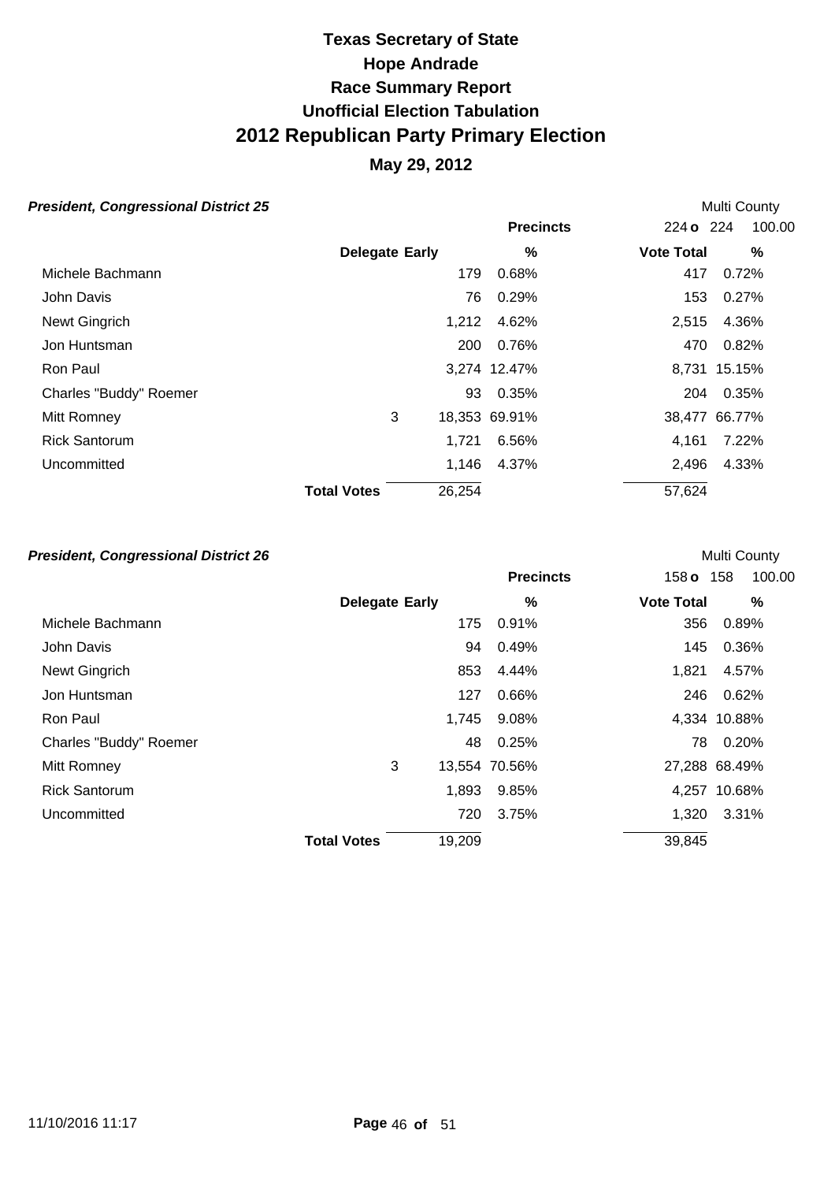# Texas Secretary of State
# Hope Andrade
# Race Summary Report
# Unofficial Election Tabulation
# 2012 Republican Party Primary Election
## May 29, 2012

***President, Congressional District 25*** Multi County

| | Delegate | Early | % | Vote Total | % |
|---|---|---|---|---|---|
| | | | **Precincts** | 224 **o** 224 | 100.00 |
| Michele Bachmann | | 179 | 0.68% | 417 | 0.72% |
| John Davis | | 76 | 0.29% | 153 | 0.27% |
| Newt Gingrich | | 1,212 | 4.62% | 2,515 | 4.36% |
| Jon Huntsman | | 200 | 0.76% | 470 | 0.82% |
| Ron Paul | | 3,274 | 12.47% | 8,731 | 15.15% |
| Charles "Buddy" Roemer | | 93 | 0.35% | 204 | 0.35% |
| Mitt Romney | 3 | 18,353 | 69.91% | 38,477 | 66.77% |
| Rick Santorum | | 1,721 | 6.56% | 4,161 | 7.22% |
| Uncommitted | | 1,146 | 4.37% | 2,496 | 4.33% |
| | **Total Votes** | 26,254 | | 57,624 | |

***President, Congressional District 26*** Multi County

| | Delegate | Early | % | Vote Total | % |
|---|---|---|---|---|---|
| | | | **Precincts** | 158 **o** 158 | 100.00 |
| Michele Bachmann | | 175 | 0.91% | 356 | 0.89% |
| John Davis | | 94 | 0.49% | 145 | 0.36% |
| Newt Gingrich | | 853 | 4.44% | 1,821 | 4.57% |
| Jon Huntsman | | 127 | 0.66% | 246 | 0.62% |
| Ron Paul | | 1,745 | 9.08% | 4,334 | 10.88% |
| Charles "Buddy" Roemer | | 48 | 0.25% | 78 | 0.20% |
| Mitt Romney | 3 | 13,554 | 70.56% | 27,288 | 68.49% |
| Rick Santorum | | 1,893 | 9.85% | 4,257 | 10.68% |
| Uncommitted | | 720 | 3.75% | 1,320 | 3.31% |
| | **Total Votes** | 19,209 | | 39,845 | |

11/10/2016 11:17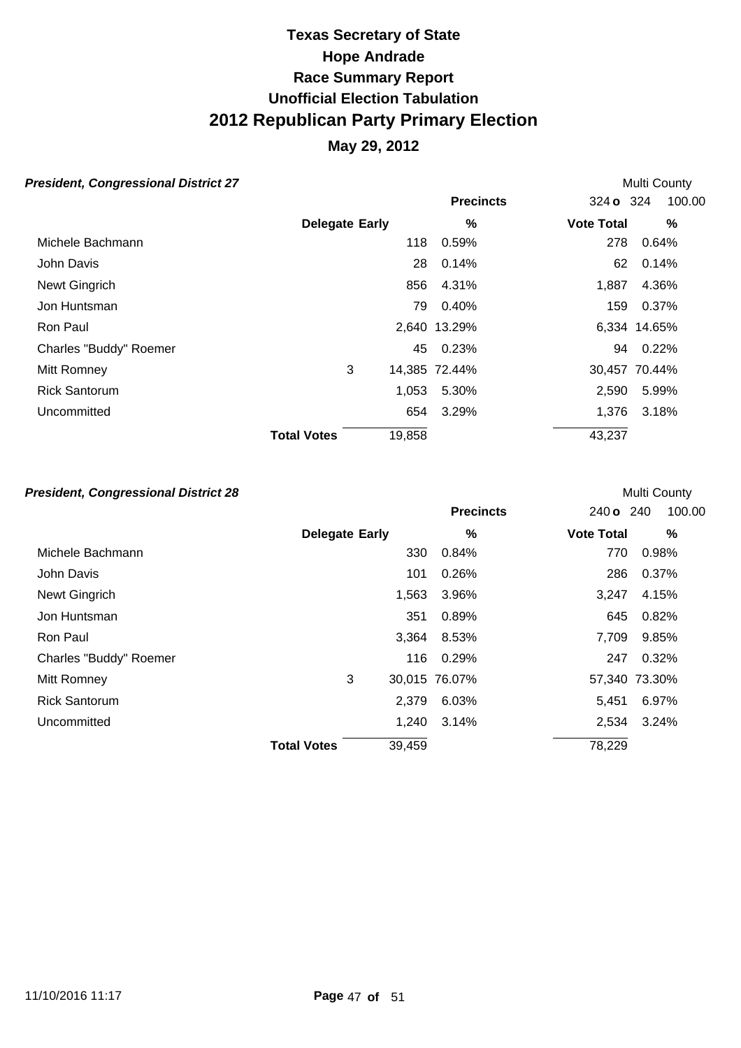# Texas Secretary of State
# Hope Andrade
# Race Summary Report
# Unofficial Election Tabulation
# 2012 Republican Party Primary Election
## May 29, 2012

### *President, Congressional District 27*

Multi County

| | Delegate | Early | % | Vote Total | % |
|---|---|---|---|---|---|
| | | | Precincts | 324 o 324 | 100.00 |
| Michele Bachmann | | 118 | 0.59% | 278 | 0.64% |
| John Davis | | 28 | 0.14% | 62 | 0.14% |
| Newt Gingrich | | 856 | 4.31% | 1,887 | 4.36% |
| Jon Huntsman | | 79 | 0.40% | 159 | 0.37% |
| Ron Paul | | 2,640 | 13.29% | 6,334 | 14.65% |
| Charles "Buddy" Roemer | | 45 | 0.23% | 94 | 0.22% |
| Mitt Romney | 3 | 14,385 | 72.44% | 30,457 | 70.44% |
| Rick Santorum | | 1,053 | 5.30% | 2,590 | 5.99% |
| Uncommitted | | 654 | 3.29% | 1,376 | 3.18% |
| | Total Votes | 19,858 | | 43,237 | |

### *President, Congressional District 28*

Multi County

| | Delegate | Early | % | Vote Total | % |
|---|---|---|---|---|---|
| | | | Precincts | 240 o 240 | 100.00 |
| Michele Bachmann | | 330 | 0.84% | 770 | 0.98% |
| John Davis | | 101 | 0.26% | 286 | 0.37% |
| Newt Gingrich | | 1,563 | 3.96% | 3,247 | 4.15% |
| Jon Huntsman | | 351 | 0.89% | 645 | 0.82% |
| Ron Paul | | 3,364 | 8.53% | 7,709 | 9.85% |
| Charles "Buddy" Roemer | | 116 | 0.29% | 247 | 0.32% |
| Mitt Romney | 3 | 30,015 | 76.07% | 57,340 | 73.30% |
| Rick Santorum | | 2,379 | 6.03% | 5,451 | 6.97% |
| Uncommitted | | 1,240 | 3.14% | 2,534 | 3.24% |
| | Total Votes | 39,459 | | 78,229 | |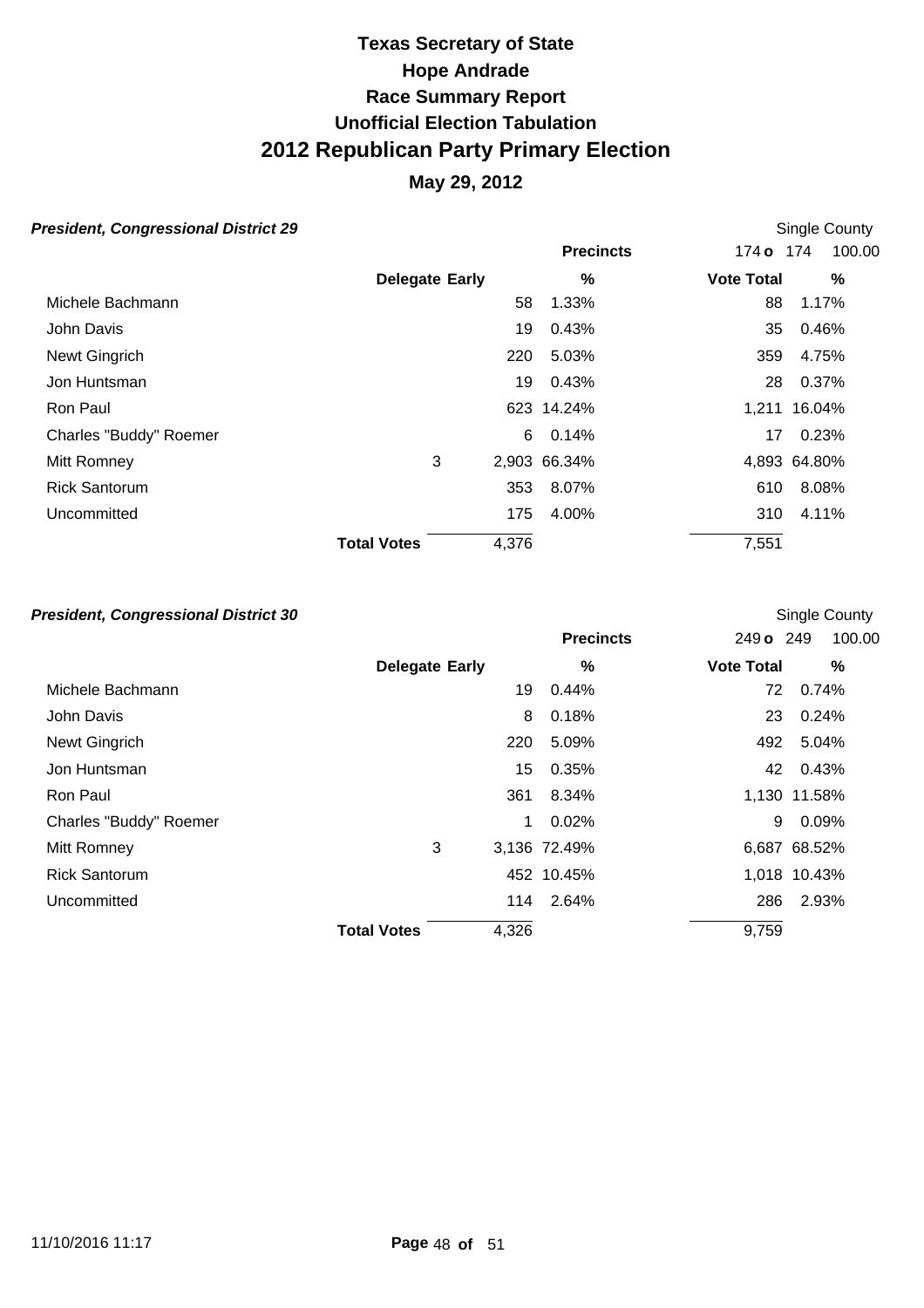# Texas Secretary of State
# Hope Andrade
# Race Summary Report
# Unofficial Election Tabulation
# 2012 Republican Party Primary Election
## May 29, 2012

### *President, Congressional District 29*

Single County

| | Delegate | Early | Precincts % | Vote Total | % |
|---|---|---|---|---|---|
| | | | | 174 **o** 174 | 100.00 |
| Michele Bachmann | | 58 | 1.33% | 88 | 1.17% |
| John Davis | | 19 | 0.43% | 35 | 0.46% |
| Newt Gingrich | | 220 | 5.03% | 359 | 4.75% |
| Jon Huntsman | | 19 | 0.43% | 28 | 0.37% |
| Ron Paul | | 623 | 14.24% | 1,211 | 16.04% |
| Charles "Buddy" Roemer | | 6 | 0.14% | 17 | 0.23% |
| Mitt Romney | 3 | 2,903 | 66.34% | 4,893 | 64.80% |
| Rick Santorum | | 353 | 8.07% | 610 | 8.08% |
| Uncommitted | | 175 | 4.00% | 310 | 4.11% |
| | **Total Votes** | 4,376 | | 7,551 | |

### *President, Congressional District 30*

Single County

| | Delegate | Early | Precincts % | Vote Total | % |
|---|---|---|---|---|---|
| | | | | 249 **o** 249 | 100.00 |
| Michele Bachmann | | 19 | 0.44% | 72 | 0.74% |
| John Davis | | 8 | 0.18% | 23 | 0.24% |
| Newt Gingrich | | 220 | 5.09% | 492 | 5.04% |
| Jon Huntsman | | 15 | 0.35% | 42 | 0.43% |
| Ron Paul | | 361 | 8.34% | 1,130 | 11.58% |
| Charles "Buddy" Roemer | | 1 | 0.02% | 9 | 0.09% |
| Mitt Romney | 3 | 3,136 | 72.49% | 6,687 | 68.52% |
| Rick Santorum | | 452 | 10.45% | 1,018 | 10.43% |
| Uncommitted | | 114 | 2.64% | 286 | 2.93% |
| | **Total Votes** | 4,326 | | 9,759 | |

11/10/2016 11:17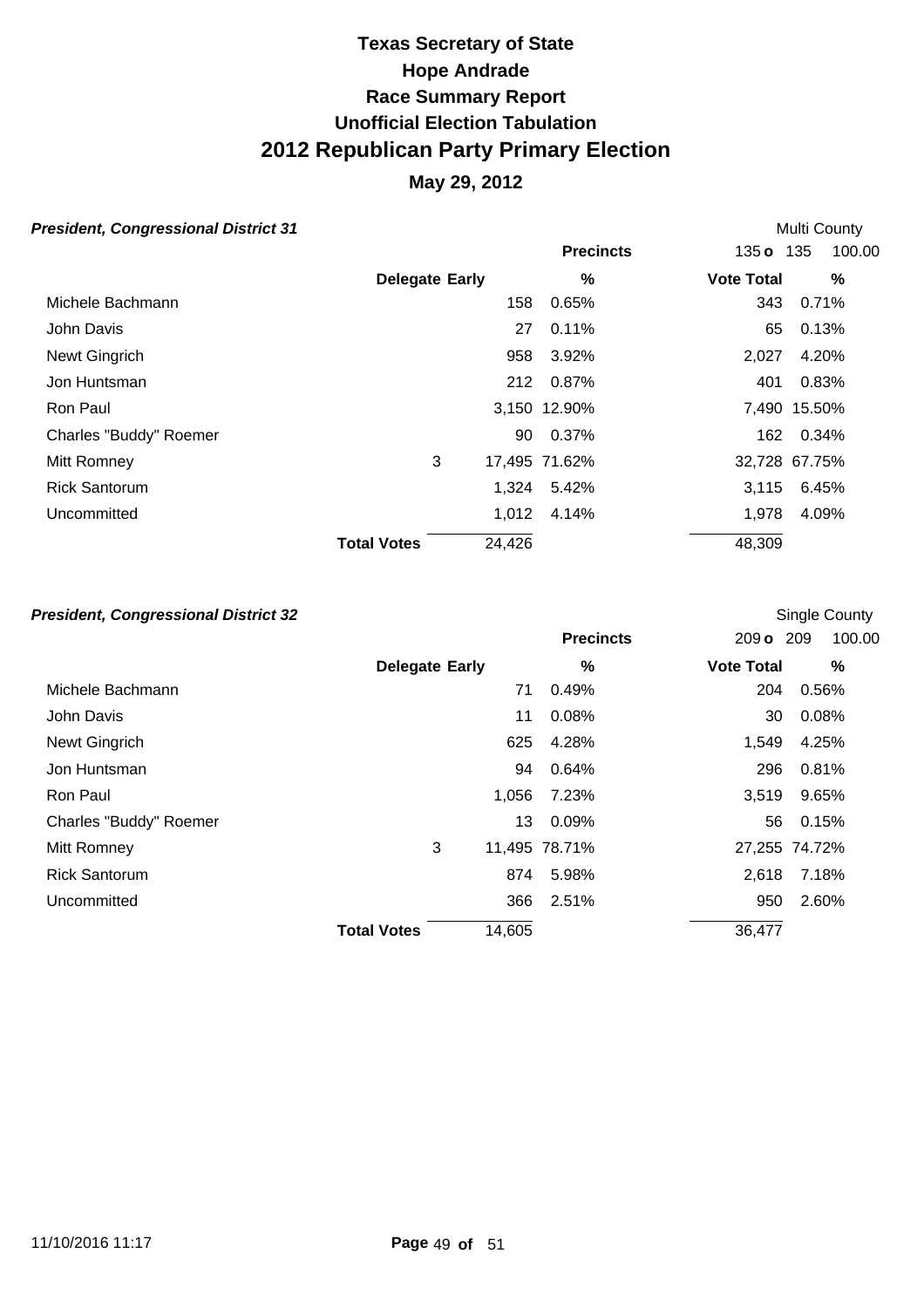# Texas Secretary of State
# Hope Andrade
# Race Summary Report
# Unofficial Election Tabulation
# 2012 Republican Party Primary Election

## May 29, 2012

### *President, Congressional District 31*

Multi County

| | Delegate | Early | % | Vote Total | % |
|---|---|---|---|---|---|
| | | | **Precincts** | 135 **o** 135 | 100.00 |
| Michele Bachmann | | 158 | 0.65% | 343 | 0.71% |
| John Davis | | 27 | 0.11% | 65 | 0.13% |
| Newt Gingrich | | 958 | 3.92% | 2,027 | 4.20% |
| Jon Huntsman | | 212 | 0.87% | 401 | 0.83% |
| Ron Paul | | 3,150 | 12.90% | 7,490 | 15.50% |
| Charles "Buddy" Roemer | | 90 | 0.37% | 162 | 0.34% |
| Mitt Romney | 3 | 17,495 | 71.62% | 32,728 | 67.75% |
| Rick Santorum | | 1,324 | 5.42% | 3,115 | 6.45% |
| Uncommitted | | 1,012 | 4.14% | 1,978 | 4.09% |
| **Total Votes** | | 24,426 | | 48,309 | |

### *President, Congressional District 32*

Single County

| | Delegate | Early | % | Vote Total | % |
|---|---|---|---|---|---|
| | | | **Precincts** | 209 **o** 209 | 100.00 |
| Michele Bachmann | | 71 | 0.49% | 204 | 0.56% |
| John Davis | | 11 | 0.08% | 30 | 0.08% |
| Newt Gingrich | | 625 | 4.28% | 1,549 | 4.25% |
| Jon Huntsman | | 94 | 0.64% | 296 | 0.81% |
| Ron Paul | | 1,056 | 7.23% | 3,519 | 9.65% |
| Charles "Buddy" Roemer | | 13 | 0.09% | 56 | 0.15% |
| Mitt Romney | 3 | 11,495 | 78.71% | 27,255 | 74.72% |
| Rick Santorum | | 874 | 5.98% | 2,618 | 7.18% |
| Uncommitted | | 366 | 2.51% | 950 | 2.60% |
| **Total Votes** | | 14,605 | | 36,477 | |

11/10/2016 11:17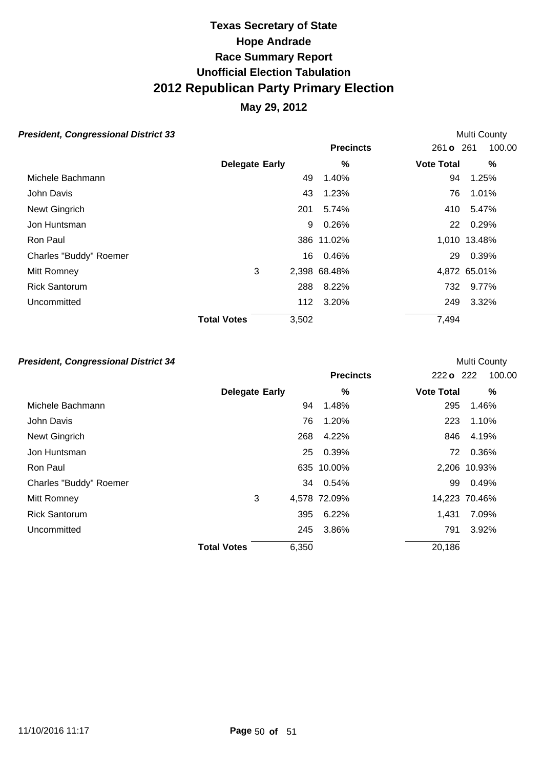# Texas Secretary of State
# Hope Andrade
# Race Summary Report
# Unofficial Election Tabulation
# 2012 Republican Party Primary Election
## May 29, 2012

### *President, Congressional District 33*

Multi County

| | Delegate | Early | % | Vote Total | % |
|---|---|---|---|---|---|
| | | | **Precincts** | 261 **o** 261 | 100.00 |
| Michele Bachmann | | 49 | 1.40% | 94 | 1.25% |
| John Davis | | 43 | 1.23% | 76 | 1.01% |
| Newt Gingrich | | 201 | 5.74% | 410 | 5.47% |
| Jon Huntsman | | 9 | 0.26% | 22 | 0.29% |
| Ron Paul | | 386 | 11.02% | 1,010 | 13.48% |
| Charles "Buddy" Roemer | | 16 | 0.46% | 29 | 0.39% |
| Mitt Romney | 3 | 2,398 | 68.48% | 4,872 | 65.01% |
| Rick Santorum | | 288 | 8.22% | 732 | 9.77% |
| Uncommitted | | 112 | 3.20% | 249 | 3.32% |
| **Total Votes** | | 3,502 | | 7,494 | |

### *President, Congressional District 34*

Multi County

| | Delegate | Early | % | Vote Total | % |
|---|---|---|---|---|---|
| | | | **Precincts** | 222 **o** 222 | 100.00 |
| Michele Bachmann | | 94 | 1.48% | 295 | 1.46% |
| John Davis | | 76 | 1.20% | 223 | 1.10% |
| Newt Gingrich | | 268 | 4.22% | 846 | 4.19% |
| Jon Huntsman | | 25 | 0.39% | 72 | 0.36% |
| Ron Paul | | 635 | 10.00% | 2,206 | 10.93% |
| Charles "Buddy" Roemer | | 34 | 0.54% | 99 | 0.49% |
| Mitt Romney | 3 | 4,578 | 72.09% | 14,223 | 70.46% |
| Rick Santorum | | 395 | 6.22% | 1,431 | 7.09% |
| Uncommitted | | 245 | 3.86% | 791 | 3.92% |
| **Total Votes** | | 6,350 | | 20,186 | |

11/10/2016 11:17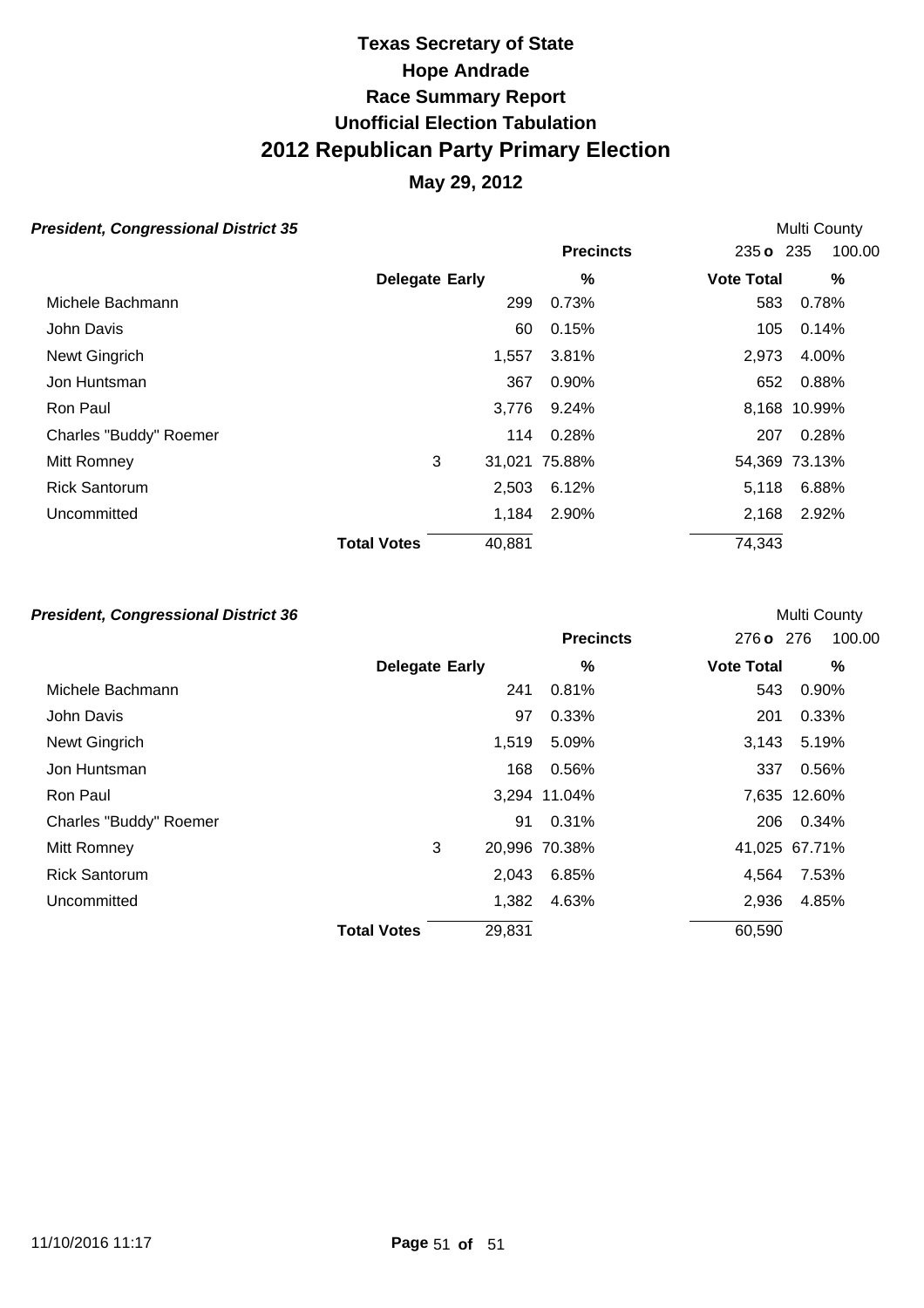# Texas Secretary of State
# Hope Andrade
# Race Summary Report
# Unofficial Election Tabulation
# 2012 Republican Party Primary Election
## May 29, 2012

### *President, Congressional District 35*

Multi County

| | Delegate | Early | Precincts % | Vote Total | % |
|---|---|---|---|---|---|
| | | | | 235 o 235 | 100.00 |
| Michele Bachmann | | 299 | 0.73% | 583 | 0.78% |
| John Davis | | 60 | 0.15% | 105 | 0.14% |
| Newt Gingrich | | 1,557 | 3.81% | 2,973 | 4.00% |
| Jon Huntsman | | 367 | 0.90% | 652 | 0.88% |
| Ron Paul | | 3,776 | 9.24% | 8,168 | 10.99% |
| Charles "Buddy" Roemer | | 114 | 0.28% | 207 | 0.28% |
| Mitt Romney | 3 | 31,021 | 75.88% | 54,369 | 73.13% |
| Rick Santorum | | 2,503 | 6.12% | 5,118 | 6.88% |
| Uncommitted | | 1,184 | 2.90% | 2,168 | 2.92% |
| | **Total Votes** | 40,881 | | 74,343 | |

### *President, Congressional District 36*

Multi County

| | Delegate | Early | Precincts % | Vote Total | % |
|---|---|---|---|---|---|
| | | | | 276 o 276 | 100.00 |
| Michele Bachmann | | 241 | 0.81% | 543 | 0.90% |
| John Davis | | 97 | 0.33% | 201 | 0.33% |
| Newt Gingrich | | 1,519 | 5.09% | 3,143 | 5.19% |
| Jon Huntsman | | 168 | 0.56% | 337 | 0.56% |
| Ron Paul | | 3,294 | 11.04% | 7,635 | 12.60% |
| Charles "Buddy" Roemer | | 91 | 0.31% | 206 | 0.34% |
| Mitt Romney | 3 | 20,996 | 70.38% | 41,025 | 67.71% |
| Rick Santorum | | 2,043 | 6.85% | 4,564 | 7.53% |
| Uncommitted | | 1,382 | 4.63% | 2,936 | 4.85% |
| | **Total Votes** | 29,831 | | 60,590 | |

11/10/2016 11:17